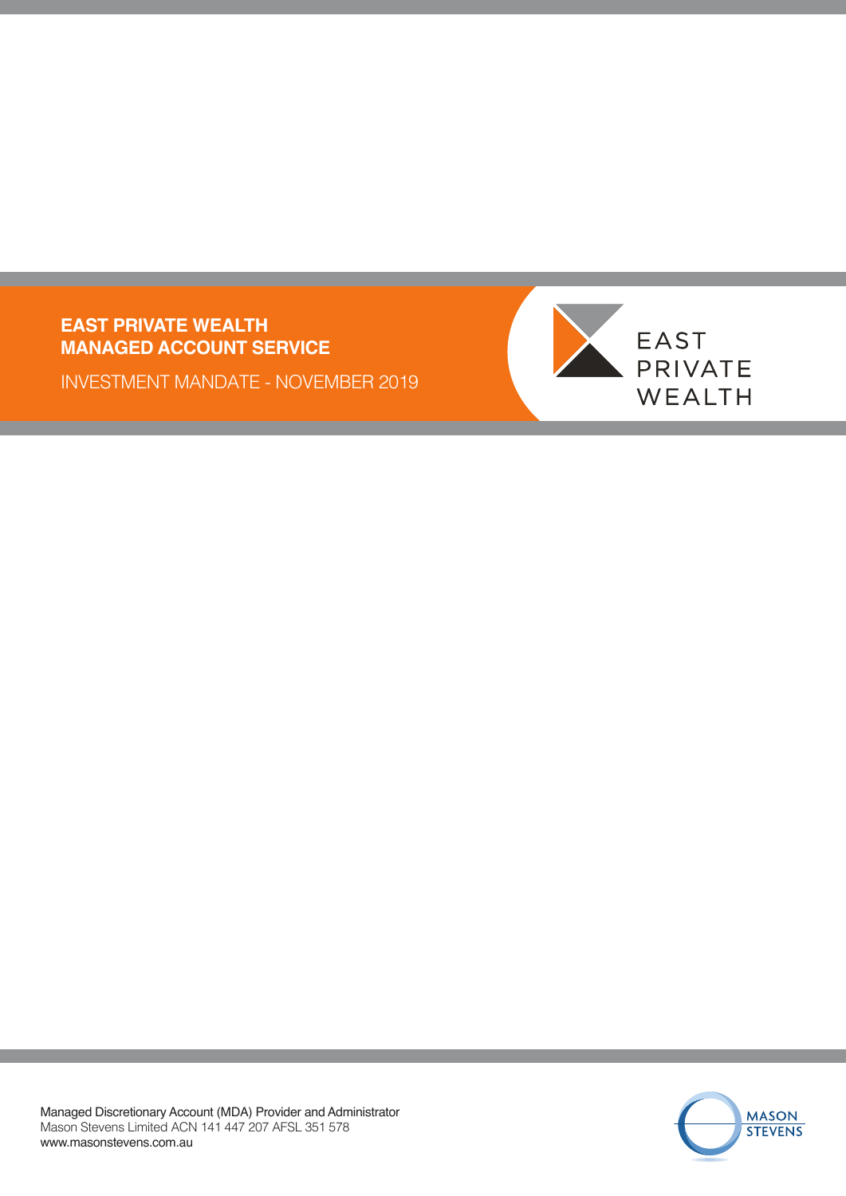# EAST PRIVATE WEALTH MANAGED ACCOUNT SERVICE

INVESTMENT MANDATE - NOVEMBER 2019

EAST PRIVATE WEALTH

Managed Discretionary Account (MDA) Provider and Administrator
Mason Stevens Limited ACN 141 447 207 AFSL 351 578
www.masonstevens.com.au

MASON STEVENS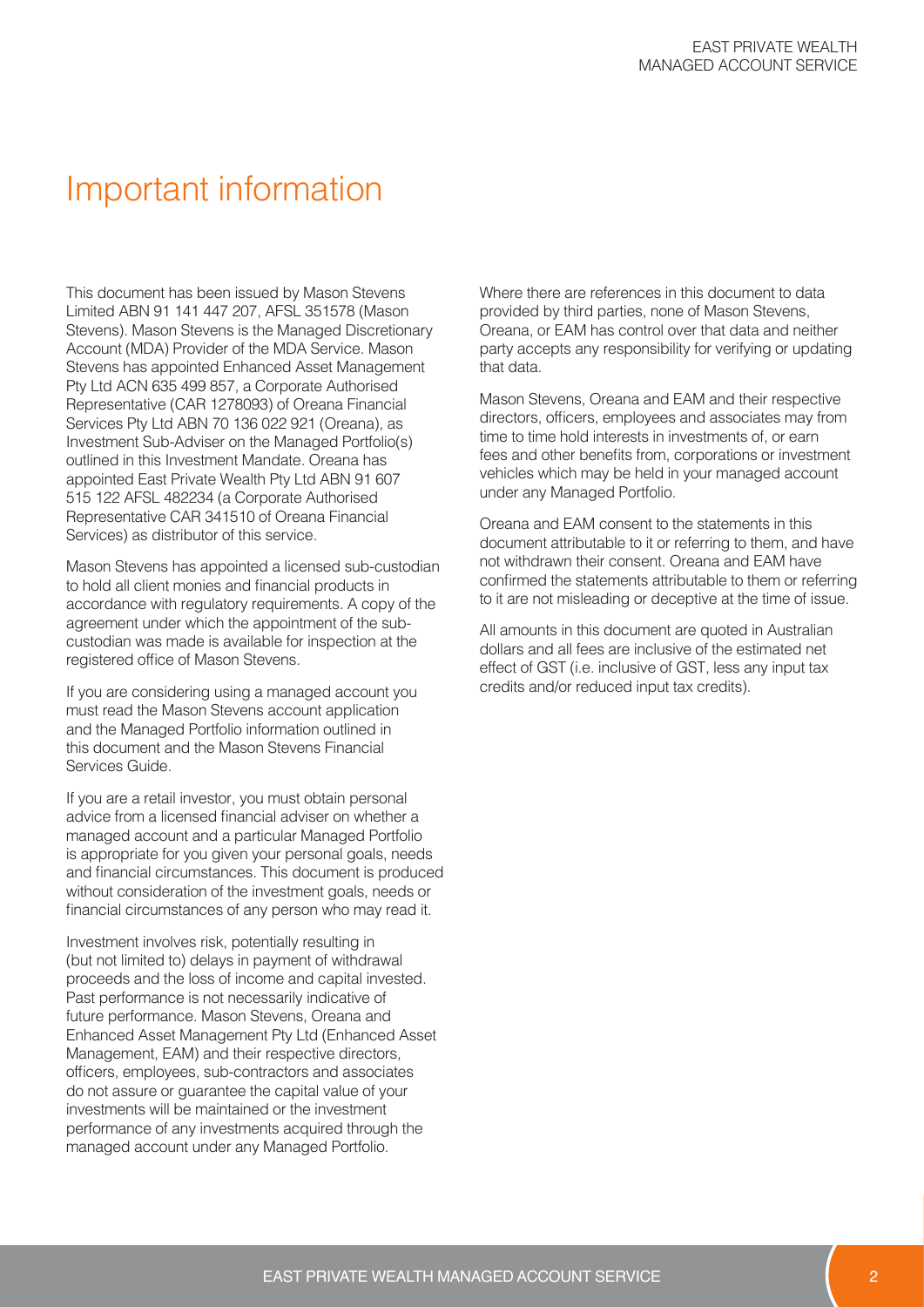# Important information

This document has been issued by Mason Stevens Limited ABN 91 141 447 207, AFSL 351578 (Mason Stevens). Mason Stevens is the Managed Discretionary Account (MDA) Provider of the MDA Service. Mason Stevens has appointed Enhanced Asset Management Pty Ltd ACN 635 499 857, a Corporate Authorised Representative (CAR 1278093) of Oreana Financial Services Pty Ltd ABN 70 136 022 921 (Oreana), as Investment Sub-Adviser on the Managed Portfolio(s) outlined in this Investment Mandate. Oreana has appointed East Private Wealth Pty Ltd ABN 91 607 515 122 AFSL 482234 (a Corporate Authorised Representative CAR 341510 of Oreana Financial Services) as distributor of this service.

Mason Stevens has appointed a licensed sub-custodian to hold all client monies and financial products in accordance with regulatory requirements. A copy of the agreement under which the appointment of the sub-custodian was made is available for inspection at the registered office of Mason Stevens.

If you are considering using a managed account you must read the Mason Stevens account application and the Managed Portfolio information outlined in this document and the Mason Stevens Financial Services Guide.

If you are a retail investor, you must obtain personal advice from a licensed financial adviser on whether a managed account and a particular Managed Portfolio is appropriate for you given your personal goals, needs and financial circumstances. This document is produced without consideration of the investment goals, needs or financial circumstances of any person who may read it.

Investment involves risk, potentially resulting in (but not limited to) delays in payment of withdrawal proceeds and the loss of income and capital invested. Past performance is not necessarily indicative of future performance. Mason Stevens, Oreana and Enhanced Asset Management Pty Ltd (Enhanced Asset Management, EAM) and their respective directors, officers, employees, sub-contractors and associates do not assure or guarantee the capital value of your investments will be maintained or the investment performance of any investments acquired through the managed account under any Managed Portfolio.

Where there are references in this document to data provided by third parties, none of Mason Stevens, Oreana, or EAM has control over that data and neither party accepts any responsibility for verifying or updating that data.

Mason Stevens, Oreana and EAM and their respective directors, officers, employees and associates may from time to time hold interests in investments of, or earn fees and other benefits from, corporations or investment vehicles which may be held in your managed account under any Managed Portfolio.

Oreana and EAM consent to the statements in this document attributable to it or referring to them, and have not withdrawn their consent. Oreana and EAM have confirmed the statements attributable to them or referring to it are not misleading or deceptive at the time of issue.

All amounts in this document are quoted in Australian dollars and all fees are inclusive of the estimated net effect of GST (i.e. inclusive of GST, less any input tax credits and/or reduced input tax credits).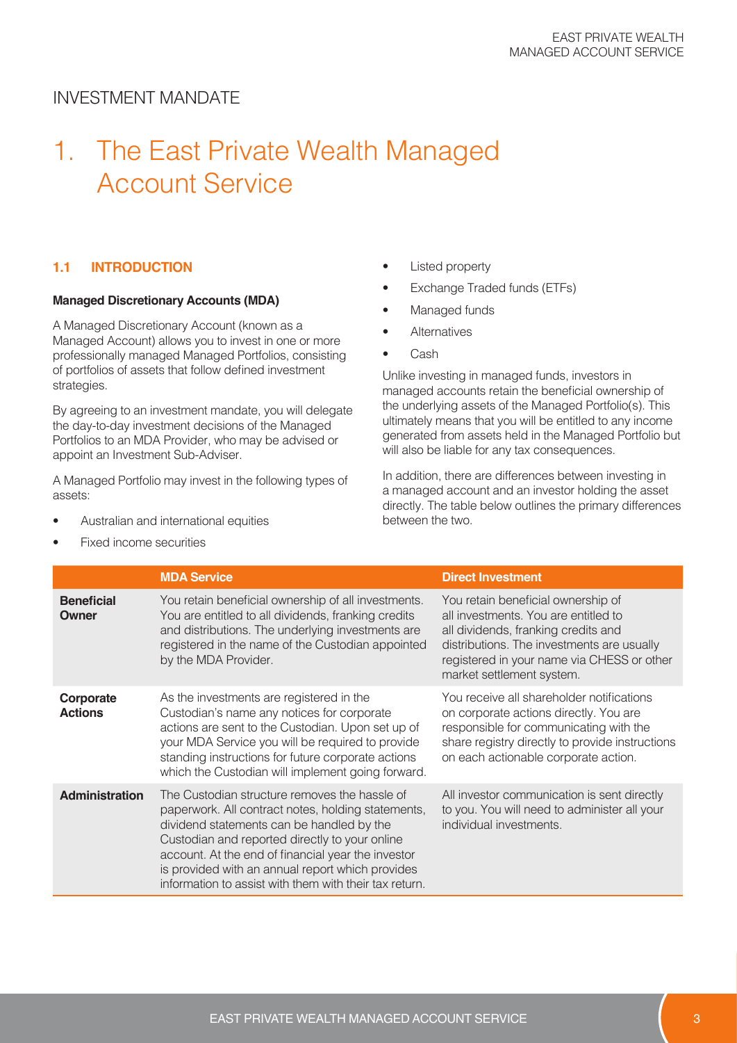# INVESTMENT MANDATE

# 1. The East Private Wealth Managed Account Service

### 1.1 INTRODUCTION

**Managed Discretionary Accounts (MDA)**

A Managed Discretionary Account (known as a Managed Account) allows you to invest in one or more professionally managed Managed Portfolios, consisting of portfolios of assets that follow defined investment strategies.

By agreeing to an investment mandate, you will delegate the day-to-day investment decisions of the Managed Portfolios to an MDA Provider, who may be advised or appoint an Investment Sub-Adviser.

A Managed Portfolio may invest in the following types of assets:

- Australian and international equities
- Fixed income securities
- Listed property
- Exchange Traded funds (ETFs)
- Managed funds
- Alternatives
- Cash

Unlike investing in managed funds, investors in managed accounts retain the beneficial ownership of the underlying assets of the Managed Portfolio(s). This ultimately means that you will be entitled to any income generated from assets held in the Managed Portfolio but will also be liable for any tax consequences.

In addition, there are differences between investing in a managed account and an investor holding the asset directly. The table below outlines the primary differences between the two.

| | MDA Service | Direct Investment |
|---|---|---|
| **Beneficial Owner** | You retain beneficial ownership of all investments. You are entitled to all dividends, franking credits and distributions. The underlying investments are registered in the name of the Custodian appointed by the MDA Provider. | You retain beneficial ownership of all investments. You are entitled to all dividends, franking credits and distributions. The investments are usually registered in your name via CHESS or other market settlement system. |
| **Corporate Actions** | As the investments are registered in the Custodian's name any notices for corporate actions are sent to the Custodian. Upon set up of your MDA Service you will be required to provide standing instructions for future corporate actions which the Custodian will implement going forward. | You receive all shareholder notifications on corporate actions directly. You are responsible for communicating with the share registry directly to provide instructions on each actionable corporate action. |
| **Administration** | The Custodian structure removes the hassle of paperwork. All contract notes, holding statements, dividend statements can be handled by the Custodian and reported directly to your online account. At the end of financial year the investor is provided with an annual report which provides information to assist with them with their tax return. | All investor communication is sent directly to you. You will need to administer all your individual investments. |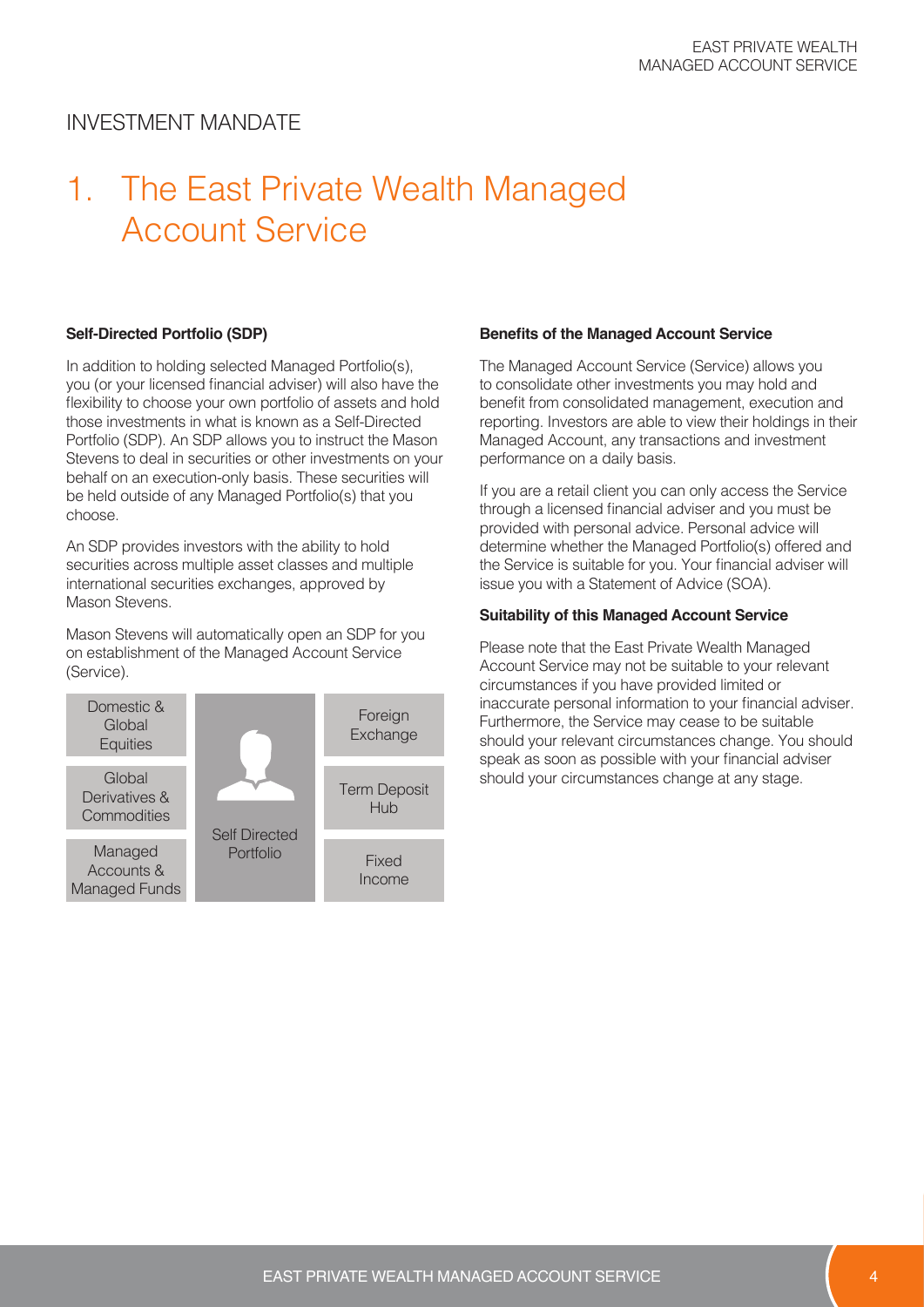# INVESTMENT MANDATE

## 1. The East Private Wealth Managed Account Service

### Self-Directed Portfolio (SDP)

In addition to holding selected Managed Portfolio(s), you (or your licensed financial adviser) will also have the flexibility to choose your own portfolio of assets and hold those investments in what is known as a Self-Directed Portfolio (SDP). An SDP allows you to instruct the Mason Stevens to deal in securities or other investments on your behalf on an execution-only basis. These securities will be held outside of any Managed Portfolio(s) that you choose.

An SDP provides investors with the ability to hold securities across multiple asset classes and multiple international securities exchanges, approved by Mason Stevens.

Mason Stevens will automatically open an SDP for you on establishment of the Managed Account Service (Service).

| Domestic & Global Equities | Self Directed Portfolio | Foreign Exchange |
| --- | --- | --- |
| Global Derivatives & Commodities | | Term Deposit Hub |
| Managed Accounts & Managed Funds | | Fixed Income |

### Benefits of the Managed Account Service

The Managed Account Service (Service) allows you to consolidate other investments you may hold and benefit from consolidated management, execution and reporting. Investors are able to view their holdings in their Managed Account, any transactions and investment performance on a daily basis.

If you are a retail client you can only access the Service through a licensed financial adviser and you must be provided with personal advice. Personal advice will determine whether the Managed Portfolio(s) offered and the Service is suitable for you. Your financial adviser will issue you with a Statement of Advice (SOA).

### Suitability of this Managed Account Service

Please note that the East Private Wealth Managed Account Service may not be suitable to your relevant circumstances if you have provided limited or inaccurate personal information to your financial adviser. Furthermore, the Service may cease to be suitable should your relevant circumstances change. You should speak as soon as possible with your financial adviser should your circumstances change at any stage.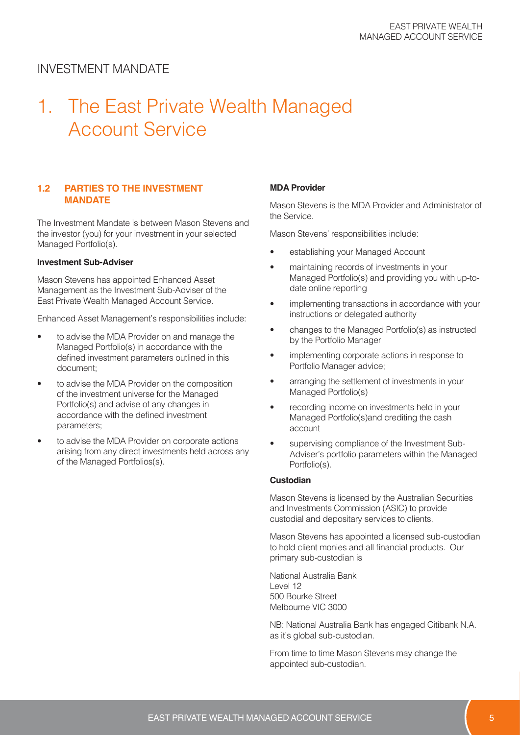INVESTMENT MANDATE

# 1. The East Private Wealth Managed Account Service

## 1.2 PARTIES TO THE INVESTMENT MANDATE

The Investment Mandate is between Mason Stevens and the investor (you) for your investment in your selected Managed Portfolio(s).

**Investment Sub-Adviser**

Mason Stevens has appointed Enhanced Asset Management as the Investment Sub-Adviser of the East Private Wealth Managed Account Service.

Enhanced Asset Management's responsibilities include:

- to advise the MDA Provider on and manage the Managed Portfolio(s) in accordance with the defined investment parameters outlined in this document;
- to advise the MDA Provider on the composition of the investment universe for the Managed Portfolio(s) and advise of any changes in accordance with the defined investment parameters;
- to advise the MDA Provider on corporate actions arising from any direct investments held across any of the Managed Portfolios(s).

**MDA Provider**

Mason Stevens is the MDA Provider and Administrator of the Service.

Mason Stevens' responsibilities include:

- establishing your Managed Account
- maintaining records of investments in your Managed Portfolio(s) and providing you with up-to-date online reporting
- implementing transactions in accordance with your instructions or delegated authority
- changes to the Managed Portfolio(s) as instructed by the Portfolio Manager
- implementing corporate actions in response to Portfolio Manager advice;
- arranging the settlement of investments in your Managed Portfolio(s)
- recording income on investments held in your Managed Portfolio(s)and crediting the cash account
- supervising compliance of the Investment Sub-Adviser's portfolio parameters within the Managed Portfolio(s).

**Custodian**

Mason Stevens is licensed by the Australian Securities and Investments Commission (ASIC) to provide custodial and depositary services to clients.

Mason Stevens has appointed a licensed sub-custodian to hold client monies and all financial products. Our primary sub-custodian is

National Australia Bank
Level 12
500 Bourke Street
Melbourne VIC 3000

NB: National Australia Bank has engaged Citibank N.A. as it's global sub-custodian.

From time to time Mason Stevens may change the appointed sub-custodian.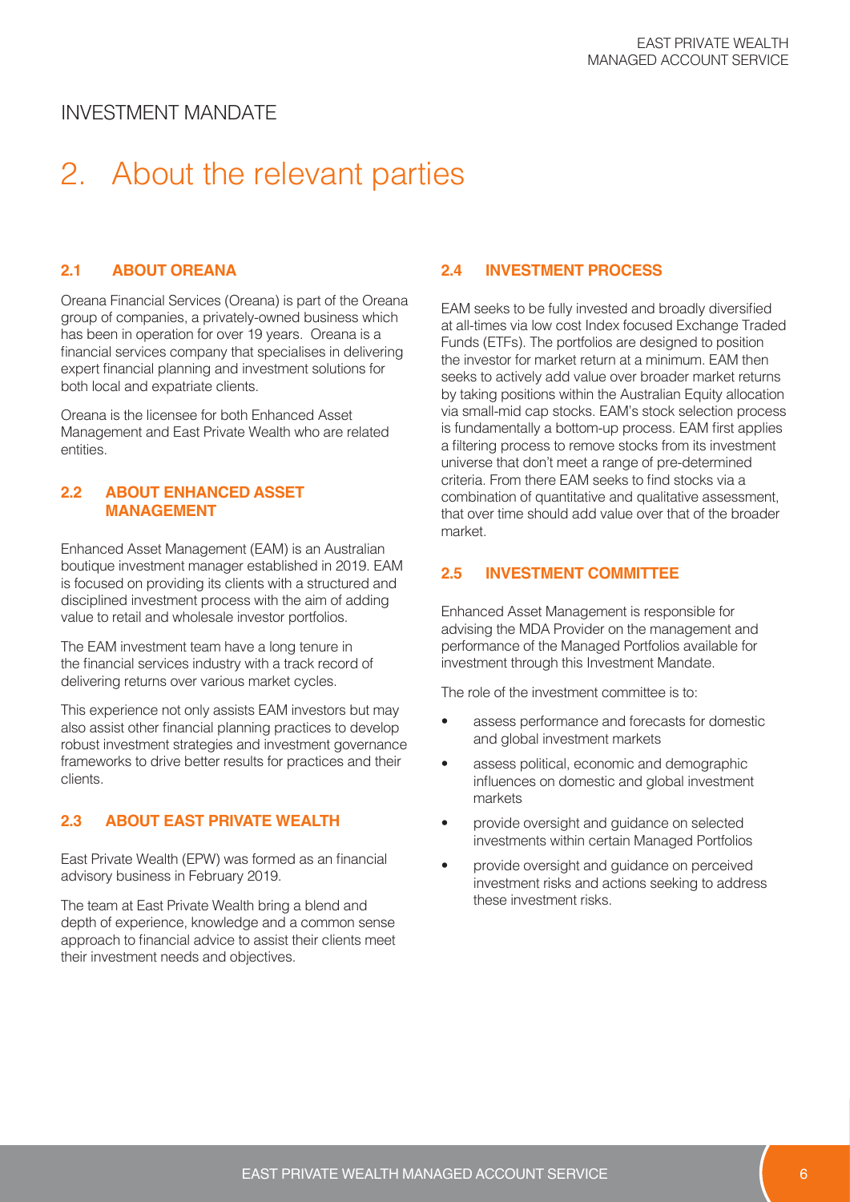INVESTMENT MANDATE

# 2. About the relevant parties

### 2.1 ABOUT OREANA

Oreana Financial Services (Oreana) is part of the Oreana group of companies, a privately-owned business which has been in operation for over 19 years. Oreana is a financial services company that specialises in delivering expert financial planning and investment solutions for both local and expatriate clients.

Oreana is the licensee for both Enhanced Asset Management and East Private Wealth who are related entities.

### 2.2 ABOUT ENHANCED ASSET MANAGEMENT

Enhanced Asset Management (EAM) is an Australian boutique investment manager established in 2019. EAM is focused on providing its clients with a structured and disciplined investment process with the aim of adding value to retail and wholesale investor portfolios.

The EAM investment team have a long tenure in the financial services industry with a track record of delivering returns over various market cycles.

This experience not only assists EAM investors but may also assist other financial planning practices to develop robust investment strategies and investment governance frameworks to drive better results for practices and their clients.

### 2.3 ABOUT EAST PRIVATE WEALTH

East Private Wealth (EPW) was formed as an financial advisory business in February 2019.

The team at East Private Wealth bring a blend and depth of experience, knowledge and a common sense approach to financial advice to assist their clients meet their investment needs and objectives.

### 2.4 INVESTMENT PROCESS

EAM seeks to be fully invested and broadly diversified at all-times via low cost Index focused Exchange Traded Funds (ETFs). The portfolios are designed to position the investor for market return at a minimum. EAM then seeks to actively add value over broader market returns by taking positions within the Australian Equity allocation via small-mid cap stocks. EAM's stock selection process is fundamentally a bottom-up process. EAM first applies a filtering process to remove stocks from its investment universe that don't meet a range of pre-determined criteria. From there EAM seeks to find stocks via a combination of quantitative and qualitative assessment, that over time should add value over that of the broader market.

### 2.5 INVESTMENT COMMITTEE

Enhanced Asset Management is responsible for advising the MDA Provider on the management and performance of the Managed Portfolios available for investment through this Investment Mandate.

The role of the investment committee is to:

- assess performance and forecasts for domestic and global investment markets
- assess political, economic and demographic influences on domestic and global investment markets
- provide oversight and guidance on selected investments within certain Managed Portfolios
- provide oversight and guidance on perceived investment risks and actions seeking to address these investment risks.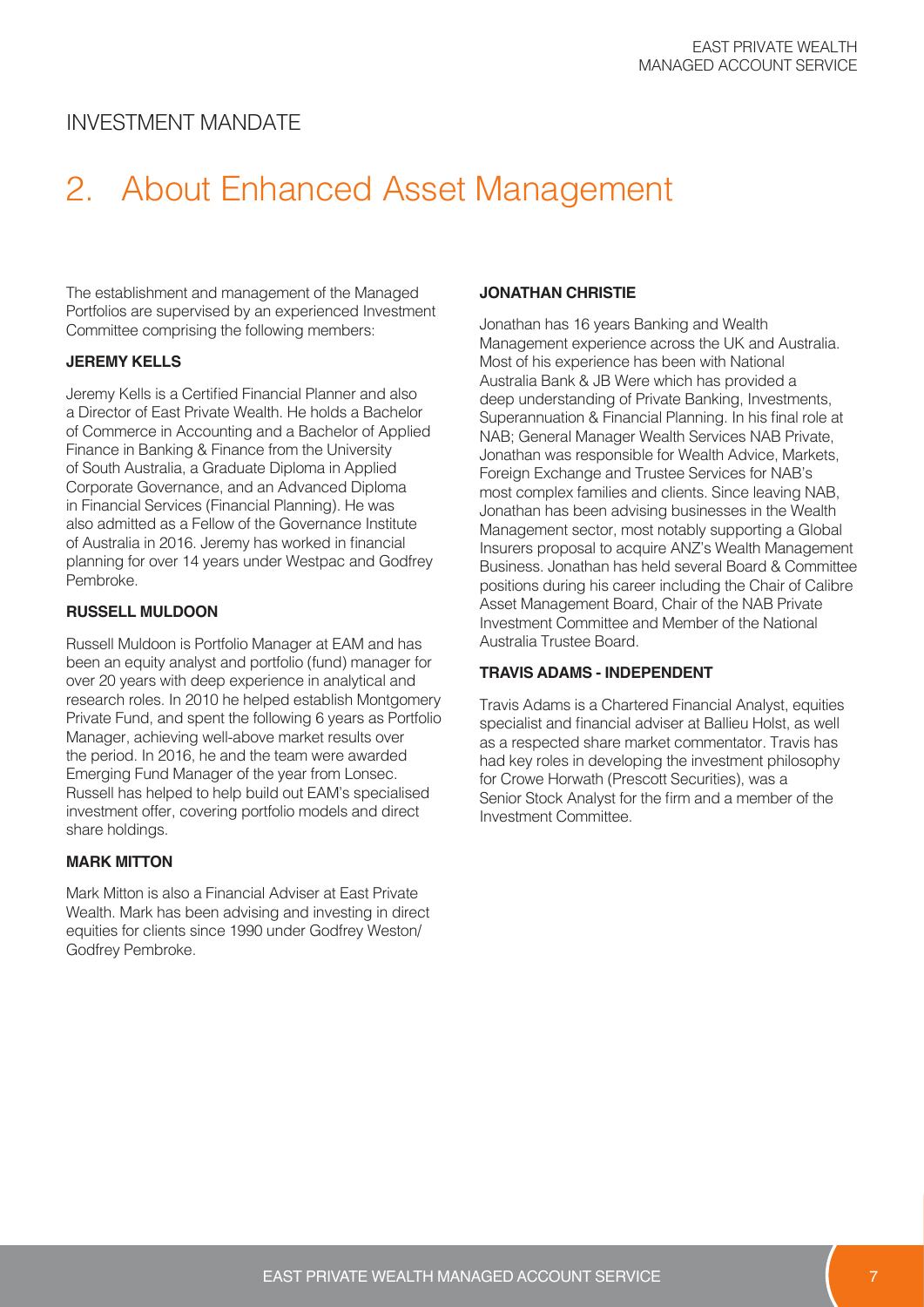INVESTMENT MANDATE

# 2. About Enhanced Asset Management

The establishment and management of the Managed Portfolios are supervised by an experienced Investment Committee comprising the following members:

**JEREMY KELLS**

Jeremy Kells is a Certified Financial Planner and also a Director of East Private Wealth. He holds a Bachelor of Commerce in Accounting and a Bachelor of Applied Finance in Banking & Finance from the University of South Australia, a Graduate Diploma in Applied Corporate Governance, and an Advanced Diploma in Financial Services (Financial Planning). He was also admitted as a Fellow of the Governance Institute of Australia in 2016. Jeremy has worked in financial planning for over 14 years under Westpac and Godfrey Pembroke.

**RUSSELL MULDOON**

Russell Muldoon is Portfolio Manager at EAM and has been an equity analyst and portfolio (fund) manager for over 20 years with deep experience in analytical and research roles. In 2010 he helped establish Montgomery Private Fund, and spent the following 6 years as Portfolio Manager, achieving well-above market results over the period. In 2016, he and the team were awarded Emerging Fund Manager of the year from Lonsec. Russell has helped to help build out EAM's specialised investment offer, covering portfolio models and direct share holdings.

**MARK MITTON**

Mark Mitton is also a Financial Adviser at East Private Wealth. Mark has been advising and investing in direct equities for clients since 1990 under Godfrey Weston/ Godfrey Pembroke.

**JONATHAN CHRISTIE**

Jonathan has 16 years Banking and Wealth Management experience across the UK and Australia. Most of his experience has been with National Australia Bank & JB Were which has provided a deep understanding of Private Banking, Investments, Superannuation & Financial Planning. In his final role at NAB; General Manager Wealth Services NAB Private, Jonathan was responsible for Wealth Advice, Markets, Foreign Exchange and Trustee Services for NAB's most complex families and clients. Since leaving NAB, Jonathan has been advising businesses in the Wealth Management sector, most notably supporting a Global Insurers proposal to acquire ANZ's Wealth Management Business. Jonathan has held several Board & Committee positions during his career including the Chair of Calibre Asset Management Board, Chair of the NAB Private Investment Committee and Member of the National Australia Trustee Board.

**TRAVIS ADAMS - INDEPENDENT**

Travis Adams is a Chartered Financial Analyst, equities specialist and financial adviser at Ballieu Holst, as well as a respected share market commentator. Travis has had key roles in developing the investment philosophy for Crowe Horwath (Prescott Securities), was a Senior Stock Analyst for the firm and a member of the Investment Committee.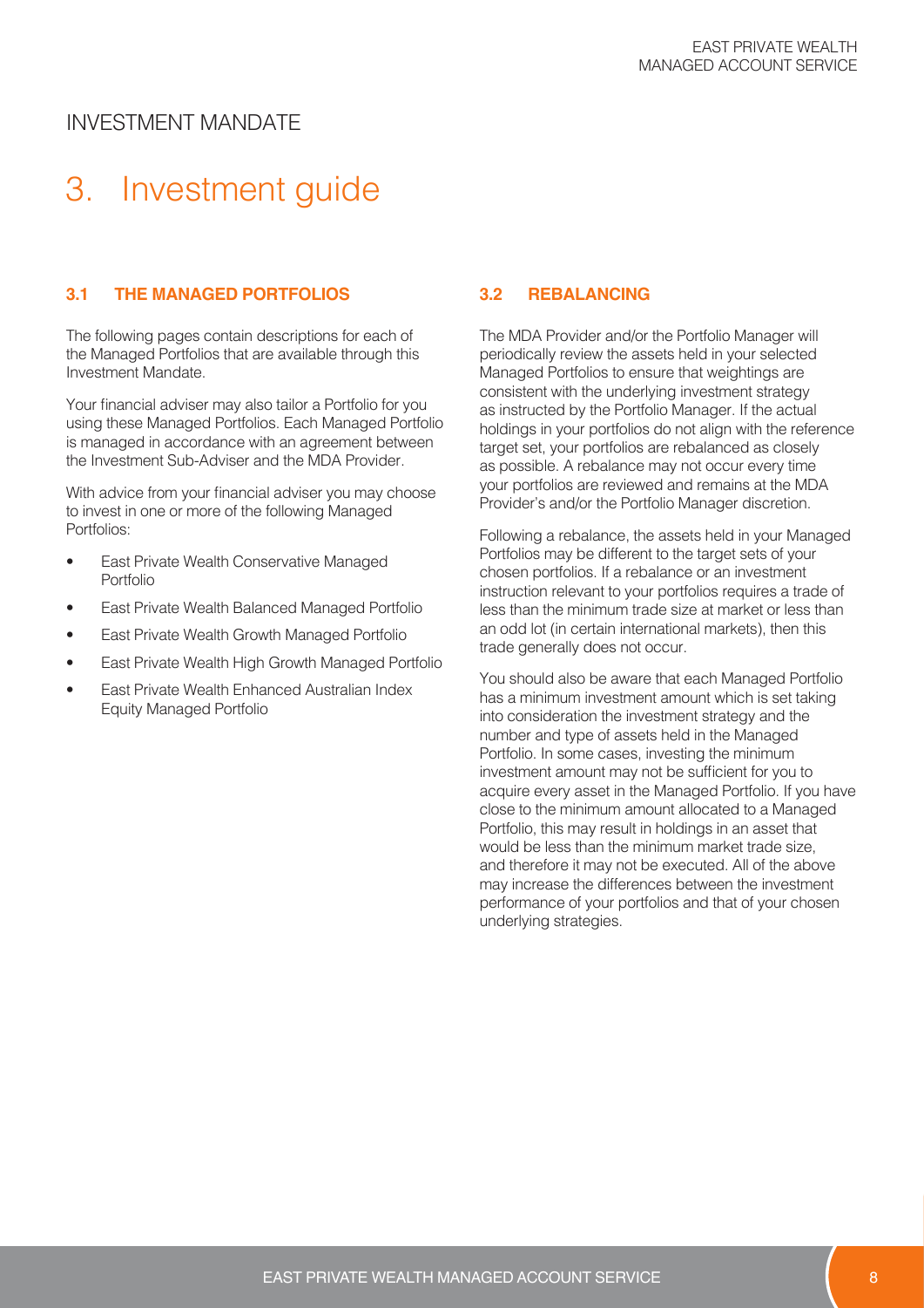INVESTMENT MANDATE

# 3. Investment guide

### 3.1 THE MANAGED PORTFOLIOS

The following pages contain descriptions for each of the Managed Portfolios that are available through this Investment Mandate.

Your financial adviser may also tailor a Portfolio for you using these Managed Portfolios. Each Managed Portfolio is managed in accordance with an agreement between the Investment Sub-Adviser and the MDA Provider.

With advice from your financial adviser you may choose to invest in one or more of the following Managed Portfolios:

- East Private Wealth Conservative Managed Portfolio
- East Private Wealth Balanced Managed Portfolio
- East Private Wealth Growth Managed Portfolio
- East Private Wealth High Growth Managed Portfolio
- East Private Wealth Enhanced Australian Index Equity Managed Portfolio

### 3.2 REBALANCING

The MDA Provider and/or the Portfolio Manager will periodically review the assets held in your selected Managed Portfolios to ensure that weightings are consistent with the underlying investment strategy as instructed by the Portfolio Manager. If the actual holdings in your portfolios do not align with the reference target set, your portfolios are rebalanced as closely as possible. A rebalance may not occur every time your portfolios are reviewed and remains at the MDA Provider's and/or the Portfolio Manager discretion.

Following a rebalance, the assets held in your Managed Portfolios may be different to the target sets of your chosen portfolios. If a rebalance or an investment instruction relevant to your portfolios requires a trade of less than the minimum trade size at market or less than an odd lot (in certain international markets), then this trade generally does not occur.

You should also be aware that each Managed Portfolio has a minimum investment amount which is set taking into consideration the investment strategy and the number and type of assets held in the Managed Portfolio. In some cases, investing the minimum investment amount may not be sufficient for you to acquire every asset in the Managed Portfolio. If you have close to the minimum amount allocated to a Managed Portfolio, this may result in holdings in an asset that would be less than the minimum market trade size, and therefore it may not be executed. All of the above may increase the differences between the investment performance of your portfolios and that of your chosen underlying strategies.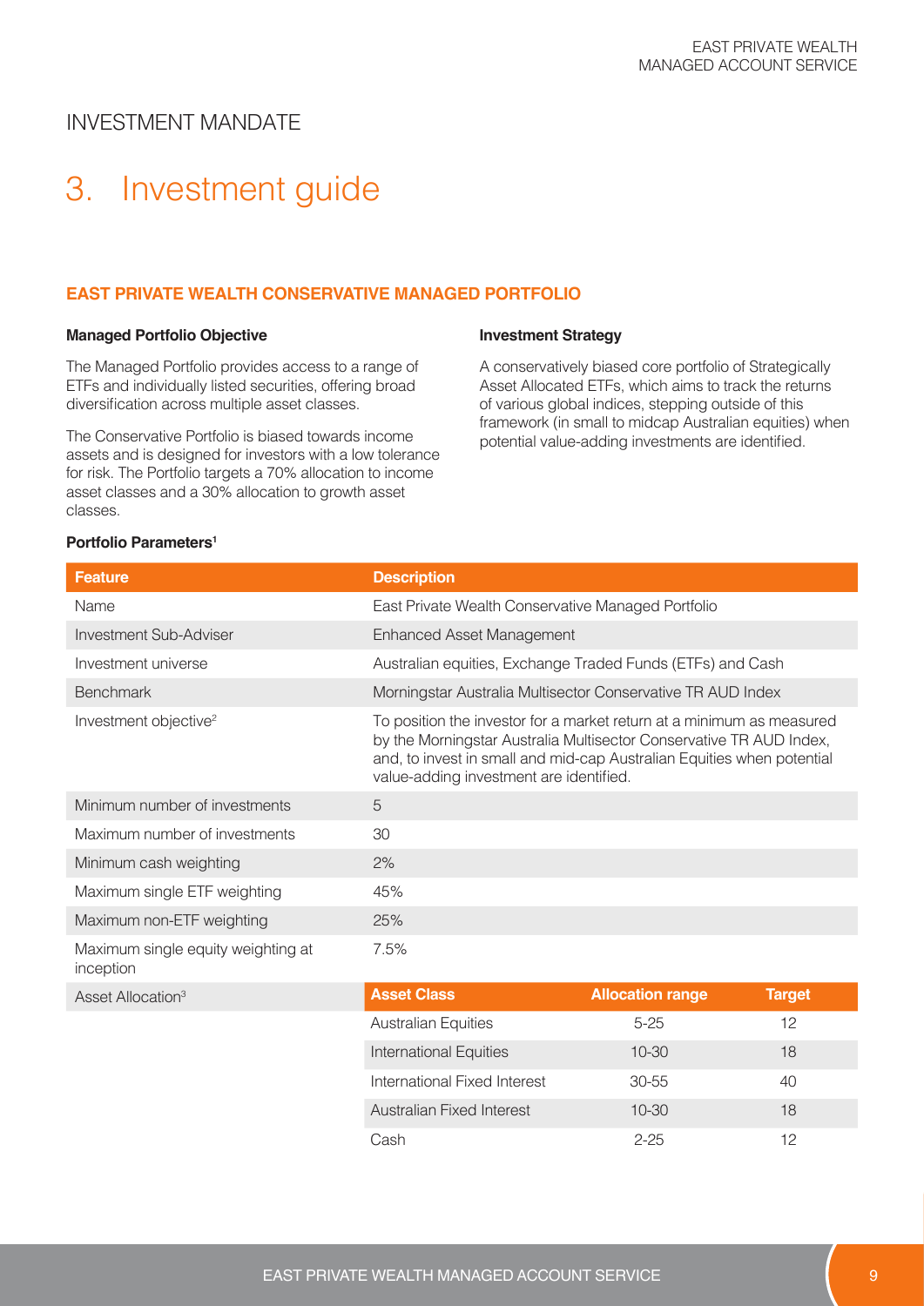INVESTMENT MANDATE

# 3. Investment guide

## EAST PRIVATE WEALTH CONSERVATIVE MANAGED PORTFOLIO

### Managed Portfolio Objective

The Managed Portfolio provides access to a range of ETFs and individually listed securities, offering broad diversification across multiple asset classes.

The Conservative Portfolio is biased towards income assets and is designed for investors with a low tolerance for risk. The Portfolio targets a 70% allocation to income asset classes and a 30% allocation to growth asset classes.

### Investment Strategy

A conservatively biased core portfolio of Strategically Asset Allocated ETFs, which aims to track the returns of various global indices, stepping outside of this framework (in small to midcap Australian equities) when potential value-adding investments are identified.

### Portfolio Parameters[1]

| Feature | Description | | |
|---|---|---|---|
| Name | East Private Wealth Conservative Managed Portfolio | | |
| Investment Sub-Adviser | Enhanced Asset Management | | |
| Investment universe | Australian equities, Exchange Traded Funds (ETFs) and Cash | | |
| Benchmark | Morningstar Australia Multisector Conservative TR AUD Index | | |
| Investment objective[2] | To position the investor for a market return at a minimum as measured by the Morningstar Australia Multisector Conservative TR AUD Index, and, to invest in small and mid-cap Australian Equities when potential value-adding investment are identified. | | |
| Minimum number of investments | 5 | | |
| Maximum number of investments | 30 | | |
| Minimum cash weighting | 2% | | |
| Maximum single ETF weighting | 45% | | |
| Maximum non-ETF weighting | 25% | | |
| Maximum single equity weighting at inception | 7.5% | | |
| Asset Allocation[3] | **Asset Class** | **Allocation range** | **Target** |
| | Australian Equities | 5-25 | 12 |
| | International Equities | 10-30 | 18 |
| | International Fixed Interest | 30-55 | 40 |
| | Australian Fixed Interest | 10-30 | 18 |
| | Cash | 2-25 | 12 |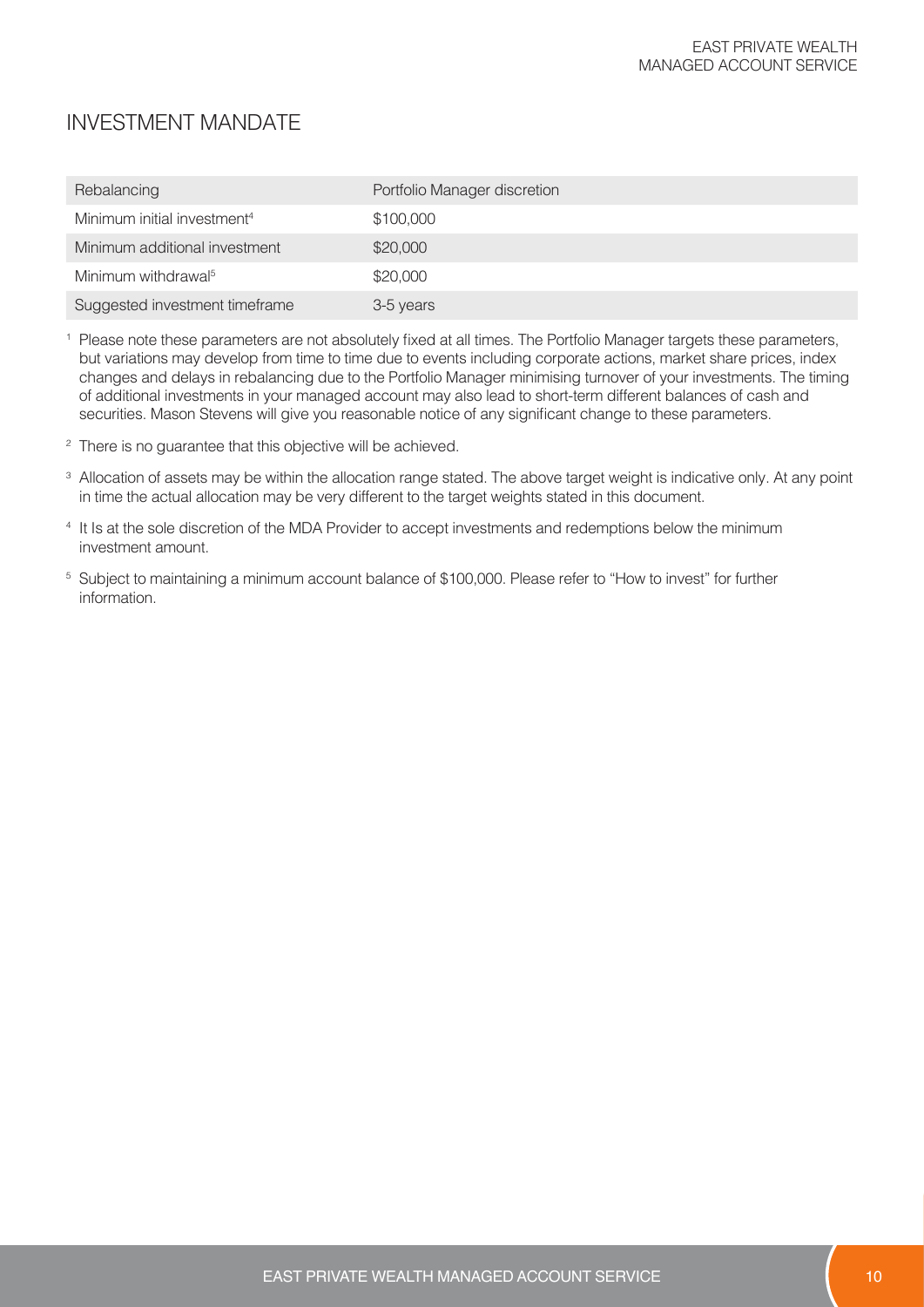## INVESTMENT MANDATE

| | |
|---|---|
| Rebalancing | Portfolio Manager discretion |
| Minimum initial investment[4] | $100,000 |
| Minimum additional investment | $20,000 |
| Minimum withdrawal[5] | $20,000 |
| Suggested investment timeframe | 3-5 years |

[1] Please note these parameters are not absolutely fixed at all times. The Portfolio Manager targets these parameters, but variations may develop from time to time due to events including corporate actions, market share prices, index changes and delays in rebalancing due to the Portfolio Manager minimising turnover of your investments. The timing of additional investments in your managed account may also lead to short-term different balances of cash and securities. Mason Stevens will give you reasonable notice of any significant change to these parameters.

[2] There is no guarantee that this objective will be achieved.

[3] Allocation of assets may be within the allocation range stated. The above target weight is indicative only. At any point in time the actual allocation may be very different to the target weights stated in this document.

[4] It Is at the sole discretion of the MDA Provider to accept investments and redemptions below the minimum investment amount.

[5] Subject to maintaining a minimum account balance of $100,000. Please refer to "How to invest" for further information.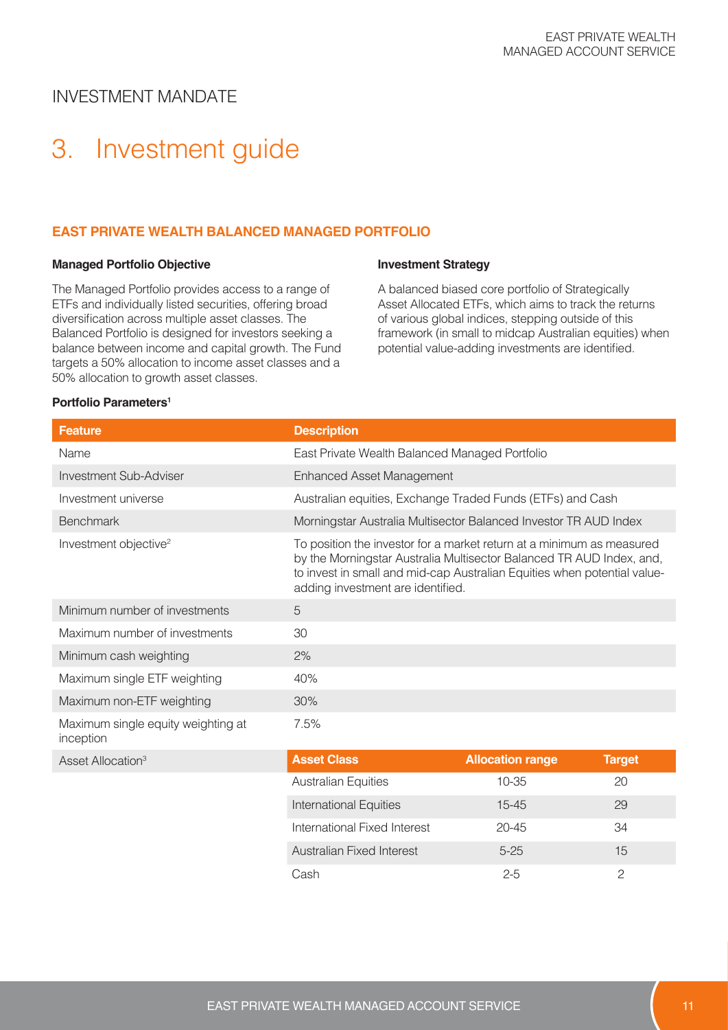INVESTMENT MANDATE

# 3. Investment guide

## EAST PRIVATE WEALTH BALANCED MANAGED PORTFOLIO

### Managed Portfolio Objective

The Managed Portfolio provides access to a range of ETFs and individually listed securities, offering broad diversification across multiple asset classes. The Balanced Portfolio is designed for investors seeking a balance between income and capital growth. The Fund targets a 50% allocation to income asset classes and a 50% allocation to growth asset classes.

### Investment Strategy

A balanced biased core portfolio of Strategically Asset Allocated ETFs, which aims to track the returns of various global indices, stepping outside of this framework (in small to midcap Australian equities) when potential value-adding investments are identified.

### Portfolio Parameters[1]

| Feature | Description |
|---|---|
| Name | East Private Wealth Balanced Managed Portfolio |
| Investment Sub-Adviser | Enhanced Asset Management |
| Investment universe | Australian equities, Exchange Traded Funds (ETFs) and Cash |
| Benchmark | Morningstar Australia Multisector Balanced Investor TR AUD Index |
| Investment objective[2] | To position the investor for a market return at a minimum as measured by the Morningstar Australia Multisector Balanced TR AUD Index, and, to invest in small and mid-cap Australian Equities when potential value-adding investment are identified. |
| Minimum number of investments | 5 |
| Maximum number of investments | 30 |
| Minimum cash weighting | 2% |
| Maximum single ETF weighting | 40% |
| Maximum non-ETF weighting | 30% |
| Maximum single equity weighting at inception | 7.5% |

Asset Allocation[3]

| Asset Class | Allocation range | Target |
|---|---|---|
| Australian Equities | 10-35 | 20 |
| International Equities | 15-45 | 29 |
| International Fixed Interest | 20-45 | 34 |
| Australian Fixed Interest | 5-25 | 15 |
| Cash | 2-5 | 2 |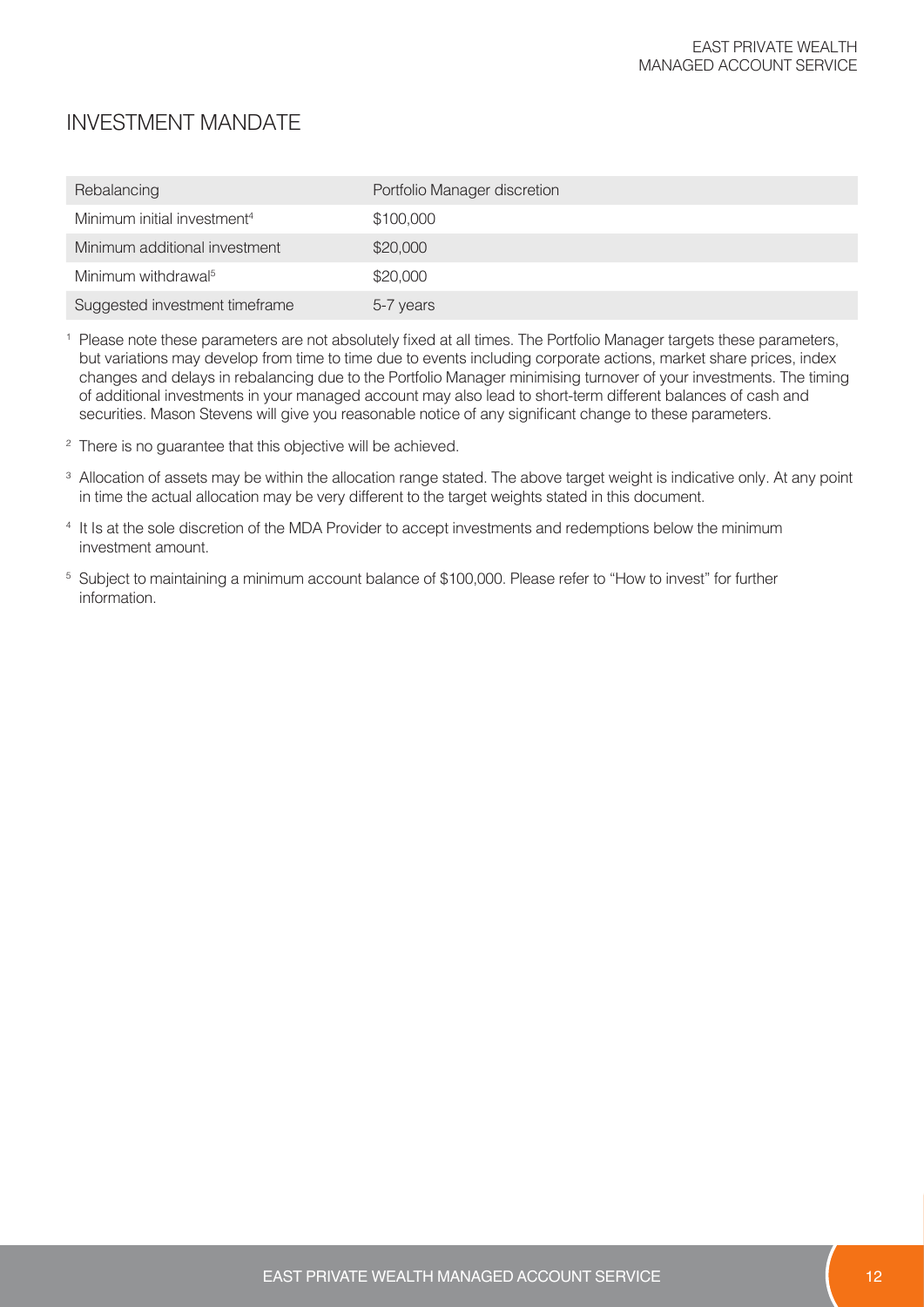## INVESTMENT MANDATE

| | |
|---|---|
| Rebalancing | Portfolio Manager discretion |
| Minimum initial investment[4] | $100,000 |
| Minimum additional investment | $20,000 |
| Minimum withdrawal[5] | $20,000 |
| Suggested investment timeframe | 5-7 years |

[1] Please note these parameters are not absolutely fixed at all times. The Portfolio Manager targets these parameters, but variations may develop from time to time due to events including corporate actions, market share prices, index changes and delays in rebalancing due to the Portfolio Manager minimising turnover of your investments. The timing of additional investments in your managed account may also lead to short-term different balances of cash and securities. Mason Stevens will give you reasonable notice of any significant change to these parameters.

[2] There is no guarantee that this objective will be achieved.

[3] Allocation of assets may be within the allocation range stated. The above target weight is indicative only. At any point in time the actual allocation may be very different to the target weights stated in this document.

[4] It Is at the sole discretion of the MDA Provider to accept investments and redemptions below the minimum investment amount.

[5] Subject to maintaining a minimum account balance of $100,000. Please refer to "How to invest" for further information.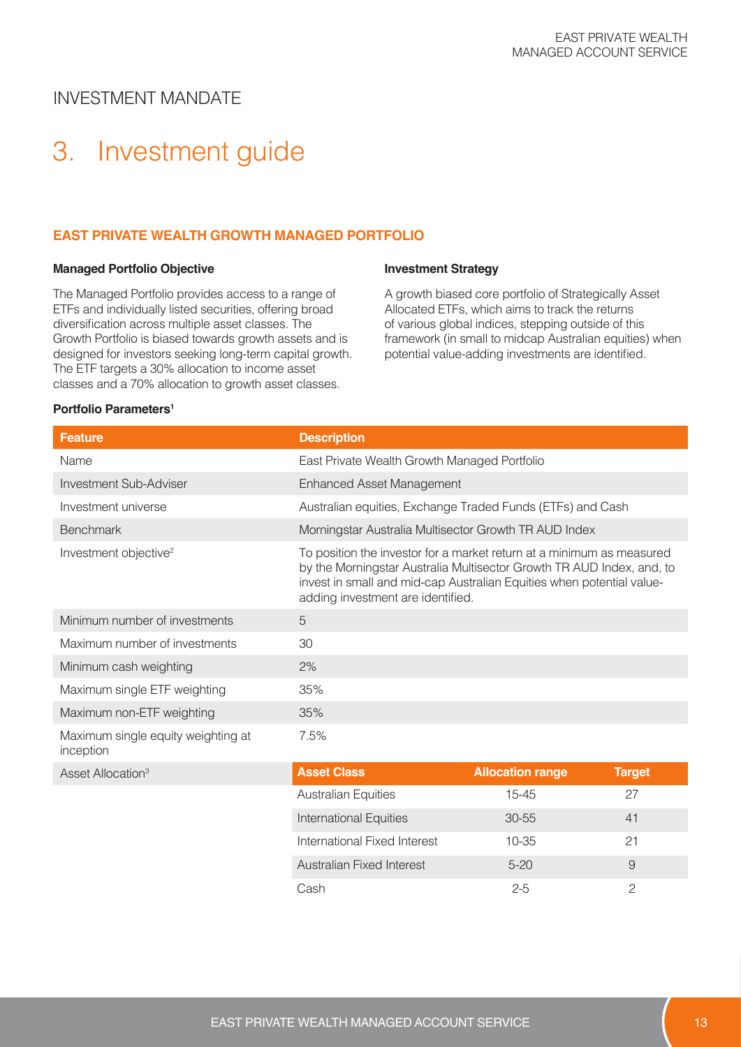## INVESTMENT MANDATE

# 3. Investment guide

### EAST PRIVATE WEALTH GROWTH MANAGED PORTFOLIO

**Managed Portfolio Objective**

The Managed Portfolio provides access to a range of ETFs and individually listed securities, offering broad diversification across multiple asset classes. The Growth Portfolio is biased towards growth assets and is designed for investors seeking long-term capital growth. The ETF targets a 30% allocation to income asset classes and a 70% allocation to growth asset classes.

**Investment Strategy**

A growth biased core portfolio of Strategically Asset Allocated ETFs, which aims to track the returns of various global indices, stepping outside of this framework (in small to midcap Australian equities) when potential value-adding investments are identified.

**Portfolio Parameters[1]**

| Feature | Description |
|---|---|
| Name | East Private Wealth Growth Managed Portfolio |
| Investment Sub-Adviser | Enhanced Asset Management |
| Investment universe | Australian equities, Exchange Traded Funds (ETFs) and Cash |
| Benchmark | Morningstar Australia Multisector Growth TR AUD Index |
| Investment objective[2] | To position the investor for a market return at a minimum as measured by the Morningstar Australia Multisector Growth TR AUD Index, and, to invest in small and mid-cap Australian Equities when potential value-adding investment are identified. |
| Minimum number of investments | 5 |
| Maximum number of investments | 30 |
| Minimum cash weighting | 2% |
| Maximum single ETF weighting | 35% |
| Maximum non-ETF weighting | 35% |
| Maximum single equity weighting at inception | 7.5% |
| Asset Allocation[3] | See table below |

| Asset Class | Allocation range | Target |
|---|---|---|
| Australian Equities | 15-45 | 27 |
| International Equities | 30-55 | 41 |
| International Fixed Interest | 10-35 | 21 |
| Australian Fixed Interest | 5-20 | 9 |
| Cash | 2-5 | 2 |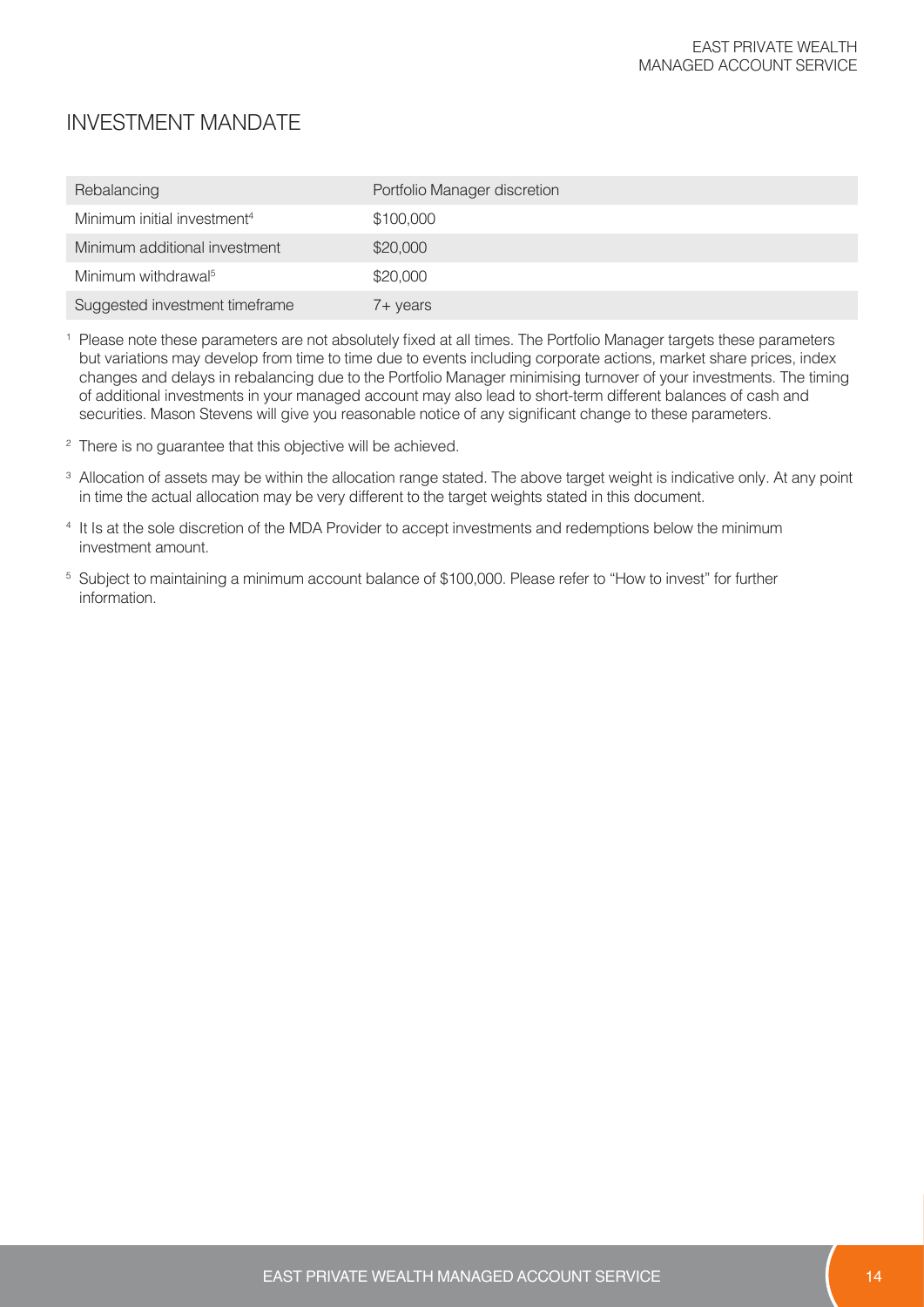## INVESTMENT MANDATE

| | |
|---|---|
| Rebalancing | Portfolio Manager discretion |
| Minimum initial investment[4] | $100,000 |
| Minimum additional investment | $20,000 |
| Minimum withdrawal[5] | $20,000 |
| Suggested investment timeframe | 7+ years |

[1] Please note these parameters are not absolutely fixed at all times. The Portfolio Manager targets these parameters but variations may develop from time to time due to events including corporate actions, market share prices, index changes and delays in rebalancing due to the Portfolio Manager minimising turnover of your investments. The timing of additional investments in your managed account may also lead to short-term different balances of cash and securities. Mason Stevens will give you reasonable notice of any significant change to these parameters.

[2] There is no guarantee that this objective will be achieved.

[3] Allocation of assets may be within the allocation range stated. The above target weight is indicative only. At any point in time the actual allocation may be very different to the target weights stated in this document.

[4] It Is at the sole discretion of the MDA Provider to accept investments and redemptions below the minimum investment amount.

[5] Subject to maintaining a minimum account balance of $100,000. Please refer to "How to invest" for further information.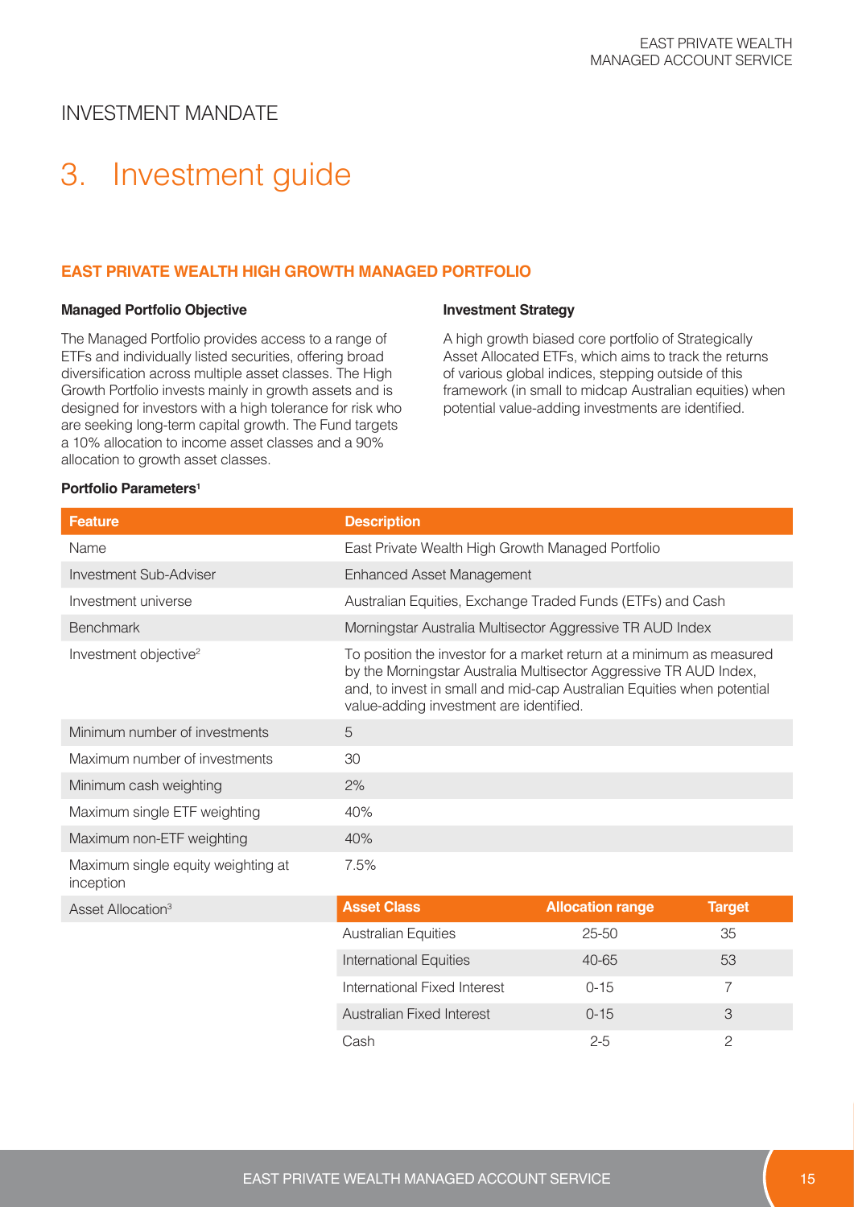## INVESTMENT MANDATE

# 3. Investment guide

### EAST PRIVATE WEALTH HIGH GROWTH MANAGED PORTFOLIO

**Managed Portfolio Objective**

The Managed Portfolio provides access to a range of ETFs and individually listed securities, offering broad diversification across multiple asset classes. The High Growth Portfolio invests mainly in growth assets and is designed for investors with a high tolerance for risk who are seeking long-term capital growth. The Fund targets a 10% allocation to income asset classes and a 90% allocation to growth asset classes.

**Investment Strategy**

A high growth biased core portfolio of Strategically Asset Allocated ETFs, which aims to track the returns of various global indices, stepping outside of this framework (in small to midcap Australian equities) when potential value-adding investments are identified.

**Portfolio Parameters[1]**

| Feature | Description |
|---|---|
| Name | East Private Wealth High Growth Managed Portfolio |
| Investment Sub-Adviser | Enhanced Asset Management |
| Investment universe | Australian Equities, Exchange Traded Funds (ETFs) and Cash |
| Benchmark | Morningstar Australia Multisector Aggressive TR AUD Index |
| Investment objective[2] | To position the investor for a market return at a minimum as measured by the Morningstar Australia Multisector Aggressive TR AUD Index, and, to invest in small and mid-cap Australian Equities when potential value-adding investment are identified. |
| Minimum number of investments | 5 |
| Maximum number of investments | 30 |
| Minimum cash weighting | 2% |
| Maximum single ETF weighting | 40% |
| Maximum non-ETF weighting | 40% |
| Maximum single equity weighting at inception | 7.5% |

Asset Allocation[3]

| Asset Class | Allocation range | Target |
|---|---|---|
| Australian Equities | 25-50 | 35 |
| International Equities | 40-65 | 53 |
| International Fixed Interest | 0-15 | 7 |
| Australian Fixed Interest | 0-15 | 3 |
| Cash | 2-5 | 2 |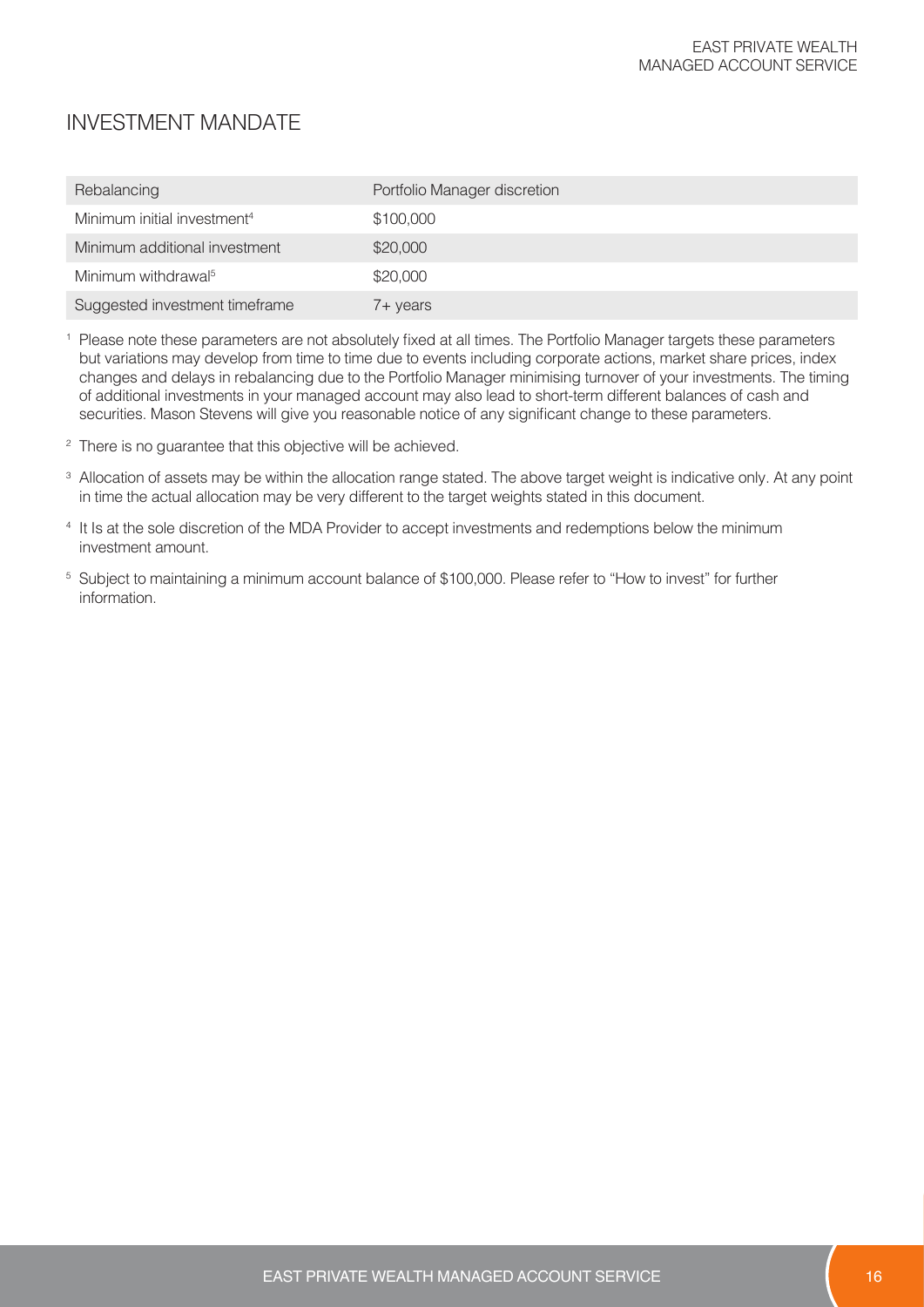## INVESTMENT MANDATE

| | |
|---|---|
| Rebalancing | Portfolio Manager discretion |
| Minimum initial investment[4] | $100,000 |
| Minimum additional investment | $20,000 |
| Minimum withdrawal[5] | $20,000 |
| Suggested investment timeframe | 7+ years |

[1] Please note these parameters are not absolutely fixed at all times. The Portfolio Manager targets these parameters but variations may develop from time to time due to events including corporate actions, market share prices, index changes and delays in rebalancing due to the Portfolio Manager minimising turnover of your investments. The timing of additional investments in your managed account may also lead to short-term different balances of cash and securities. Mason Stevens will give you reasonable notice of any significant change to these parameters.

[2] There is no guarantee that this objective will be achieved.

[3] Allocation of assets may be within the allocation range stated. The above target weight is indicative only. At any point in time the actual allocation may be very different to the target weights stated in this document.

[4] It Is at the sole discretion of the MDA Provider to accept investments and redemptions below the minimum investment amount.

[5] Subject to maintaining a minimum account balance of $100,000. Please refer to "How to invest" for further information.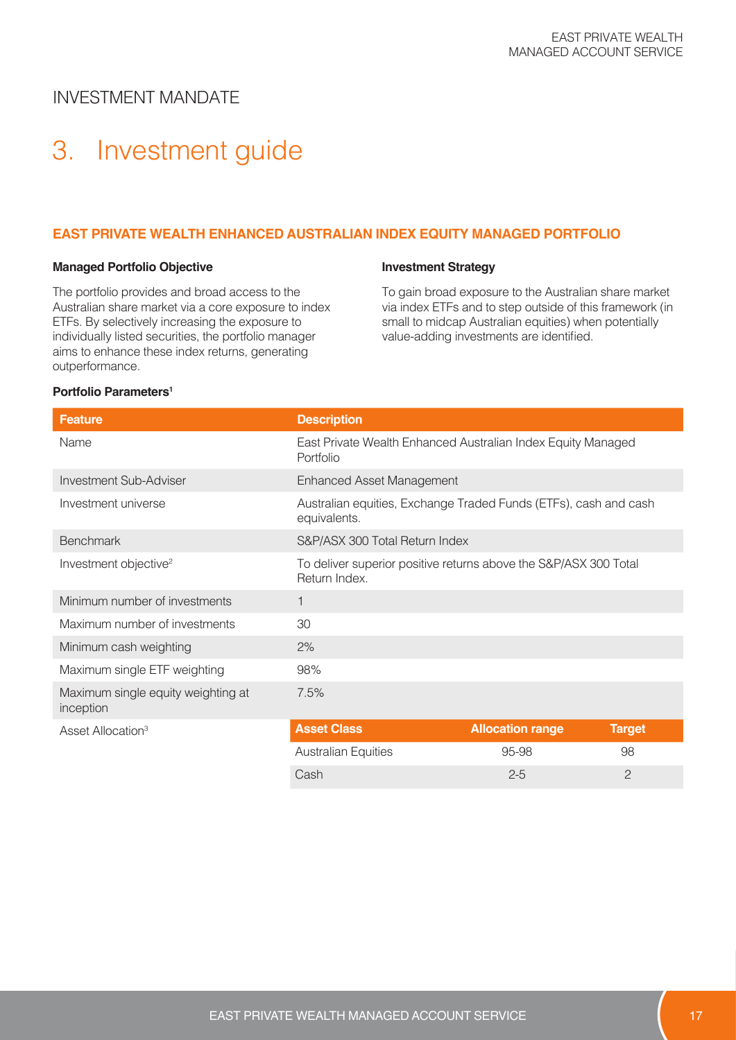## INVESTMENT MANDATE

# 3. Investment guide

### EAST PRIVATE WEALTH ENHANCED AUSTRALIAN INDEX EQUITY MANAGED PORTFOLIO

**Managed Portfolio Objective**

The portfolio provides and broad access to the Australian share market via a core exposure to index ETFs. By selectively increasing the exposure to individually listed securities, the portfolio manager aims to enhance these index returns, generating outperformance.

**Investment Strategy**

To gain broad exposure to the Australian share market via index ETFs and to step outside of this framework (in small to midcap Australian equities) when potentially value-adding investments are identified.

**Portfolio Parameters[1]**

| Feature | Description | | |
|---|---|---|---|
| Name | East Private Wealth Enhanced Australian Index Equity Managed Portfolio | | |
| Investment Sub-Adviser | Enhanced Asset Management | | |
| Investment universe | Australian equities, Exchange Traded Funds (ETFs), cash and cash equivalents. | | |
| Benchmark | S&P/ASX 300 Total Return Index | | |
| Investment objective[2] | To deliver superior positive returns above the S&P/ASX 300 Total Return Index. | | |
| Minimum number of investments | 1 | | |
| Maximum number of investments | 30 | | |
| Minimum cash weighting | 2% | | |
| Maximum single ETF weighting | 98% | | |
| Maximum single equity weighting at inception | 7.5% | | |
| Asset Allocation[3] | **Asset Class** | **Allocation range** | **Target** |
| | Australian Equities | 95-98 | 98 |
| | Cash | 2-5 | 2 |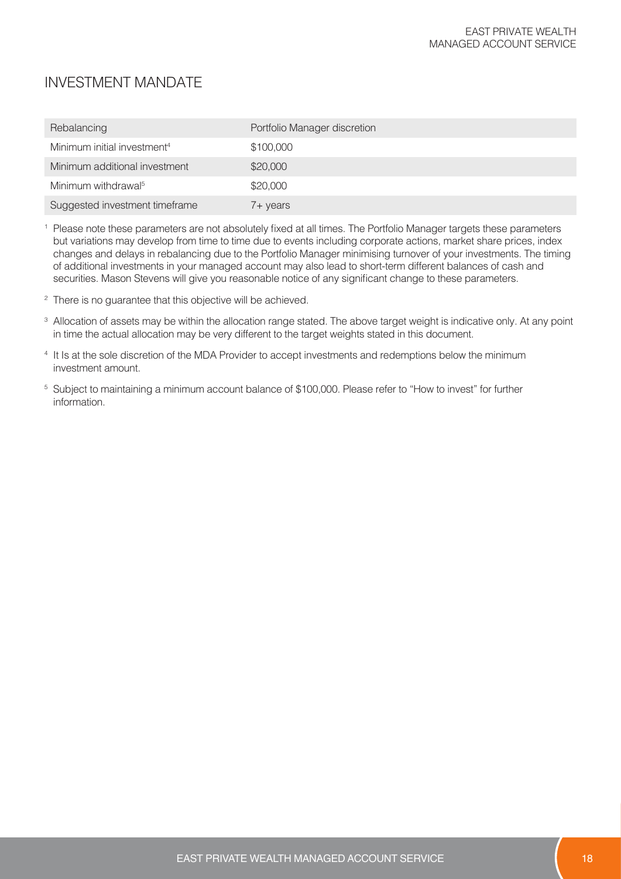## INVESTMENT MANDATE

| | |
|---|---|
| Rebalancing | Portfolio Manager discretion |
| Minimum initial investment[4] | $100,000 |
| Minimum additional investment | $20,000 |
| Minimum withdrawal[5] | $20,000 |
| Suggested investment timeframe | 7+ years |

[1] Please note these parameters are not absolutely fixed at all times. The Portfolio Manager targets these parameters but variations may develop from time to time due to events including corporate actions, market share prices, index changes and delays in rebalancing due to the Portfolio Manager minimising turnover of your investments. The timing of additional investments in your managed account may also lead to short-term different balances of cash and securities. Mason Stevens will give you reasonable notice of any significant change to these parameters.

[2] There is no guarantee that this objective will be achieved.

[3] Allocation of assets may be within the allocation range stated. The above target weight is indicative only. At any point in time the actual allocation may be very different to the target weights stated in this document.

[4] It Is at the sole discretion of the MDA Provider to accept investments and redemptions below the minimum investment amount.

[5] Subject to maintaining a minimum account balance of $100,000. Please refer to "How to invest" for further information.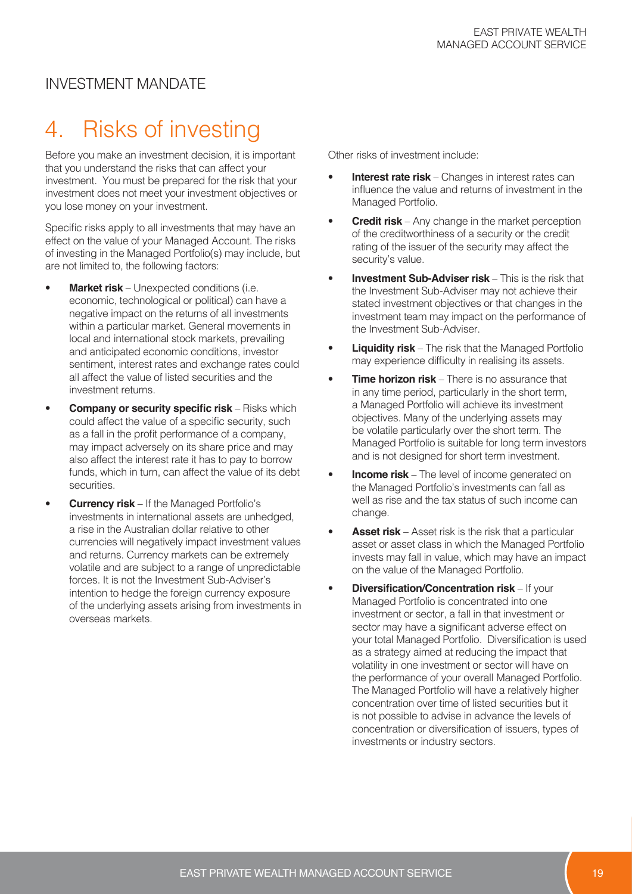## INVESTMENT MANDATE

# 4. Risks of investing

Before you make an investment decision, it is important that you understand the risks that can affect your investment. You must be prepared for the risk that your investment does not meet your investment objectives or you lose money on your investment.

Specific risks apply to all investments that may have an effect on the value of your Managed Account. The risks of investing in the Managed Portfolio(s) may include, but are not limited to, the following factors:

- **Market risk** – Unexpected conditions (i.e. economic, technological or political) can have a negative impact on the returns of all investments within a particular market. General movements in local and international stock markets, prevailing and anticipated economic conditions, investor sentiment, interest rates and exchange rates could all affect the value of listed securities and the investment returns.
- **Company or security specific risk** – Risks which could affect the value of a specific security, such as a fall in the profit performance of a company, may impact adversely on its share price and may also affect the interest rate it has to pay to borrow funds, which in turn, can affect the value of its debt securities.
- **Currency risk** – If the Managed Portfolio's investments in international assets are unhedged, a rise in the Australian dollar relative to other currencies will negatively impact investment values and returns. Currency markets can be extremely volatile and are subject to a range of unpredictable forces. It is not the Investment Sub-Adviser's intention to hedge the foreign currency exposure of the underlying assets arising from investments in overseas markets.

Other risks of investment include:

- **Interest rate risk** – Changes in interest rates can influence the value and returns of investment in the Managed Portfolio.
- **Credit risk** – Any change in the market perception of the creditworthiness of a security or the credit rating of the issuer of the security may affect the security's value.
- **Investment Sub-Adviser risk** – This is the risk that the Investment Sub-Adviser may not achieve their stated investment objectives or that changes in the investment team may impact on the performance of the Investment Sub-Adviser.
- **Liquidity risk** – The risk that the Managed Portfolio may experience difficulty in realising its assets.
- **Time horizon risk** – There is no assurance that in any time period, particularly in the short term, a Managed Portfolio will achieve its investment objectives. Many of the underlying assets may be volatile particularly over the short term. The Managed Portfolio is suitable for long term investors and is not designed for short term investment.
- **Income risk** – The level of income generated on the Managed Portfolio's investments can fall as well as rise and the tax status of such income can change.
- **Asset risk** – Asset risk is the risk that a particular asset or asset class in which the Managed Portfolio invests may fall in value, which may have an impact on the value of the Managed Portfolio.
- **Diversification/Concentration risk** – If your Managed Portfolio is concentrated into one investment or sector, a fall in that investment or sector may have a significant adverse effect on your total Managed Portfolio. Diversification is used as a strategy aimed at reducing the impact that volatility in one investment or sector will have on the performance of your overall Managed Portfolio. The Managed Portfolio will have a relatively higher concentration over time of listed securities but it is not possible to advise in advance the levels of concentration or diversification of issuers, types of investments or industry sectors.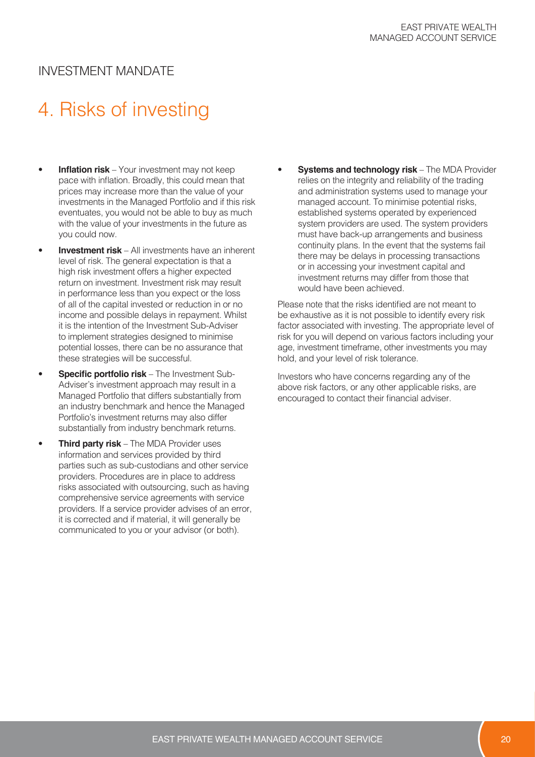## INVESTMENT MANDATE

# 4. Risks of investing

- **Inflation risk** – Your investment may not keep pace with inflation. Broadly, this could mean that prices may increase more than the value of your investments in the Managed Portfolio and if this risk eventuates, you would not be able to buy as much with the value of your investments in the future as you could now.
- **Investment risk** – All investments have an inherent level of risk. The general expectation is that a high risk investment offers a higher expected return on investment. Investment risk may result in performance less than you expect or the loss of all of the capital invested or reduction in or no income and possible delays in repayment. Whilst it is the intention of the Investment Sub-Adviser to implement strategies designed to minimise potential losses, there can be no assurance that these strategies will be successful.
- **Specific portfolio risk** – The Investment Sub-Adviser's investment approach may result in a Managed Portfolio that differs substantially from an industry benchmark and hence the Managed Portfolio's investment returns may also differ substantially from industry benchmark returns.
- **Third party risk** – The MDA Provider uses information and services provided by third parties such as sub-custodians and other service providers. Procedures are in place to address risks associated with outsourcing, such as having comprehensive service agreements with service providers. If a service provider advises of an error, it is corrected and if material, it will generally be communicated to you or your advisor (or both).
- **Systems and technology risk** – The MDA Provider relies on the integrity and reliability of the trading and administration systems used to manage your managed account. To minimise potential risks, established systems operated by experienced system providers are used. The system providers must have back-up arrangements and business continuity plans. In the event that the systems fail there may be delays in processing transactions or in accessing your investment capital and investment returns may differ from those that would have been achieved.

Please note that the risks identified are not meant to be exhaustive as it is not possible to identify every risk factor associated with investing. The appropriate level of risk for you will depend on various factors including your age, investment timeframe, other investments you may hold, and your level of risk tolerance.

Investors who have concerns regarding any of the above risk factors, or any other applicable risks, are encouraged to contact their financial adviser.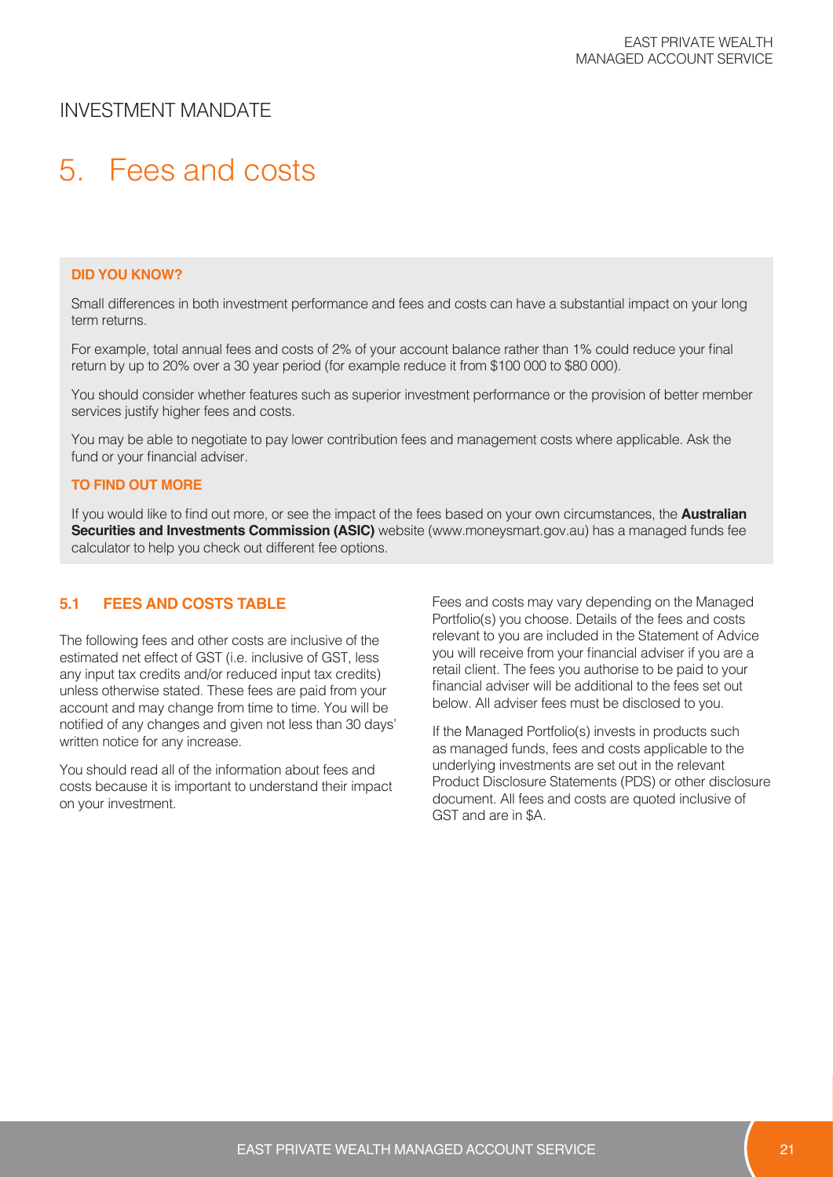## INVESTMENT MANDATE

# 5. Fees and costs

**DID YOU KNOW?**

Small differences in both investment performance and fees and costs can have a substantial impact on your long term returns.

For example, total annual fees and costs of 2% of your account balance rather than 1% could reduce your final return by up to 20% over a 30 year period (for example reduce it from $100 000 to $80 000).

You should consider whether features such as superior investment performance or the provision of better member services justify higher fees and costs.

You may be able to negotiate to pay lower contribution fees and management costs where applicable. Ask the fund or your financial adviser.

**TO FIND OUT MORE**

If you would like to find out more, or see the impact of the fees based on your own circumstances, the **Australian Securities and Investments Commission (ASIC)** website (www.moneysmart.gov.au) has a managed funds fee calculator to help you check out different fee options.

### 5.1 FEES AND COSTS TABLE

The following fees and other costs are inclusive of the estimated net effect of GST (i.e. inclusive of GST, less any input tax credits and/or reduced input tax credits) unless otherwise stated. These fees are paid from your account and may change from time to time. You will be notified of any changes and given not less than 30 days' written notice for any increase.

You should read all of the information about fees and costs because it is important to understand their impact on your investment.

Fees and costs may vary depending on the Managed Portfolio(s) you choose. Details of the fees and costs relevant to you are included in the Statement of Advice you will receive from your financial adviser if you are a retail client. The fees you authorise to be paid to your financial adviser will be additional to the fees set out below. All adviser fees must be disclosed to you.

If the Managed Portfolio(s) invests in products such as managed funds, fees and costs applicable to the underlying investments are set out in the relevant Product Disclosure Statements (PDS) or other disclosure document. All fees and costs are quoted inclusive of GST and are in $A.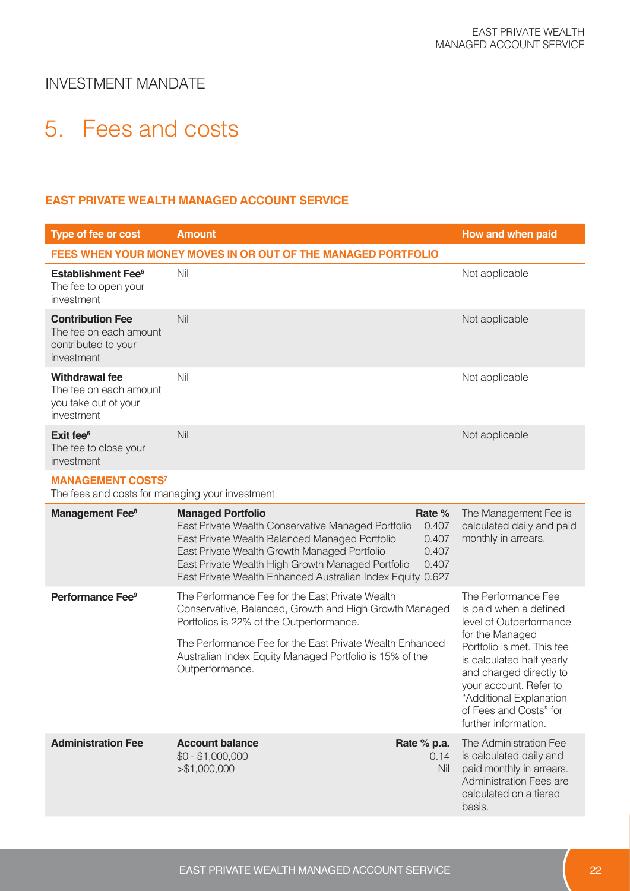INVESTMENT MANDATE

# 5. Fees and costs

### EAST PRIVATE WEALTH MANAGED ACCOUNT SERVICE

| Type of fee or cost | Amount | How and when paid |
|---|---|---|
| **FEES WHEN YOUR MONEY MOVES IN OR OUT OF THE MANAGED PORTFOLIO** | | |
| **Establishment Fee**[6] The fee to open your investment | Nil | Not applicable |
| **Contribution Fee** The fee on each amount contributed to your investment | Nil | Not applicable |
| **Withdrawal fee** The fee on each amount you take out of your investment | Nil | Not applicable |
| **Exit fee**[6] The fee to close your investment | Nil | Not applicable |
| **MANAGEMENT COSTS**[7] The fees and costs for managing your investment | | |
| **Management Fee**[8] | **Managed Portfolio — Rate %**<br>East Private Wealth Conservative Managed Portfolio 0.407<br>East Private Wealth Balanced Managed Portfolio 0.407<br>East Private Wealth Growth Managed Portfolio 0.407<br>East Private Wealth High Growth Managed Portfolio 0.407<br>East Private Wealth Enhanced Australian Index Equity 0.627 | The Management Fee is calculated daily and paid monthly in arrears. |
| **Performance Fee**[9] | The Performance Fee for the East Private Wealth Conservative, Balanced, Growth and High Growth Managed Portfolios is 22% of the Outperformance.<br><br>The Performance Fee for the East Private Wealth Enhanced Australian Index Equity Managed Portfolio is 15% of the Outperformance. | The Performance Fee is paid when a defined level of Outperformance for the Managed Portfolio is met. This fee is calculated half yearly and charged directly to your account. Refer to "Additional Explanation of Fees and Costs" for further information. |
| **Administration Fee** | **Account balance — Rate % p.a.**<br>$0 - $1,000,000 0.14<br>>$1,000,000 Nil | The Administration Fee is calculated daily and paid monthly in arrears. Administration Fees are calculated on a tiered basis. |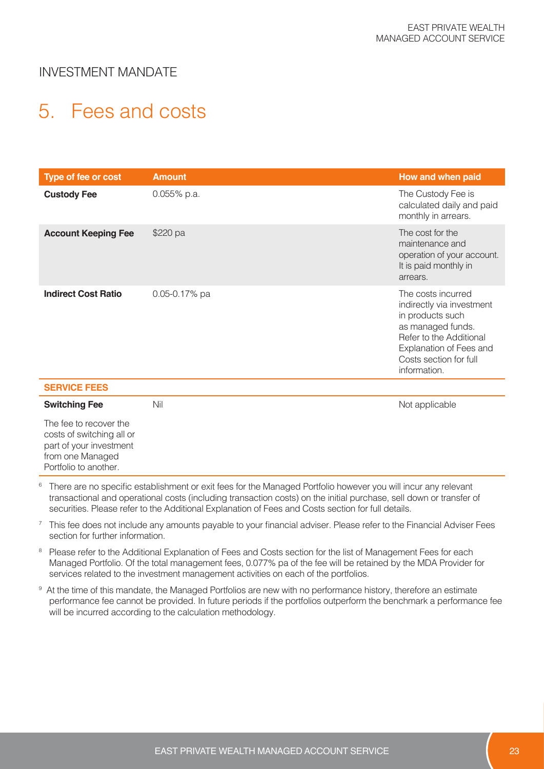INVESTMENT MANDATE

# 5. Fees and costs

| Type of fee or cost | Amount | How and when paid |
| --- | --- | --- |
| **Custody Fee** | 0.055% p.a. | The Custody Fee is calculated daily and paid monthly in arrears. |
| **Account Keeping Fee** | $220 pa | The cost for the maintenance and operation of your account. It is paid monthly in arrears. |
| **Indirect Cost Ratio** | 0.05-0.17% pa | The costs incurred indirectly via investment in products such as managed funds. Refer to the Additional Explanation of Fees and Costs section for full information. |
| **SERVICE FEES** | | |
| **Switching Fee**<br>The fee to recover the costs of switching all or part of your investment from one Managed Portfolio to another. | Nil | Not applicable |

[6] There are no specific establishment or exit fees for the Managed Portfolio however you will incur any relevant transactional and operational costs (including transaction costs) on the initial purchase, sell down or transfer of securities. Please refer to the Additional Explanation of Fees and Costs section for full details.

[7] This fee does not include any amounts payable to your financial adviser. Please refer to the Financial Adviser Fees section for further information.

[8] Please refer to the Additional Explanation of Fees and Costs section for the list of Management Fees for each Managed Portfolio. Of the total management fees, 0.077% pa of the fee will be retained by the MDA Provider for services related to the investment management activities on each of the portfolios.

[9] At the time of this mandate, the Managed Portfolios are new with no performance history, therefore an estimate performance fee cannot be provided. In future periods if the portfolios outperform the benchmark a performance fee will be incurred according to the calculation methodology.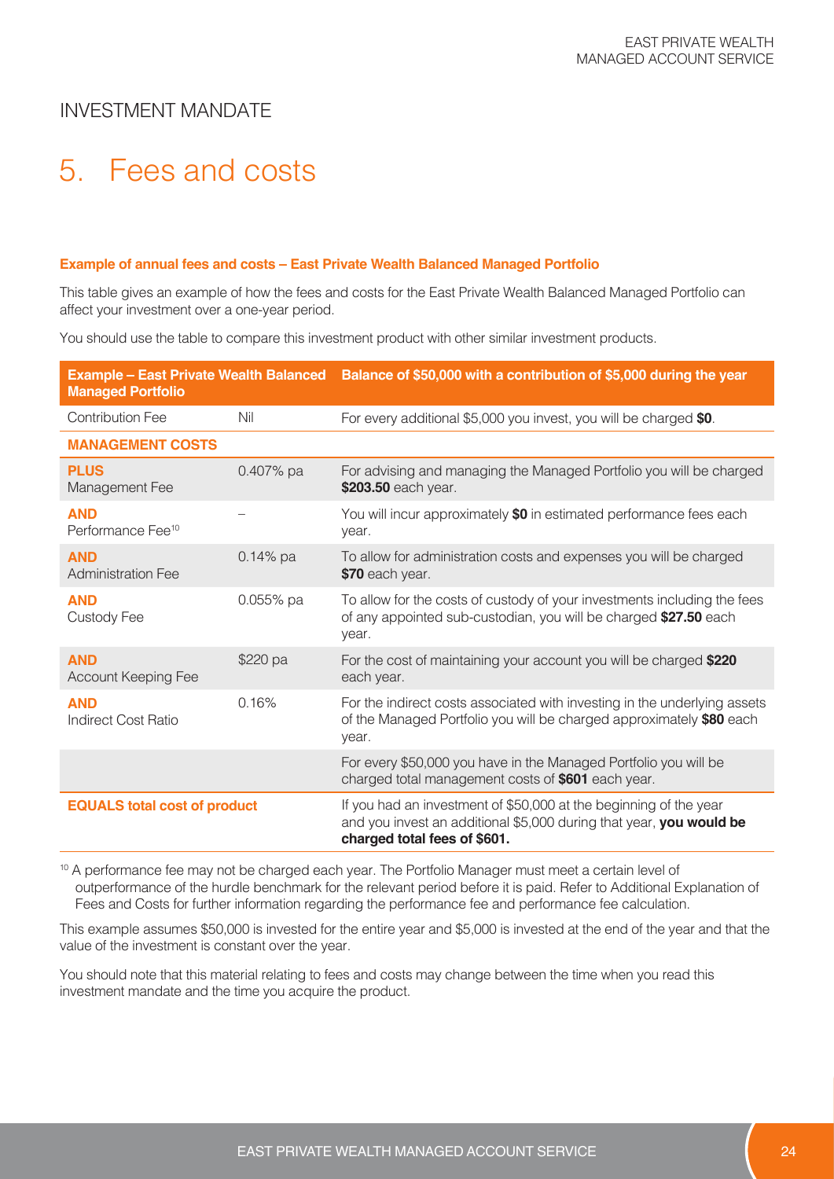## INVESTMENT MANDATE

# 5. Fees and costs

**Example of annual fees and costs – East Private Wealth Balanced Managed Portfolio**

This table gives an example of how the fees and costs for the East Private Wealth Balanced Managed Portfolio can affect your investment over a one-year period.

You should use the table to compare this investment product with other similar investment products.

| Example – East Private Wealth Balanced Managed Portfolio | | Balance of $50,000 with a contribution of $5,000 during the year |
|---|---|---|
| Contribution Fee | Nil | For every additional $5,000 you invest, you will be charged **$0**. |
| **MANAGEMENT COSTS** | | |
| **PLUS** Management Fee | 0.407% pa | For advising and managing the Managed Portfolio you will be charged **$203.50** each year. |
| **AND** Performance Fee[10] | – | You will incur approximately **$0** in estimated performance fees each year. |
| **AND** Administration Fee | 0.14% pa | To allow for administration costs and expenses you will be charged **$70** each year. |
| **AND** Custody Fee | 0.055% pa | To allow for the costs of custody of your investments including the fees of any appointed sub-custodian, you will be charged **$27.50** each year. |
| **AND** Account Keeping Fee | $220 pa | For the cost of maintaining your account you will be charged **$220** each year. |
| **AND** Indirect Cost Ratio | 0.16% | For the indirect costs associated with investing in the underlying assets of the Managed Portfolio you will be charged approximately **$80** each year. |
| | | For every $50,000 you have in the Managed Portfolio you will be charged total management costs of **$601** each year. |
| **EQUALS total cost of product** | | If you had an investment of $50,000 at the beginning of the year and you invest an additional $5,000 during that year, **you would be charged total fees of $601.** |

[10] A performance fee may not be charged each year. The Portfolio Manager must meet a certain level of outperformance of the hurdle benchmark for the relevant period before it is paid. Refer to Additional Explanation of Fees and Costs for further information regarding the performance fee and performance fee calculation.

This example assumes $50,000 is invested for the entire year and $5,000 is invested at the end of the year and that the value of the investment is constant over the year.

You should note that this material relating to fees and costs may change between the time when you read this investment mandate and the time you acquire the product.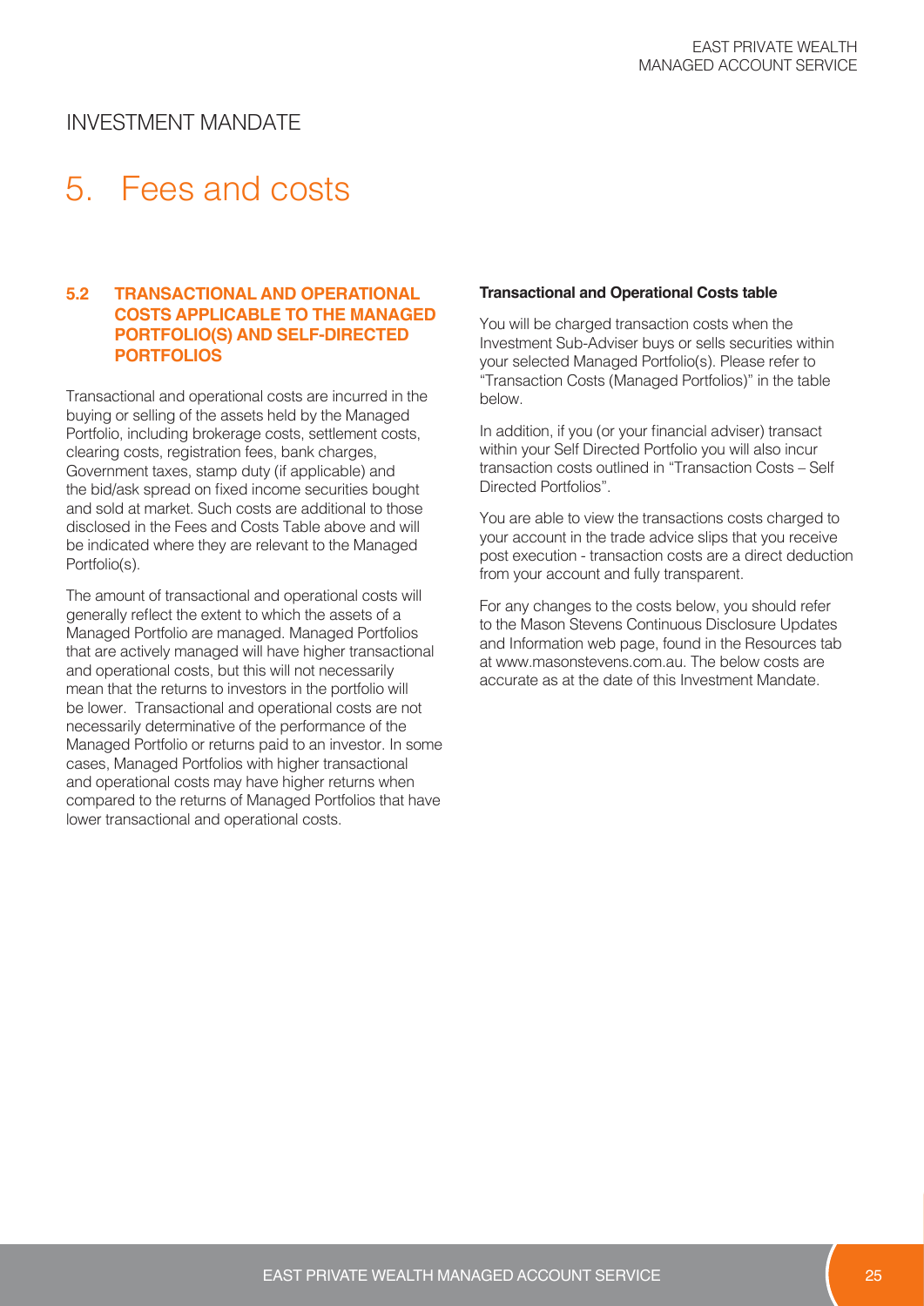# INVESTMENT MANDATE

# 5. Fees and costs

### 5.2 TRANSACTIONAL AND OPERATIONAL COSTS APPLICABLE TO THE MANAGED PORTFOLIO(S) AND SELF-DIRECTED PORTFOLIOS

Transactional and operational costs are incurred in the buying or selling of the assets held by the Managed Portfolio, including brokerage costs, settlement costs, clearing costs, registration fees, bank charges, Government taxes, stamp duty (if applicable) and the bid/ask spread on fixed income securities bought and sold at market. Such costs are additional to those disclosed in the Fees and Costs Table above and will be indicated where they are relevant to the Managed Portfolio(s).

The amount of transactional and operational costs will generally reflect the extent to which the assets of a Managed Portfolio are managed. Managed Portfolios that are actively managed will have higher transactional and operational costs, but this will not necessarily mean that the returns to investors in the portfolio will be lower. Transactional and operational costs are not necessarily determinative of the performance of the Managed Portfolio or returns paid to an investor. In some cases, Managed Portfolios with higher transactional and operational costs may have higher returns when compared to the returns of Managed Portfolios that have lower transactional and operational costs.

**Transactional and Operational Costs table**

You will be charged transaction costs when the Investment Sub-Adviser buys or sells securities within your selected Managed Portfolio(s). Please refer to "Transaction Costs (Managed Portfolios)" in the table below.

In addition, if you (or your financial adviser) transact within your Self Directed Portfolio you will also incur transaction costs outlined in "Transaction Costs – Self Directed Portfolios".

You are able to view the transactions costs charged to your account in the trade advice slips that you receive post execution - transaction costs are a direct deduction from your account and fully transparent.

For any changes to the costs below, you should refer to the Mason Stevens Continuous Disclosure Updates and Information web page, found in the Resources tab at www.masonstevens.com.au. The below costs are accurate as at the date of this Investment Mandate.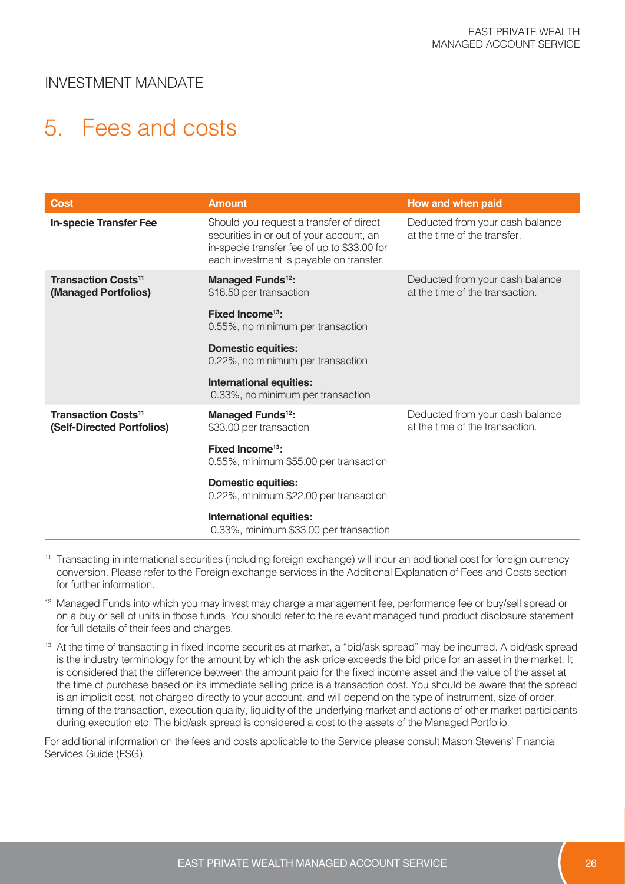## INVESTMENT MANDATE

# 5. Fees and costs

| Cost | Amount | How and when paid |
| --- | --- | --- |
| **In-specie Transfer Fee** | Should you request a transfer of direct securities in or out of your account, an in-specie transfer fee of up to $33.00 for each investment is payable on transfer. | Deducted from your cash balance at the time of the transfer. |
| **Transaction Costs[11] (Managed Portfolios)** | **Managed Funds[12]:** $16.50 per transaction<br>**Fixed Income[13]:** 0.55%, no minimum per transaction<br>**Domestic equities:** 0.22%, no minimum per transaction<br>**International equities:** 0.33%, no minimum per transaction | Deducted from your cash balance at the time of the transaction. |
| **Transaction Costs[11] (Self-Directed Portfolios)** | **Managed Funds[12]:** $33.00 per transaction<br>**Fixed Income[13]:** 0.55%, minimum $55.00 per transaction<br>**Domestic equities:** 0.22%, minimum $22.00 per transaction<br>**International equities:** 0.33%, minimum $33.00 per transaction | Deducted from your cash balance at the time of the transaction. |

[11] Transacting in international securities (including foreign exchange) will incur an additional cost for foreign currency conversion. Please refer to the Foreign exchange services in the Additional Explanation of Fees and Costs section for further information.

[12] Managed Funds into which you may invest may charge a management fee, performance fee or buy/sell spread or on a buy or sell of units in those funds. You should refer to the relevant managed fund product disclosure statement for full details of their fees and charges.

[13] At the time of transacting in fixed income securities at market, a "bid/ask spread" may be incurred. A bid/ask spread is the industry terminology for the amount by which the ask price exceeds the bid price for an asset in the market. It is considered that the difference between the amount paid for the fixed income asset and the value of the asset at the time of purchase based on its immediate selling price is a transaction cost. You should be aware that the spread is an implicit cost, not charged directly to your account, and will depend on the type of instrument, size of order, timing of the transaction, execution quality, liquidity of the underlying market and actions of other market participants during execution etc. The bid/ask spread is considered a cost to the assets of the Managed Portfolio.

For additional information on the fees and costs applicable to the Service please consult Mason Stevens' Financial Services Guide (FSG).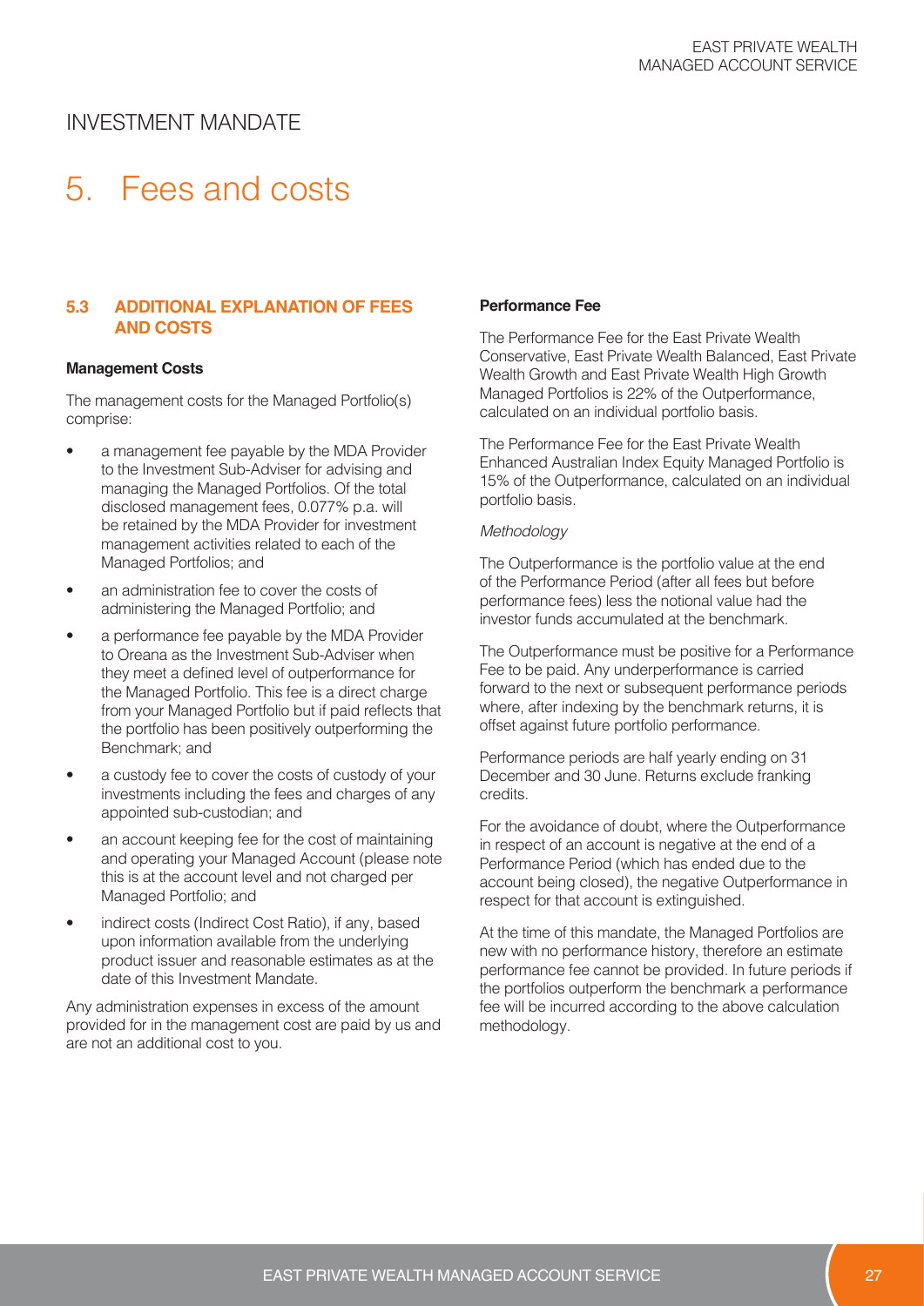# INVESTMENT MANDATE

# 5. Fees and costs

### 5.3 ADDITIONAL EXPLANATION OF FEES AND COSTS

**Management Costs**

The management costs for the Managed Portfolio(s) comprise:

- a management fee payable by the MDA Provider to the Investment Sub-Adviser for advising and managing the Managed Portfolios. Of the total disclosed management fees, 0.077% p.a. will be retained by the MDA Provider for investment management activities related to each of the Managed Portfolios; and
- an administration fee to cover the costs of administering the Managed Portfolio; and
- a performance fee payable by the MDA Provider to Oreana as the Investment Sub-Adviser when they meet a defined level of outperformance for the Managed Portfolio. This fee is a direct charge from your Managed Portfolio but if paid reflects that the portfolio has been positively outperforming the Benchmark; and
- a custody fee to cover the costs of custody of your investments including the fees and charges of any appointed sub-custodian; and
- an account keeping fee for the cost of maintaining and operating your Managed Account (please note this is at the account level and not charged per Managed Portfolio; and
- indirect costs (Indirect Cost Ratio), if any, based upon information available from the underlying product issuer and reasonable estimates as at the date of this Investment Mandate.

Any administration expenses in excess of the amount provided for in the management cost are paid by us and are not an additional cost to you.

**Performance Fee**

The Performance Fee for the East Private Wealth Conservative, East Private Wealth Balanced, East Private Wealth Growth and East Private Wealth High Growth Managed Portfolios is 22% of the Outperformance, calculated on an individual portfolio basis.

The Performance Fee for the East Private Wealth Enhanced Australian Index Equity Managed Portfolio is 15% of the Outperformance, calculated on an individual portfolio basis.

*Methodology*

The Outperformance is the portfolio value at the end of the Performance Period (after all fees but before performance fees) less the notional value had the investor funds accumulated at the benchmark.

The Outperformance must be positive for a Performance Fee to be paid. Any underperformance is carried forward to the next or subsequent performance periods where, after indexing by the benchmark returns, it is offset against future portfolio performance.

Performance periods are half yearly ending on 31 December and 30 June. Returns exclude franking credits.

For the avoidance of doubt, where the Outperformance in respect of an account is negative at the end of a Performance Period (which has ended due to the account being closed), the negative Outperformance in respect for that account is extinguished.

At the time of this mandate, the Managed Portfolios are new with no performance history, therefore an estimate performance fee cannot be provided. In future periods if the portfolios outperform the benchmark a performance fee will be incurred according to the above calculation methodology.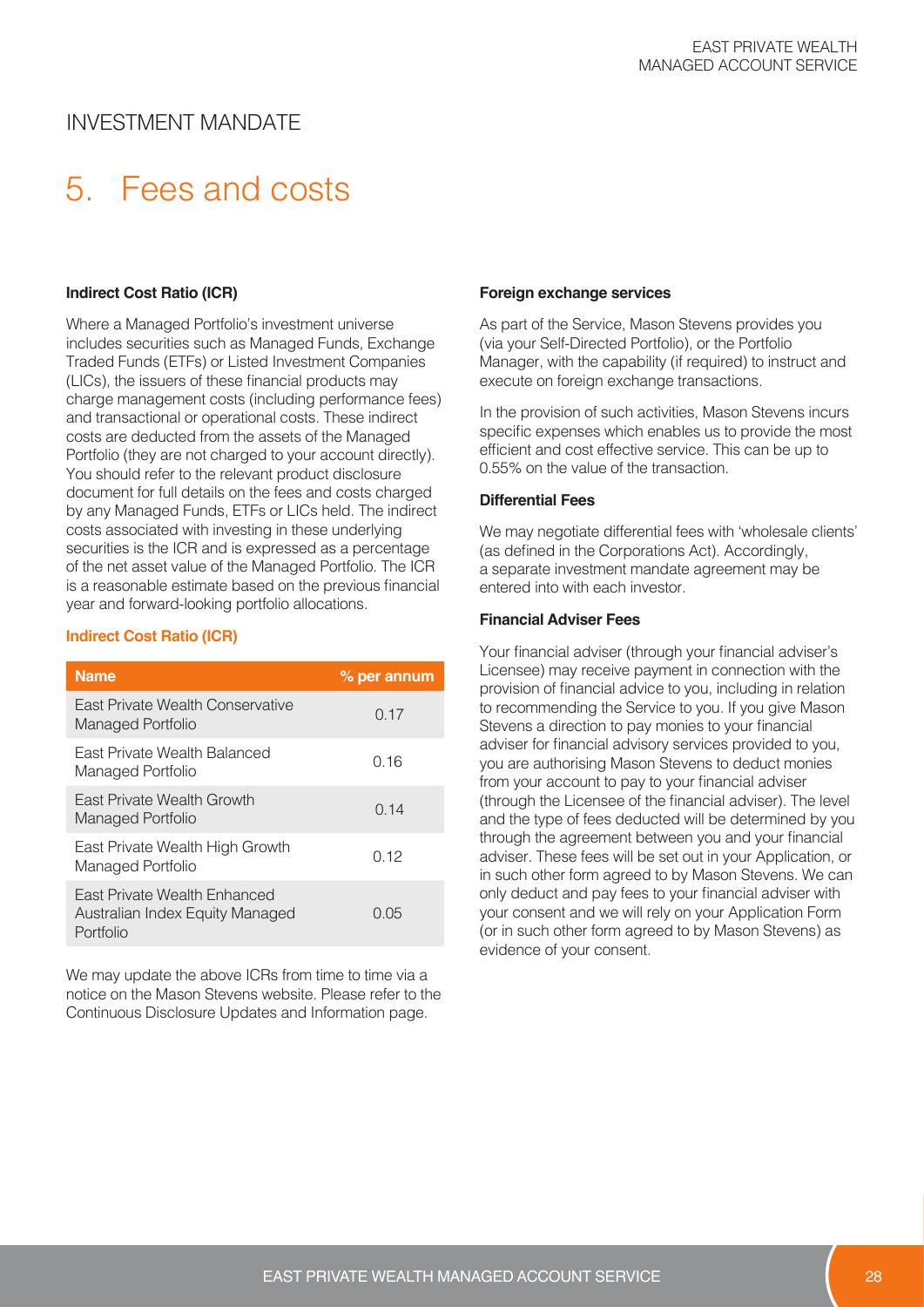# INVESTMENT MANDATE

## 5. Fees and costs

### Indirect Cost Ratio (ICR)

Where a Managed Portfolio's investment universe includes securities such as Managed Funds, Exchange Traded Funds (ETFs) or Listed Investment Companies (LICs), the issuers of these financial products may charge management costs (including performance fees) and transactional or operational costs. These indirect costs are deducted from the assets of the Managed Portfolio (they are not charged to your account directly). You should refer to the relevant product disclosure document for full details on the fees and costs charged by any Managed Funds, ETFs or LICs held. The indirect costs associated with investing in these underlying securities is the ICR and is expressed as a percentage of the net asset value of the Managed Portfolio. The ICR is a reasonable estimate based on the previous financial year and forward-looking portfolio allocations.

**Indirect Cost Ratio (ICR)**

| Name | % per annum |
|---|---|
| East Private Wealth Conservative Managed Portfolio | 0.17 |
| East Private Wealth Balanced Managed Portfolio | 0.16 |
| East Private Wealth Growth Managed Portfolio | 0.14 |
| East Private Wealth High Growth Managed Portfolio | 0.12 |
| East Private Wealth Enhanced Australian Index Equity Managed Portfolio | 0.05 |

We may update the above ICRs from time to time via a notice on the Mason Stevens website. Please refer to the Continuous Disclosure Updates and Information page.

### Foreign exchange services

As part of the Service, Mason Stevens provides you (via your Self-Directed Portfolio), or the Portfolio Manager, with the capability (if required) to instruct and execute on foreign exchange transactions.

In the provision of such activities, Mason Stevens incurs specific expenses which enables us to provide the most efficient and cost effective service. This can be up to 0.55% on the value of the transaction.

### Differential Fees

We may negotiate differential fees with 'wholesale clients' (as defined in the Corporations Act). Accordingly, a separate investment mandate agreement may be entered into with each investor.

### Financial Adviser Fees

Your financial adviser (through your financial adviser's Licensee) may receive payment in connection with the provision of financial advice to you, including in relation to recommending the Service to you. If you give Mason Stevens a direction to pay monies to your financial adviser for financial advisory services provided to you, you are authorising Mason Stevens to deduct monies from your account to pay to your financial adviser (through the Licensee of the financial adviser). The level and the type of fees deducted will be determined by you through the agreement between you and your financial adviser. These fees will be set out in your Application, or in such other form agreed to by Mason Stevens. We can only deduct and pay fees to your financial adviser with your consent and we will rely on your Application Form (or in such other form agreed to by Mason Stevens) as evidence of your consent.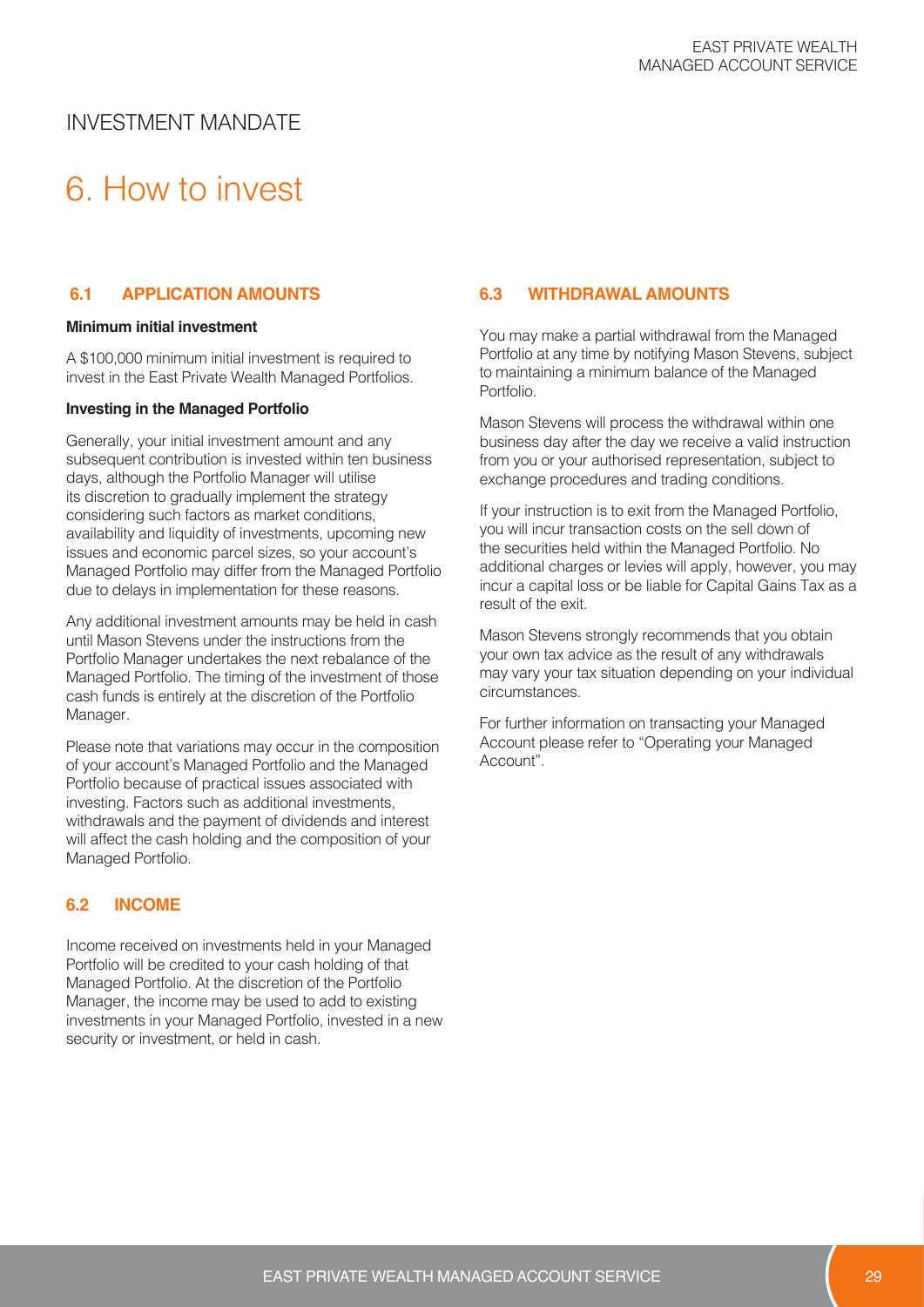INVESTMENT MANDATE

# 6. How to invest

## 6.1 APPLICATION AMOUNTS

**Minimum initial investment**

A $100,000 minimum initial investment is required to invest in the East Private Wealth Managed Portfolios.

**Investing in the Managed Portfolio**

Generally, your initial investment amount and any subsequent contribution is invested within ten business days, although the Portfolio Manager will utilise its discretion to gradually implement the strategy considering such factors as market conditions, availability and liquidity of investments, upcoming new issues and economic parcel sizes, so your account's Managed Portfolio may differ from the Managed Portfolio due to delays in implementation for these reasons.

Any additional investment amounts may be held in cash until Mason Stevens under the instructions from the Portfolio Manager undertakes the next rebalance of the Managed Portfolio. The timing of the investment of those cash funds is entirely at the discretion of the Portfolio Manager.

Please note that variations may occur in the composition of your account's Managed Portfolio and the Managed Portfolio because of practical issues associated with investing. Factors such as additional investments, withdrawals and the payment of dividends and interest will affect the cash holding and the composition of your Managed Portfolio.

## 6.2 INCOME

Income received on investments held in your Managed Portfolio will be credited to your cash holding of that Managed Portfolio. At the discretion of the Portfolio Manager, the income may be used to add to existing investments in your Managed Portfolio, invested in a new security or investment, or held in cash.

## 6.3 WITHDRAWAL AMOUNTS

You may make a partial withdrawal from the Managed Portfolio at any time by notifying Mason Stevens, subject to maintaining a minimum balance of the Managed Portfolio.

Mason Stevens will process the withdrawal within one business day after the day we receive a valid instruction from you or your authorised representation, subject to exchange procedures and trading conditions.

If your instruction is to exit from the Managed Portfolio, you will incur transaction costs on the sell down of the securities held within the Managed Portfolio. No additional charges or levies will apply, however, you may incur a capital loss or be liable for Capital Gains Tax as a result of the exit.

Mason Stevens strongly recommends that you obtain your own tax advice as the result of any withdrawals may vary your tax situation depending on your individual circumstances.

For further information on transacting your Managed Account please refer to "Operating your Managed Account".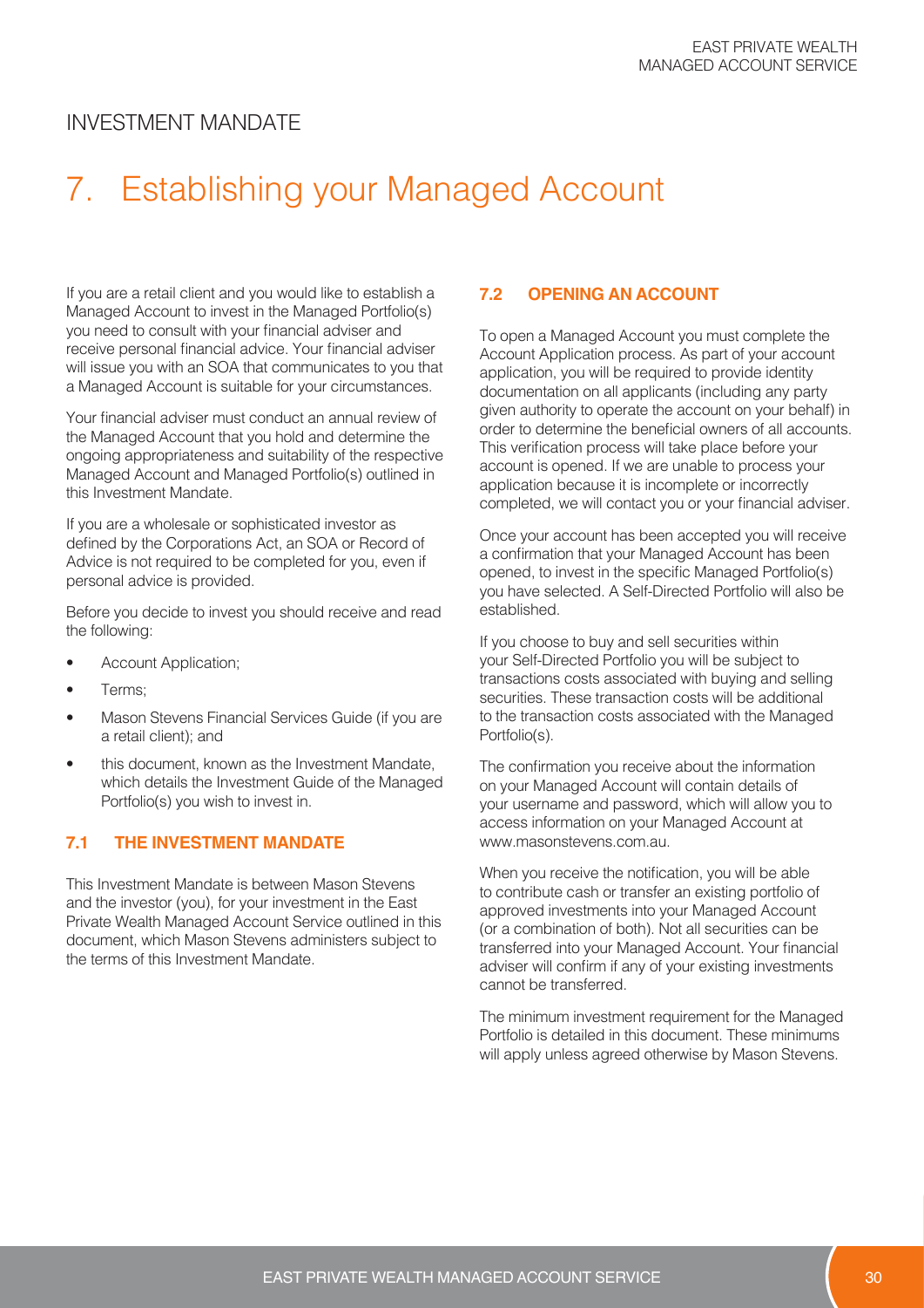## INVESTMENT MANDATE

# 7. Establishing your Managed Account

If you are a retail client and you would like to establish a Managed Account to invest in the Managed Portfolio(s) you need to consult with your financial adviser and receive personal financial advice. Your financial adviser will issue you with an SOA that communicates to you that a Managed Account is suitable for your circumstances.

Your financial adviser must conduct an annual review of the Managed Account that you hold and determine the ongoing appropriateness and suitability of the respective Managed Account and Managed Portfolio(s) outlined in this Investment Mandate.

If you are a wholesale or sophisticated investor as defined by the Corporations Act, an SOA or Record of Advice is not required to be completed for you, even if personal advice is provided.

Before you decide to invest you should receive and read the following:

- Account Application;
- Terms;
- Mason Stevens Financial Services Guide (if you are a retail client); and
- this document, known as the Investment Mandate, which details the Investment Guide of the Managed Portfolio(s) you wish to invest in.

### 7.1 THE INVESTMENT MANDATE

This Investment Mandate is between Mason Stevens and the investor (you), for your investment in the East Private Wealth Managed Account Service outlined in this document, which Mason Stevens administers subject to the terms of this Investment Mandate.

### 7.2 OPENING AN ACCOUNT

To open a Managed Account you must complete the Account Application process. As part of your account application, you will be required to provide identity documentation on all applicants (including any party given authority to operate the account on your behalf) in order to determine the beneficial owners of all accounts. This verification process will take place before your account is opened. If we are unable to process your application because it is incomplete or incorrectly completed, we will contact you or your financial adviser.

Once your account has been accepted you will receive a confirmation that your Managed Account has been opened, to invest in the specific Managed Portfolio(s) you have selected. A Self-Directed Portfolio will also be established.

If you choose to buy and sell securities within your Self-Directed Portfolio you will be subject to transactions costs associated with buying and selling securities. These transaction costs will be additional to the transaction costs associated with the Managed Portfolio(s).

The confirmation you receive about the information on your Managed Account will contain details of your username and password, which will allow you to access information on your Managed Account at www.masonstevens.com.au.

When you receive the notification, you will be able to contribute cash or transfer an existing portfolio of approved investments into your Managed Account (or a combination of both). Not all securities can be transferred into your Managed Account. Your financial adviser will confirm if any of your existing investments cannot be transferred.

The minimum investment requirement for the Managed Portfolio is detailed in this document. These minimums will apply unless agreed otherwise by Mason Stevens.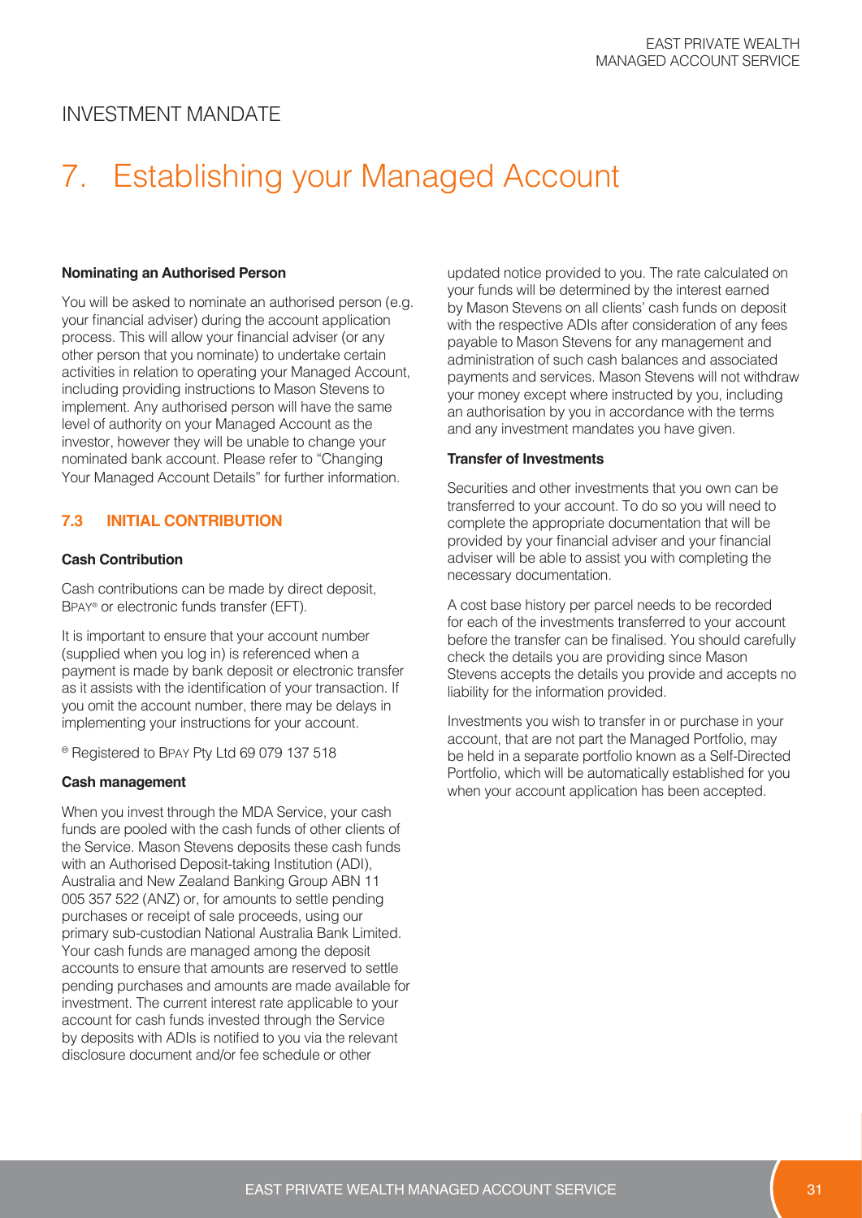# INVESTMENT MANDATE

# 7. Establishing your Managed Account

**Nominating an Authorised Person**

You will be asked to nominate an authorised person (e.g. your financial adviser) during the account application process. This will allow your financial adviser (or any other person that you nominate) to undertake certain activities in relation to operating your Managed Account, including providing instructions to Mason Stevens to implement. Any authorised person will have the same level of authority on your Managed Account as the investor, however they will be unable to change your nominated bank account. Please refer to "Changing Your Managed Account Details" for further information.

## 7.3 INITIAL CONTRIBUTION

**Cash Contribution**

Cash contributions can be made by direct deposit, BPAY® or electronic funds transfer (EFT).

It is important to ensure that your account number (supplied when you log in) is referenced when a payment is made by bank deposit or electronic transfer as it assists with the identification of your transaction. If you omit the account number, there may be delays in implementing your instructions for your account.

® Registered to BPAY Pty Ltd 69 079 137 518

**Cash management**

When you invest through the MDA Service, your cash funds are pooled with the cash funds of other clients of the Service. Mason Stevens deposits these cash funds with an Authorised Deposit-taking Institution (ADI), Australia and New Zealand Banking Group ABN 11 005 357 522 (ANZ) or, for amounts to settle pending purchases or receipt of sale proceeds, using our primary sub-custodian National Australia Bank Limited. Your cash funds are managed among the deposit accounts to ensure that amounts are reserved to settle pending purchases and amounts are made available for investment. The current interest rate applicable to your account for cash funds invested through the Service by deposits with ADIs is notified to you via the relevant disclosure document and/or fee schedule or other updated notice provided to you. The rate calculated on your funds will be determined by the interest earned by Mason Stevens on all clients' cash funds on deposit with the respective ADIs after consideration of any fees payable to Mason Stevens for any management and administration of such cash balances and associated payments and services. Mason Stevens will not withdraw your money except where instructed by you, including an authorisation by you in accordance with the terms and any investment mandates you have given.

**Transfer of Investments**

Securities and other investments that you own can be transferred to your account. To do so you will need to complete the appropriate documentation that will be provided by your financial adviser and your financial adviser will be able to assist you with completing the necessary documentation.

A cost base history per parcel needs to be recorded for each of the investments transferred to your account before the transfer can be finalised. You should carefully check the details you are providing since Mason Stevens accepts the details you provide and accepts no liability for the information provided.

Investments you wish to transfer in or purchase in your account, that are not part the Managed Portfolio, may be held in a separate portfolio known as a Self-Directed Portfolio, which will be automatically established for you when your account application has been accepted.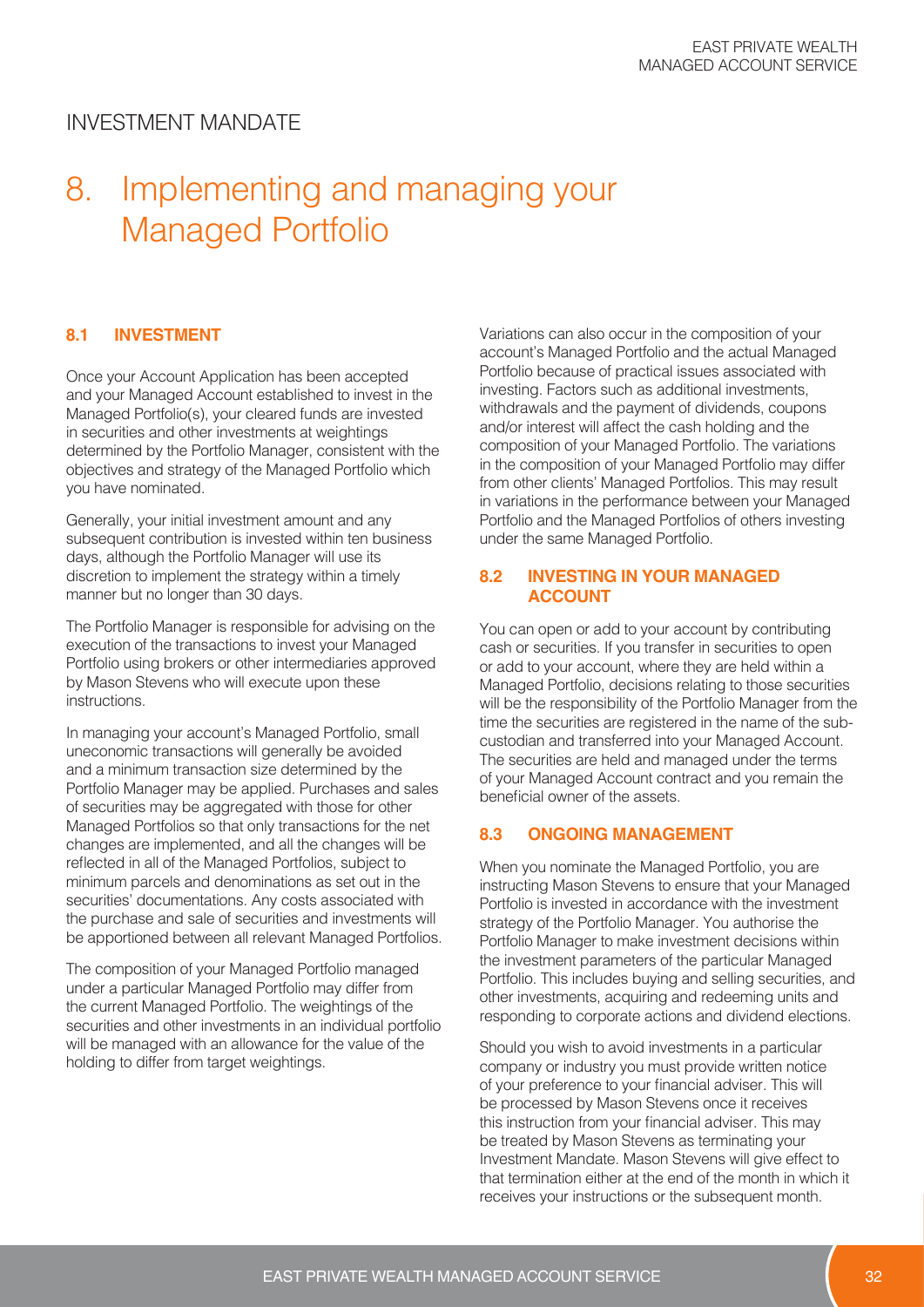# INVESTMENT MANDATE

# 8. Implementing and managing your Managed Portfolio

### 8.1 INVESTMENT

Once your Account Application has been accepted and your Managed Account established to invest in the Managed Portfolio(s), your cleared funds are invested in securities and other investments at weightings determined by the Portfolio Manager, consistent with the objectives and strategy of the Managed Portfolio which you have nominated.

Generally, your initial investment amount and any subsequent contribution is invested within ten business days, although the Portfolio Manager will use its discretion to implement the strategy within a timely manner but no longer than 30 days.

The Portfolio Manager is responsible for advising on the execution of the transactions to invest your Managed Portfolio using brokers or other intermediaries approved by Mason Stevens who will execute upon these instructions.

In managing your account's Managed Portfolio, small uneconomic transactions will generally be avoided and a minimum transaction size determined by the Portfolio Manager may be applied. Purchases and sales of securities may be aggregated with those for other Managed Portfolios so that only transactions for the net changes are implemented, and all the changes will be reflected in all of the Managed Portfolios, subject to minimum parcels and denominations as set out in the securities' documentations. Any costs associated with the purchase and sale of securities and investments will be apportioned between all relevant Managed Portfolios.

The composition of your Managed Portfolio managed under a particular Managed Portfolio may differ from the current Managed Portfolio. The weightings of the securities and other investments in an individual portfolio will be managed with an allowance for the value of the holding to differ from target weightings.

Variations can also occur in the composition of your account's Managed Portfolio and the actual Managed Portfolio because of practical issues associated with investing. Factors such as additional investments, withdrawals and the payment of dividends, coupons and/or interest will affect the cash holding and the composition of your Managed Portfolio. The variations in the composition of your Managed Portfolio may differ from other clients' Managed Portfolios. This may result in variations in the performance between your Managed Portfolio and the Managed Portfolios of others investing under the same Managed Portfolio.

### 8.2 INVESTING IN YOUR MANAGED ACCOUNT

You can open or add to your account by contributing cash or securities. If you transfer in securities to open or add to your account, where they are held within a Managed Portfolio, decisions relating to those securities will be the responsibility of the Portfolio Manager from the time the securities are registered in the name of the sub-custodian and transferred into your Managed Account. The securities are held and managed under the terms of your Managed Account contract and you remain the beneficial owner of the assets.

### 8.3 ONGOING MANAGEMENT

When you nominate the Managed Portfolio, you are instructing Mason Stevens to ensure that your Managed Portfolio is invested in accordance with the investment strategy of the Portfolio Manager. You authorise the Portfolio Manager to make investment decisions within the investment parameters of the particular Managed Portfolio. This includes buying and selling securities, and other investments, acquiring and redeeming units and responding to corporate actions and dividend elections.

Should you wish to avoid investments in a particular company or industry you must provide written notice of your preference to your financial adviser. This will be processed by Mason Stevens once it receives this instruction from your financial adviser. This may be treated by Mason Stevens as terminating your Investment Mandate. Mason Stevens will give effect to that termination either at the end of the month in which it receives your instructions or the subsequent month.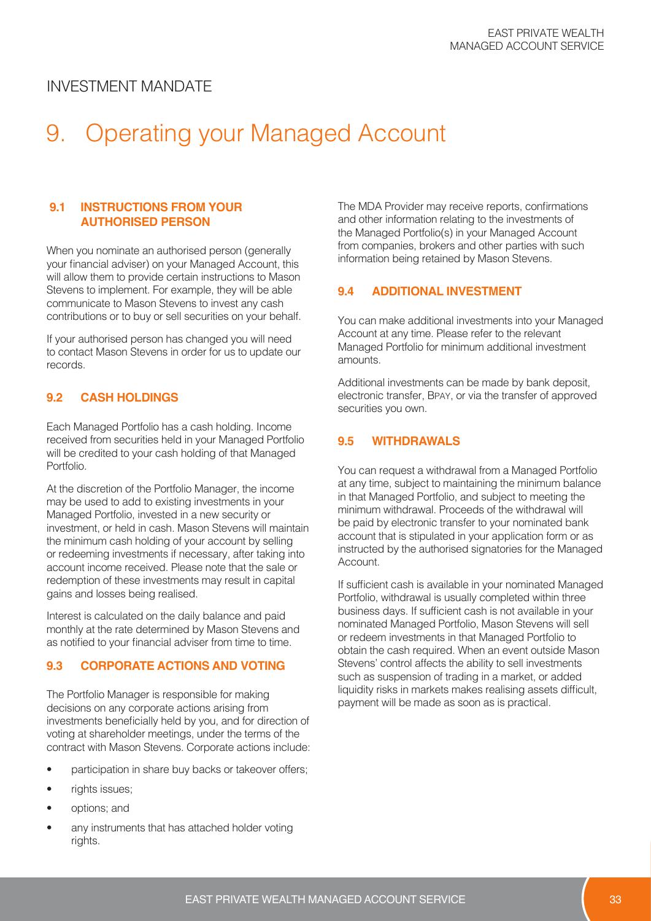INVESTMENT MANDATE

# 9. Operating your Managed Account

### 9.1 INSTRUCTIONS FROM YOUR AUTHORISED PERSON

When you nominate an authorised person (generally your financial adviser) on your Managed Account, this will allow them to provide certain instructions to Mason Stevens to implement. For example, they will be able communicate to Mason Stevens to invest any cash contributions or to buy or sell securities on your behalf.

If your authorised person has changed you will need to contact Mason Stevens in order for us to update our records.

### 9.2 CASH HOLDINGS

Each Managed Portfolio has a cash holding. Income received from securities held in your Managed Portfolio will be credited to your cash holding of that Managed Portfolio.

At the discretion of the Portfolio Manager, the income may be used to add to existing investments in your Managed Portfolio, invested in a new security or investment, or held in cash. Mason Stevens will maintain the minimum cash holding of your account by selling or redeeming investments if necessary, after taking into account income received. Please note that the sale or redemption of these investments may result in capital gains and losses being realised.

Interest is calculated on the daily balance and paid monthly at the rate determined by Mason Stevens and as notified to your financial adviser from time to time.

### 9.3 CORPORATE ACTIONS AND VOTING

The Portfolio Manager is responsible for making decisions on any corporate actions arising from investments beneficially held by you, and for direction of voting at shareholder meetings, under the terms of the contract with Mason Stevens. Corporate actions include:

- participation in share buy backs or takeover offers;
- rights issues;
- options; and
- any instruments that has attached holder voting rights.

The MDA Provider may receive reports, confirmations and other information relating to the investments of the Managed Portfolio(s) in your Managed Account from companies, brokers and other parties with such information being retained by Mason Stevens.

### 9.4 ADDITIONAL INVESTMENT

You can make additional investments into your Managed Account at any time. Please refer to the relevant Managed Portfolio for minimum additional investment amounts.

Additional investments can be made by bank deposit, electronic transfer, BPAY, or via the transfer of approved securities you own.

### 9.5 WITHDRAWALS

You can request a withdrawal from a Managed Portfolio at any time, subject to maintaining the minimum balance in that Managed Portfolio, and subject to meeting the minimum withdrawal. Proceeds of the withdrawal will be paid by electronic transfer to your nominated bank account that is stipulated in your application form or as instructed by the authorised signatories for the Managed Account.

If sufficient cash is available in your nominated Managed Portfolio, withdrawal is usually completed within three business days. If sufficient cash is not available in your nominated Managed Portfolio, Mason Stevens will sell or redeem investments in that Managed Portfolio to obtain the cash required. When an event outside Mason Stevens' control affects the ability to sell investments such as suspension of trading in a market, or added liquidity risks in markets makes realising assets difficult, payment will be made as soon as is practical.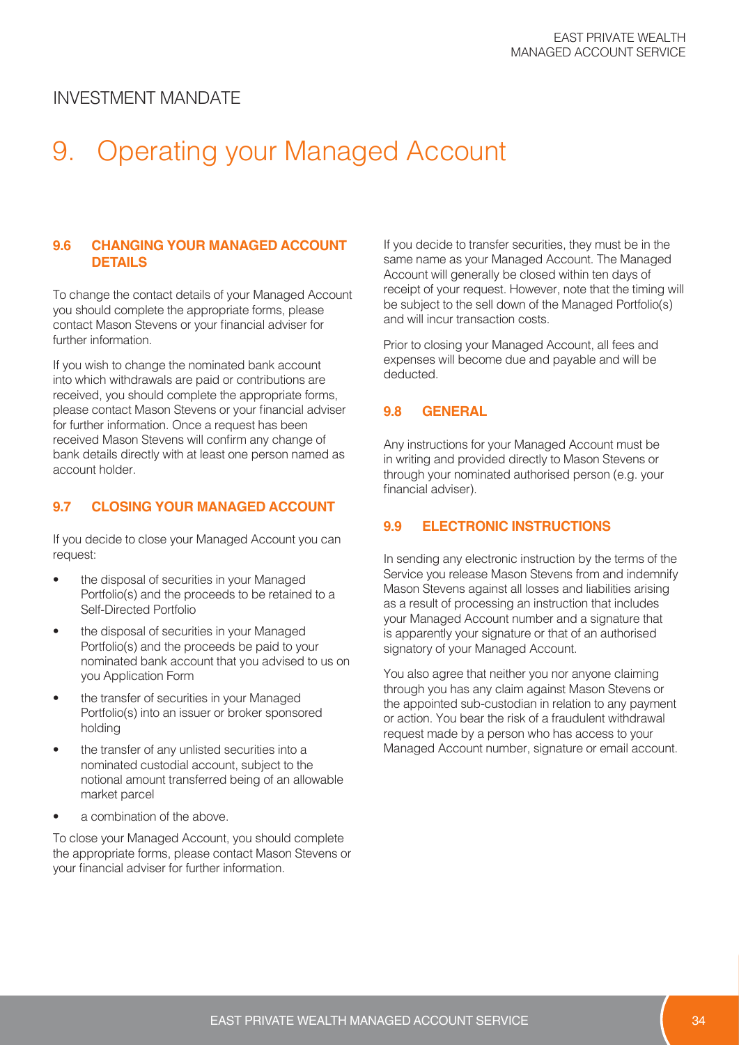## INVESTMENT MANDATE

# 9. Operating your Managed Account

### 9.6 CHANGING YOUR MANAGED ACCOUNT DETAILS

To change the contact details of your Managed Account you should complete the appropriate forms, please contact Mason Stevens or your financial adviser for further information.

If you wish to change the nominated bank account into which withdrawals are paid or contributions are received, you should complete the appropriate forms, please contact Mason Stevens or your financial adviser for further information. Once a request has been received Mason Stevens will confirm any change of bank details directly with at least one person named as account holder.

### 9.7 CLOSING YOUR MANAGED ACCOUNT

If you decide to close your Managed Account you can request:

- the disposal of securities in your Managed Portfolio(s) and the proceeds to be retained to a Self-Directed Portfolio
- the disposal of securities in your Managed Portfolio(s) and the proceeds be paid to your nominated bank account that you advised to us on you Application Form
- the transfer of securities in your Managed Portfolio(s) into an issuer or broker sponsored holding
- the transfer of any unlisted securities into a nominated custodial account, subject to the notional amount transferred being of an allowable market parcel
- a combination of the above.

To close your Managed Account, you should complete the appropriate forms, please contact Mason Stevens or your financial adviser for further information.

If you decide to transfer securities, they must be in the same name as your Managed Account. The Managed Account will generally be closed within ten days of receipt of your request. However, note that the timing will be subject to the sell down of the Managed Portfolio(s) and will incur transaction costs.

Prior to closing your Managed Account, all fees and expenses will become due and payable and will be deducted.

### 9.8 GENERAL

Any instructions for your Managed Account must be in writing and provided directly to Mason Stevens or through your nominated authorised person (e.g. your financial adviser).

### 9.9 ELECTRONIC INSTRUCTIONS

In sending any electronic instruction by the terms of the Service you release Mason Stevens from and indemnify Mason Stevens against all losses and liabilities arising as a result of processing an instruction that includes your Managed Account number and a signature that is apparently your signature or that of an authorised signatory of your Managed Account.

You also agree that neither you nor anyone claiming through you has any claim against Mason Stevens or the appointed sub-custodian in relation to any payment or action. You bear the risk of a fraudulent withdrawal request made by a person who has access to your Managed Account number, signature or email account.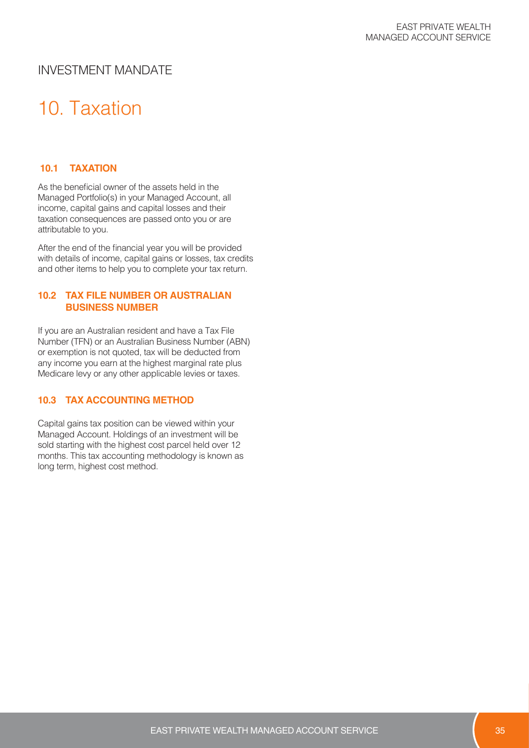INVESTMENT MANDATE

# 10. Taxation

### 10.1 TAXATION

As the beneficial owner of the assets held in the Managed Portfolio(s) in your Managed Account, all income, capital gains and capital losses and their taxation consequences are passed onto you or are attributable to you.

After the end of the financial year you will be provided with details of income, capital gains or losses, tax credits and other items to help you to complete your tax return.

### 10.2 TAX FILE NUMBER OR AUSTRALIAN BUSINESS NUMBER

If you are an Australian resident and have a Tax File Number (TFN) or an Australian Business Number (ABN) or exemption is not quoted, tax will be deducted from any income you earn at the highest marginal rate plus Medicare levy or any other applicable levies or taxes.

### 10.3 TAX ACCOUNTING METHOD

Capital gains tax position can be viewed within your Managed Account. Holdings of an investment will be sold starting with the highest cost parcel held over 12 months. This tax accounting methodology is known as long term, highest cost method.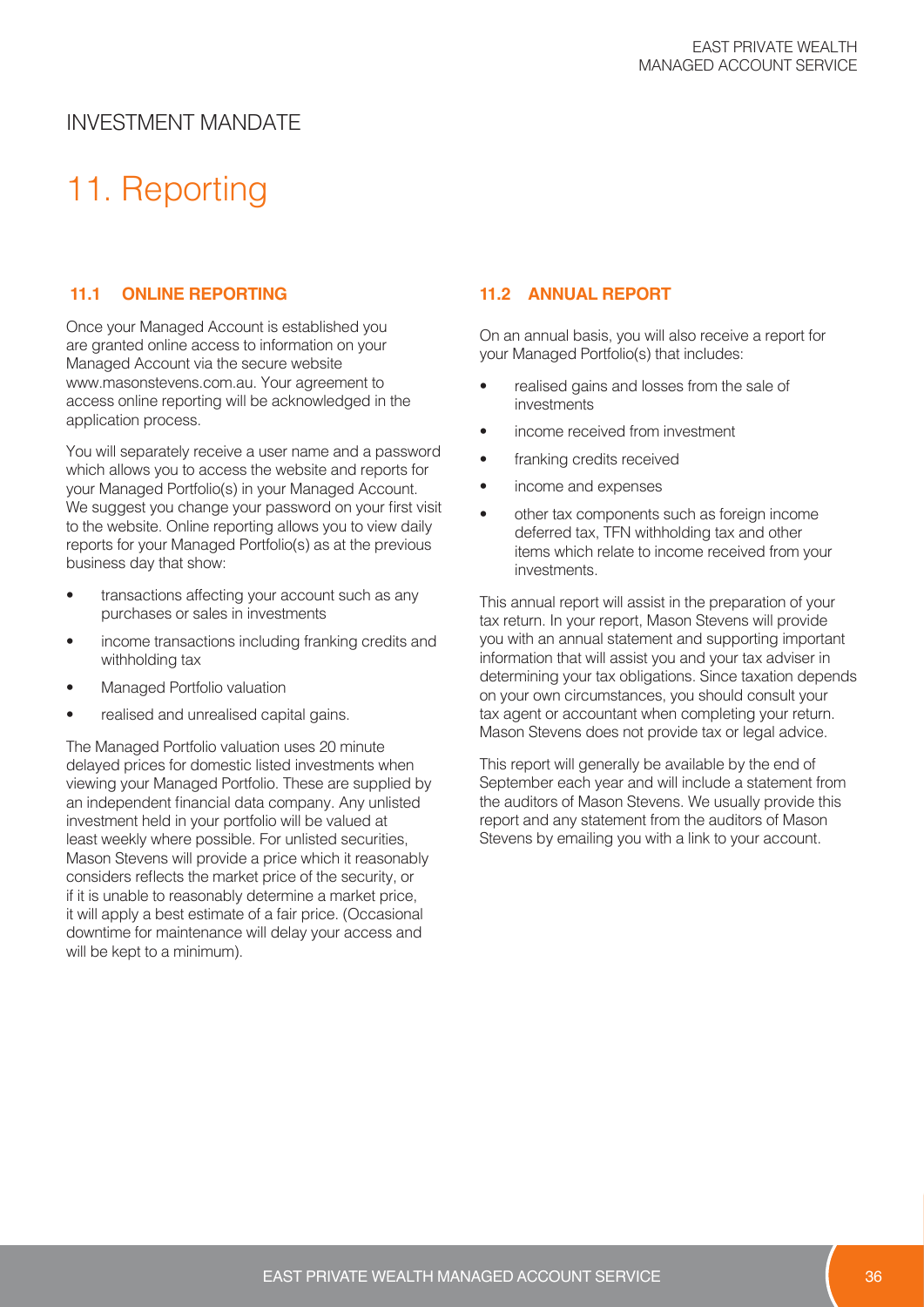# INVESTMENT MANDATE

## 11. Reporting

### 11.1 ONLINE REPORTING

Once your Managed Account is established you are granted online access to information on your Managed Account via the secure website www.masonstevens.com.au. Your agreement to access online reporting will be acknowledged in the application process.

You will separately receive a user name and a password which allows you to access the website and reports for your Managed Portfolio(s) in your Managed Account. We suggest you change your password on your first visit to the website. Online reporting allows you to view daily reports for your Managed Portfolio(s) as at the previous business day that show:

- transactions affecting your account such as any purchases or sales in investments
- income transactions including franking credits and withholding tax
- Managed Portfolio valuation
- realised and unrealised capital gains.

The Managed Portfolio valuation uses 20 minute delayed prices for domestic listed investments when viewing your Managed Portfolio. These are supplied by an independent financial data company. Any unlisted investment held in your portfolio will be valued at least weekly where possible. For unlisted securities, Mason Stevens will provide a price which it reasonably considers reflects the market price of the security, or if it is unable to reasonably determine a market price, it will apply a best estimate of a fair price. (Occasional downtime for maintenance will delay your access and will be kept to a minimum).

### 11.2 ANNUAL REPORT

On an annual basis, you will also receive a report for your Managed Portfolio(s) that includes:

- realised gains and losses from the sale of investments
- income received from investment
- franking credits received
- income and expenses
- other tax components such as foreign income deferred tax, TFN withholding tax and other items which relate to income received from your investments.

This annual report will assist in the preparation of your tax return. In your report, Mason Stevens will provide you with an annual statement and supporting important information that will assist you and your tax adviser in determining your tax obligations. Since taxation depends on your own circumstances, you should consult your tax agent or accountant when completing your return. Mason Stevens does not provide tax or legal advice.

This report will generally be available by the end of September each year and will include a statement from the auditors of Mason Stevens. We usually provide this report and any statement from the auditors of Mason Stevens by emailing you with a link to your account.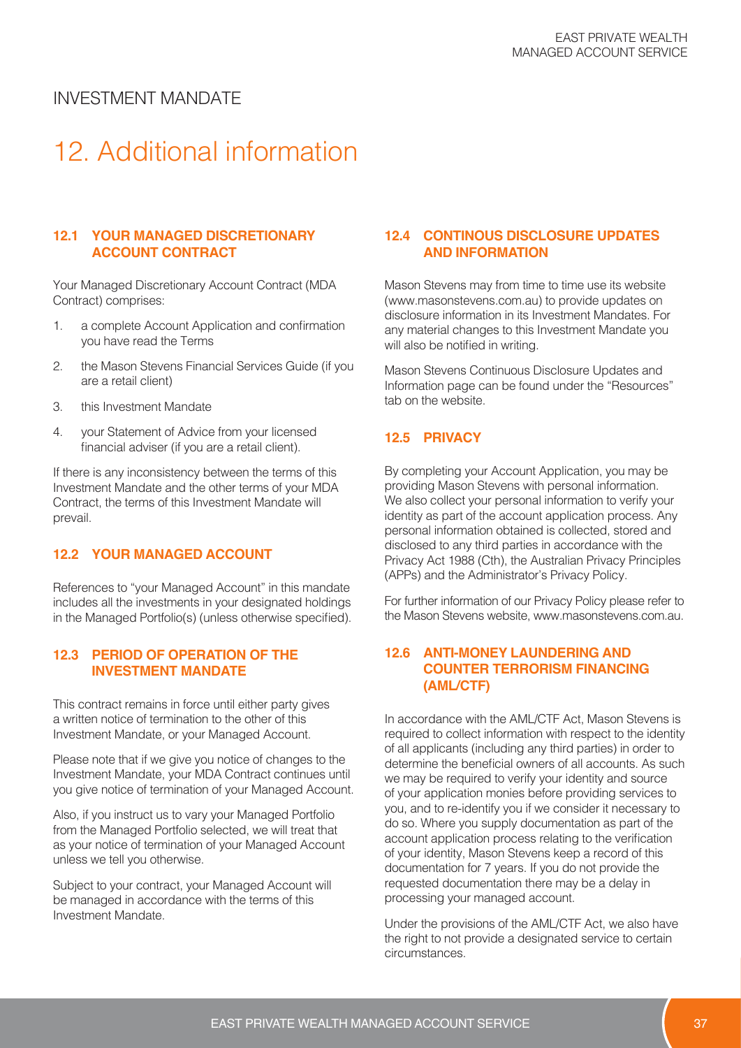# INVESTMENT MANDATE

# 12. Additional information

### 12.1 YOUR MANAGED DISCRETIONARY ACCOUNT CONTRACT

Your Managed Discretionary Account Contract (MDA Contract) comprises:

1. a complete Account Application and confirmation you have read the Terms
2. the Mason Stevens Financial Services Guide (if you are a retail client)
3. this Investment Mandate
4. your Statement of Advice from your licensed financial adviser (if you are a retail client).

If there is any inconsistency between the terms of this Investment Mandate and the other terms of your MDA Contract, the terms of this Investment Mandate will prevail.

### 12.2 YOUR MANAGED ACCOUNT

References to "your Managed Account" in this mandate includes all the investments in your designated holdings in the Managed Portfolio(s) (unless otherwise specified).

### 12.3 PERIOD OF OPERATION OF THE INVESTMENT MANDATE

This contract remains in force until either party gives a written notice of termination to the other of this Investment Mandate, or your Managed Account.

Please note that if we give you notice of changes to the Investment Mandate, your MDA Contract continues until you give notice of termination of your Managed Account.

Also, if you instruct us to vary your Managed Portfolio from the Managed Portfolio selected, we will treat that as your notice of termination of your Managed Account unless we tell you otherwise.

Subject to your contract, your Managed Account will be managed in accordance with the terms of this Investment Mandate.

### 12.4 CONTINOUS DISCLOSURE UPDATES AND INFORMATION

Mason Stevens may from time to time use its website (www.masonstevens.com.au) to provide updates on disclosure information in its Investment Mandates. For any material changes to this Investment Mandate you will also be notified in writing.

Mason Stevens Continuous Disclosure Updates and Information page can be found under the "Resources" tab on the website.

### 12.5 PRIVACY

By completing your Account Application, you may be providing Mason Stevens with personal information. We also collect your personal information to verify your identity as part of the account application process. Any personal information obtained is collected, stored and disclosed to any third parties in accordance with the Privacy Act 1988 (Cth), the Australian Privacy Principles (APPs) and the Administrator's Privacy Policy.

For further information of our Privacy Policy please refer to the Mason Stevens website, www.masonstevens.com.au.

### 12.6 ANTI-MONEY LAUNDERING AND COUNTER TERRORISM FINANCING (AML/CTF)

In accordance with the AML/CTF Act, Mason Stevens is required to collect information with respect to the identity of all applicants (including any third parties) in order to determine the beneficial owners of all accounts. As such we may be required to verify your identity and source of your application monies before providing services to you, and to re-identify you if we consider it necessary to do so. Where you supply documentation as part of the account application process relating to the verification of your identity, Mason Stevens keep a record of this documentation for 7 years. If you do not provide the requested documentation there may be a delay in processing your managed account.

Under the provisions of the AML/CTF Act, we also have the right to not provide a designated service to certain circumstances.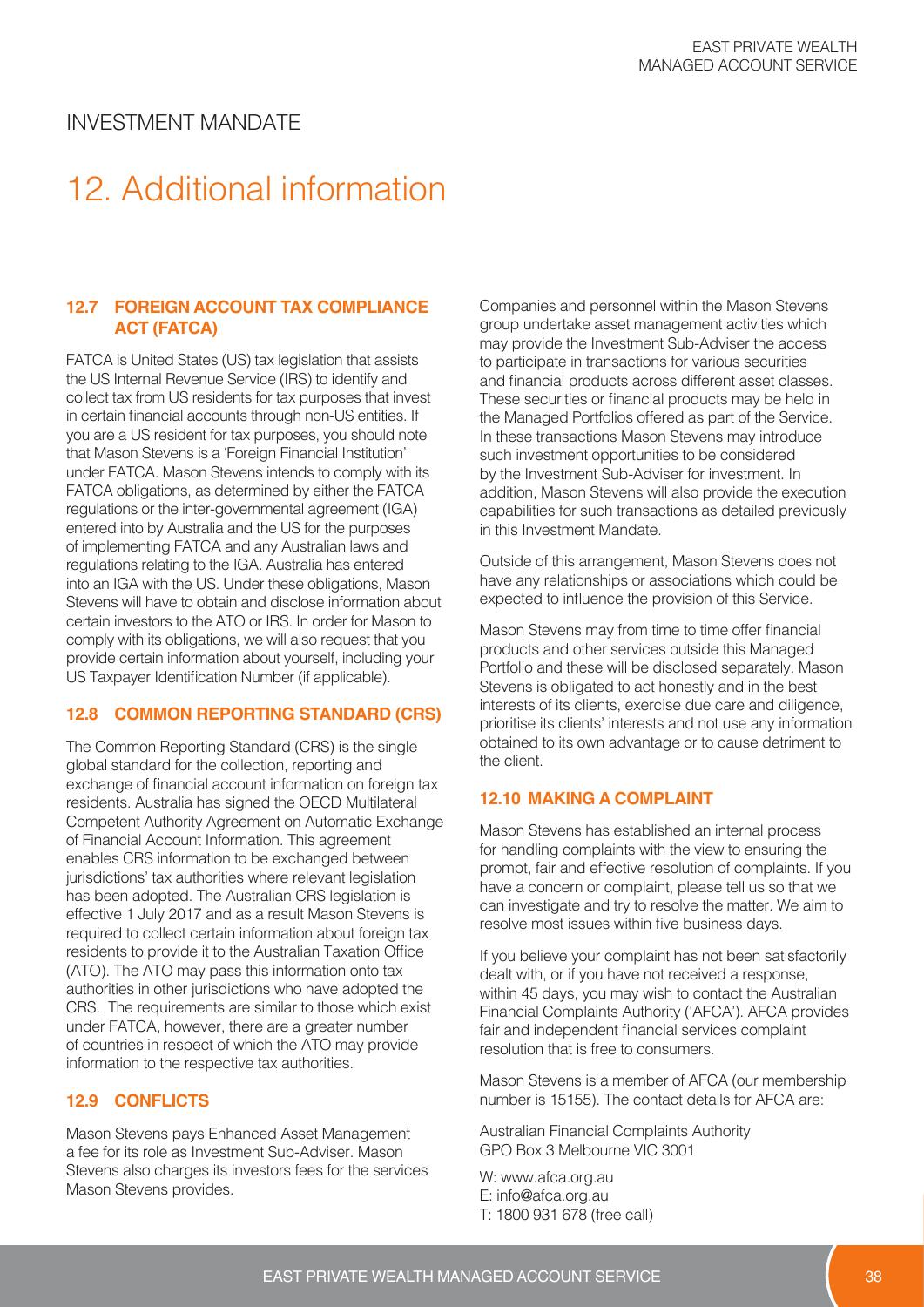INVESTMENT MANDATE

# 12. Additional information

### 12.7 FOREIGN ACCOUNT TAX COMPLIANCE ACT (FATCA)

FATCA is United States (US) tax legislation that assists the US Internal Revenue Service (IRS) to identify and collect tax from US residents for tax purposes that invest in certain financial accounts through non-US entities. If you are a US resident for tax purposes, you should note that Mason Stevens is a 'Foreign Financial Institution' under FATCA. Mason Stevens intends to comply with its FATCA obligations, as determined by either the FATCA regulations or the inter-governmental agreement (IGA) entered into by Australia and the US for the purposes of implementing FATCA and any Australian laws and regulations relating to the IGA. Australia has entered into an IGA with the US. Under these obligations, Mason Stevens will have to obtain and disclose information about certain investors to the ATO or IRS. In order for Mason to comply with its obligations, we will also request that you provide certain information about yourself, including your US Taxpayer Identification Number (if applicable).

### 12.8 COMMON REPORTING STANDARD (CRS)

The Common Reporting Standard (CRS) is the single global standard for the collection, reporting and exchange of financial account information on foreign tax residents. Australia has signed the OECD Multilateral Competent Authority Agreement on Automatic Exchange of Financial Account Information. This agreement enables CRS information to be exchanged between jurisdictions' tax authorities where relevant legislation has been adopted. The Australian CRS legislation is effective 1 July 2017 and as a result Mason Stevens is required to collect certain information about foreign tax residents to provide it to the Australian Taxation Office (ATO). The ATO may pass this information onto tax authorities in other jurisdictions who have adopted the CRS. The requirements are similar to those which exist under FATCA, however, there are a greater number of countries in respect of which the ATO may provide information to the respective tax authorities.

### 12.9 CONFLICTS

Mason Stevens pays Enhanced Asset Management a fee for its role as Investment Sub-Adviser. Mason Stevens also charges its investors fees for the services Mason Stevens provides.

Companies and personnel within the Mason Stevens group undertake asset management activities which may provide the Investment Sub-Adviser the access to participate in transactions for various securities and financial products across different asset classes. These securities or financial products may be held in the Managed Portfolios offered as part of the Service. In these transactions Mason Stevens may introduce such investment opportunities to be considered by the Investment Sub-Adviser for investment. In addition, Mason Stevens will also provide the execution capabilities for such transactions as detailed previously in this Investment Mandate.

Outside of this arrangement, Mason Stevens does not have any relationships or associations which could be expected to influence the provision of this Service.

Mason Stevens may from time to time offer financial products and other services outside this Managed Portfolio and these will be disclosed separately. Mason Stevens is obligated to act honestly and in the best interests of its clients, exercise due care and diligence, prioritise its clients' interests and not use any information obtained to its own advantage or to cause detriment to the client.

### 12.10 MAKING A COMPLAINT

Mason Stevens has established an internal process for handling complaints with the view to ensuring the prompt, fair and effective resolution of complaints. If you have a concern or complaint, please tell us so that we can investigate and try to resolve the matter. We aim to resolve most issues within five business days.

If you believe your complaint has not been satisfactorily dealt with, or if you have not received a response, within 45 days, you may wish to contact the Australian Financial Complaints Authority ('AFCA'). AFCA provides fair and independent financial services complaint resolution that is free to consumers.

Mason Stevens is a member of AFCA (our membership number is 15155). The contact details for AFCA are:

Australian Financial Complaints Authority
GPO Box 3 Melbourne VIC 3001

W: www.afca.org.au
E: info@afca.org.au
T: 1800 931 678 (free call)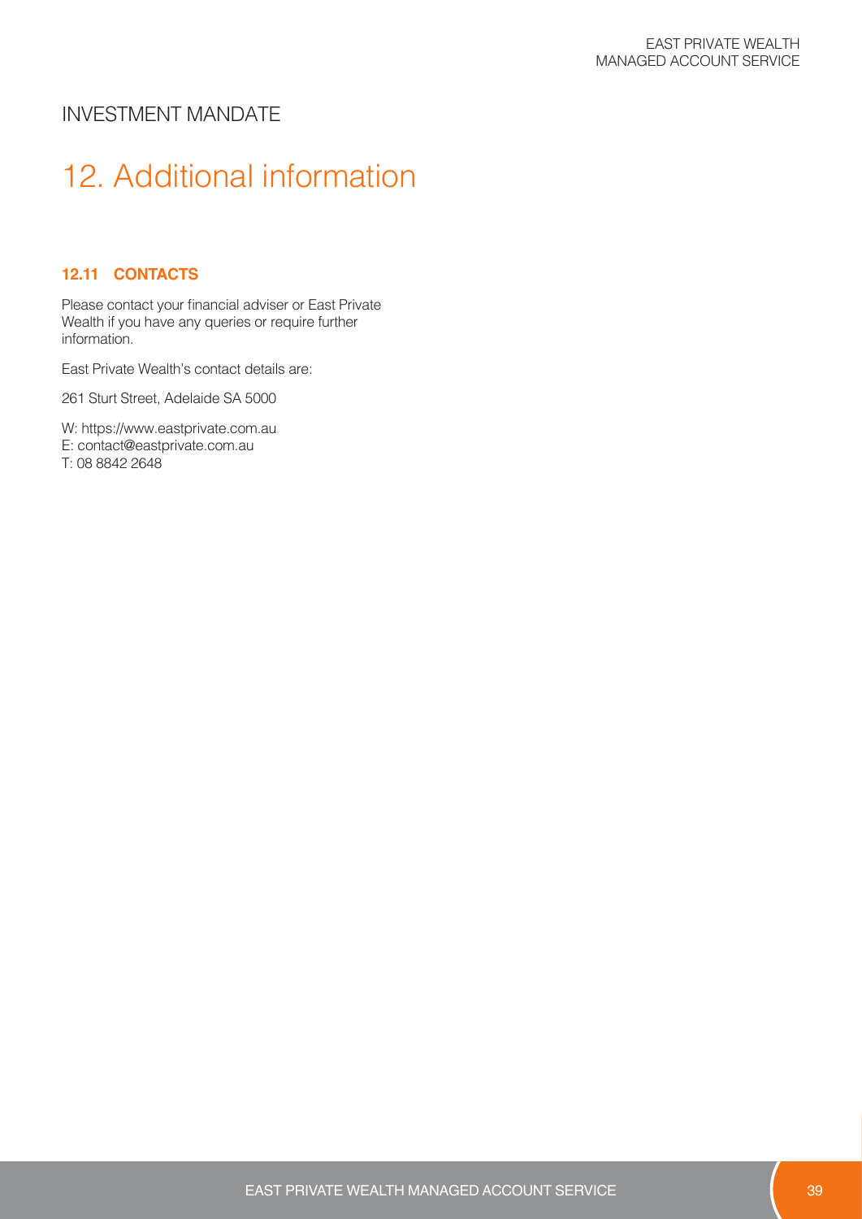INVESTMENT MANDATE

# 12. Additional information

### 12.11 CONTACTS

Please contact your financial adviser or East Private Wealth if you have any queries or require further information.

East Private Wealth's contact details are:

261 Sturt Street, Adelaide SA 5000

W: https://www.eastprivate.com.au
E: contact@eastprivate.com.au
T: 08 8842 2648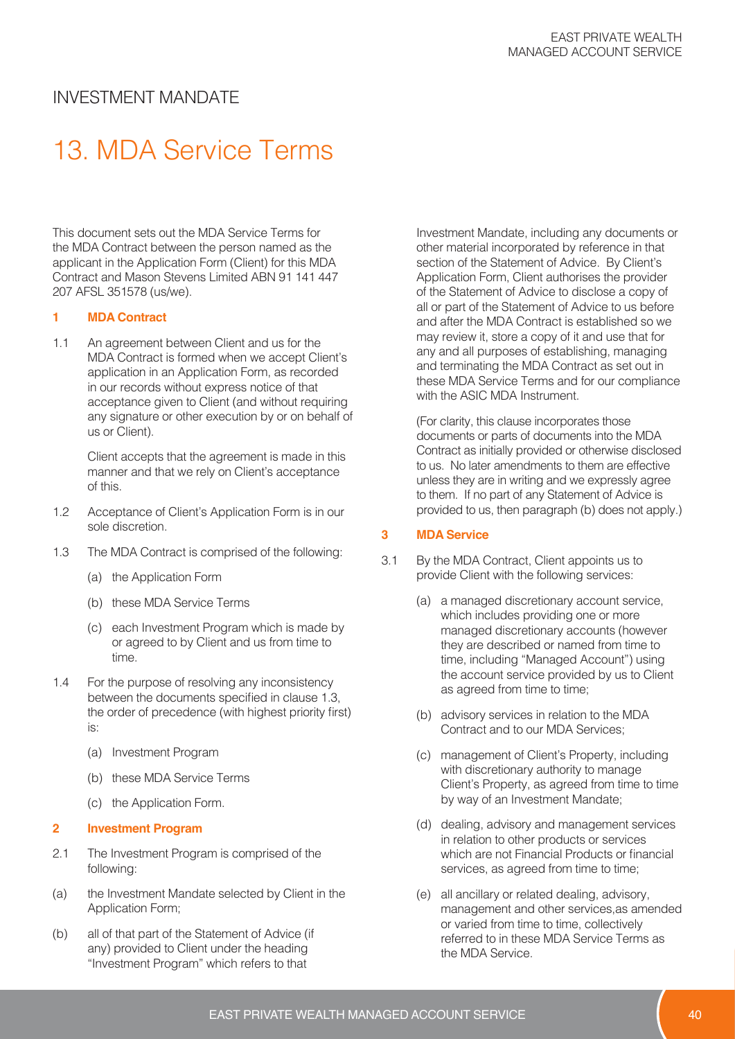INVESTMENT MANDATE

# 13. MDA Service Terms

This document sets out the MDA Service Terms for the MDA Contract between the person named as the applicant in the Application Form (Client) for this MDA Contract and Mason Stevens Limited ABN 91 141 447 207 AFSL 351578 (us/we).

### 1 MDA Contract

1.1 An agreement between Client and us for the MDA Contract is formed when we accept Client's application in an Application Form, as recorded in our records without express notice of that acceptance given to Client (and without requiring any signature or other execution by or on behalf of us or Client).

Client accepts that the agreement is made in this manner and that we rely on Client's acceptance of this.

1.2 Acceptance of Client's Application Form is in our sole discretion.

1.3 The MDA Contract is comprised of the following:

(a) the Application Form

(b) these MDA Service Terms

(c) each Investment Program which is made by or agreed to by Client and us from time to time.

1.4 For the purpose of resolving any inconsistency between the documents specified in clause 1.3, the order of precedence (with highest priority first) is:

(a) Investment Program

(b) these MDA Service Terms

(c) the Application Form.

### 2 Investment Program

2.1 The Investment Program is comprised of the following:

(a) the Investment Mandate selected by Client in the Application Form;

(b) all of that part of the Statement of Advice (if any) provided to Client under the heading "Investment Program" which refers to that Investment Mandate, including any documents or other material incorporated by reference in that section of the Statement of Advice. By Client's Application Form, Client authorises the provider of the Statement of Advice to disclose a copy of all or part of the Statement of Advice to us before and after the MDA Contract is established so we may review it, store a copy of it and use that for any and all purposes of establishing, managing and terminating the MDA Contract as set out in these MDA Service Terms and for our compliance with the ASIC MDA Instrument.

(For clarity, this clause incorporates those documents or parts of documents into the MDA Contract as initially provided or otherwise disclosed to us. No later amendments to them are effective unless they are in writing and we expressly agree to them. If no part of any Statement of Advice is provided to us, then paragraph (b) does not apply.)

### 3 MDA Service

3.1 By the MDA Contract, Client appoints us to provide Client with the following services:

(a) a managed discretionary account service, which includes providing one or more managed discretionary accounts (however they are described or named from time to time, including "Managed Account") using the account service provided by us to Client as agreed from time to time;

(b) advisory services in relation to the MDA Contract and to our MDA Services;

(c) management of Client's Property, including with discretionary authority to manage Client's Property, as agreed from time to time by way of an Investment Mandate;

(d) dealing, advisory and management services in relation to other products or services which are not Financial Products or financial services, as agreed from time to time;

(e) all ancillary or related dealing, advisory, management and other services,as amended or varied from time to time, collectively referred to in these MDA Service Terms as the MDA Service.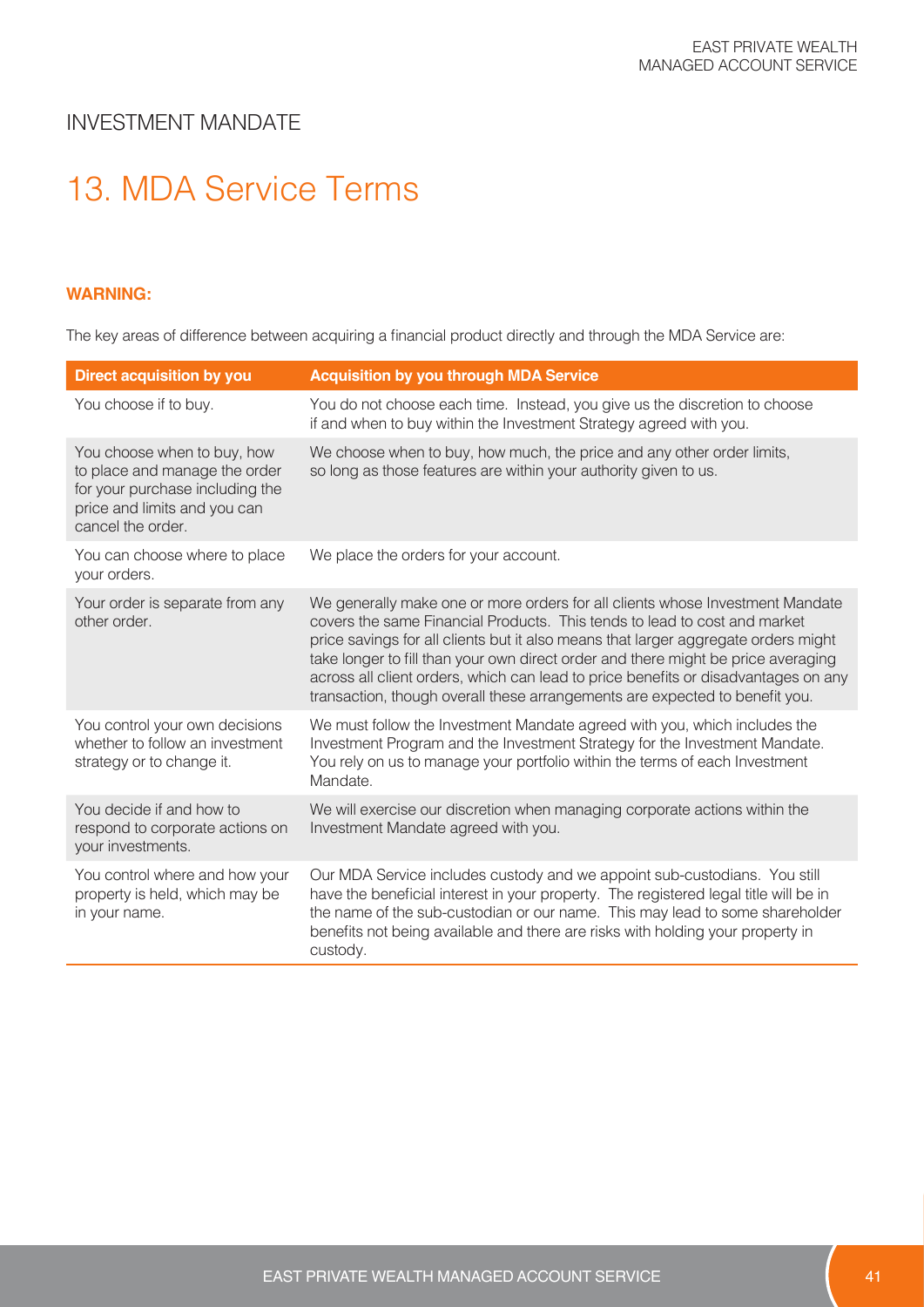## INVESTMENT MANDATE

# 13. MDA Service Terms

**WARNING:**

The key areas of difference between acquiring a financial product directly and through the MDA Service are:

| Direct acquisition by you | Acquisition by you through MDA Service |
|---|---|
| You choose if to buy. | You do not choose each time. Instead, you give us the discretion to choose if and when to buy within the Investment Strategy agreed with you. |
| You choose when to buy, how to place and manage the order for your purchase including the price and limits and you can cancel the order. | We choose when to buy, how much, the price and any other order limits, so long as those features are within your authority given to us. |
| You can choose where to place your orders. | We place the orders for your account. |
| Your order is separate from any other order. | We generally make one or more orders for all clients whose Investment Mandate covers the same Financial Products. This tends to lead to cost and market price savings for all clients but it also means that larger aggregate orders might take longer to fill than your own direct order and there might be price averaging across all client orders, which can lead to price benefits or disadvantages on any transaction, though overall these arrangements are expected to benefit you. |
| You control your own decisions whether to follow an investment strategy or to change it. | We must follow the Investment Mandate agreed with you, which includes the Investment Program and the Investment Strategy for the Investment Mandate. You rely on us to manage your portfolio within the terms of each Investment Mandate. |
| You decide if and how to respond to corporate actions on your investments. | We will exercise our discretion when managing corporate actions within the Investment Mandate agreed with you. |
| You control where and how your property is held, which may be in your name. | Our MDA Service includes custody and we appoint sub-custodians. You still have the beneficial interest in your property. The registered legal title will be in the name of the sub-custodian or our name. This may lead to some shareholder benefits not being available and there are risks with holding your property in custody. |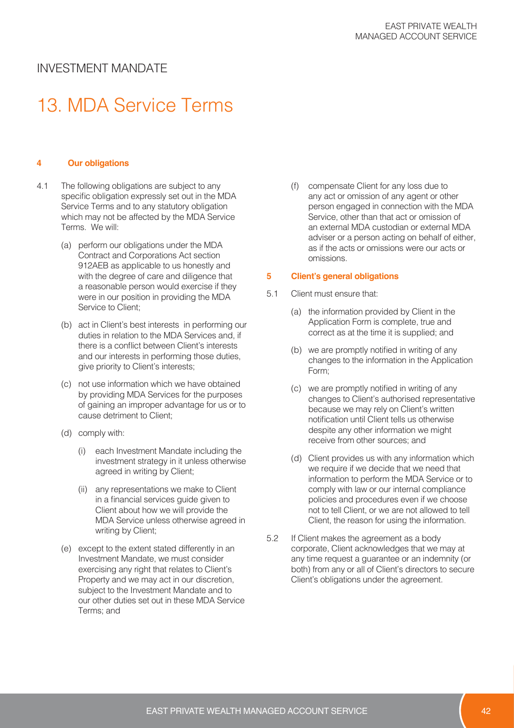# INVESTMENT MANDATE

# 13. MDA Service Terms

### 4 Our obligations

4.1 The following obligations are subject to any specific obligation expressly set out in the MDA Service Terms and to any statutory obligation which may not be affected by the MDA Service Terms. We will:

(a) perform our obligations under the MDA Contract and Corporations Act section 912AEB as applicable to us honestly and with the degree of care and diligence that a reasonable person would exercise if they were in our position in providing the MDA Service to Client;

(b) act in Client's best interests in performing our duties in relation to the MDA Services and, if there is a conflict between Client's interests and our interests in performing those duties, give priority to Client's interests;

(c) not use information which we have obtained by providing MDA Services for the purposes of gaining an improper advantage for us or to cause detriment to Client;

(d) comply with:

(i) each Investment Mandate including the investment strategy in it unless otherwise agreed in writing by Client;

(ii) any representations we make to Client in a financial services guide given to Client about how we will provide the MDA Service unless otherwise agreed in writing by Client;

(e) except to the extent stated differently in an Investment Mandate, we must consider exercising any right that relates to Client's Property and we may act in our discretion, subject to the Investment Mandate and to our other duties set out in these MDA Service Terms; and

(f) compensate Client for any loss due to any act or omission of any agent or other person engaged in connection with the MDA Service, other than that act or omission of an external MDA custodian or external MDA adviser or a person acting on behalf of either, as if the acts or omissions were our acts or omissions.

### 5 Client's general obligations

5.1 Client must ensure that:

(a) the information provided by Client in the Application Form is complete, true and correct as at the time it is supplied; and

(b) we are promptly notified in writing of any changes to the information in the Application Form;

(c) we are promptly notified in writing of any changes to Client's authorised representative because we may rely on Client's written notification until Client tells us otherwise despite any other information we might receive from other sources; and

(d) Client provides us with any information which we require if we decide that we need that information to perform the MDA Service or to comply with law or our internal compliance policies and procedures even if we choose not to tell Client, or we are not allowed to tell Client, the reason for using the information.

5.2 If Client makes the agreement as a body corporate, Client acknowledges that we may at any time request a guarantee or an indemnity (or both) from any or all of Client's directors to secure Client's obligations under the agreement.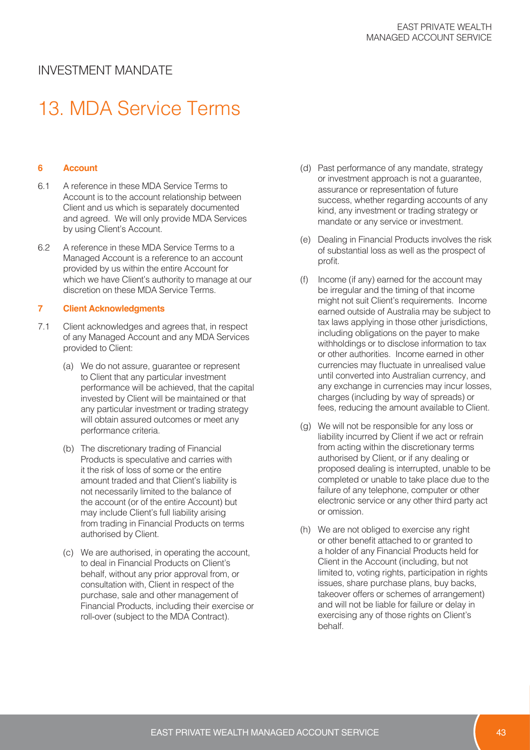## INVESTMENT MANDATE

# 13. MDA Service Terms

### 6 Account

6.1 A reference in these MDA Service Terms to Account is to the account relationship between Client and us which is separately documented and agreed. We will only provide MDA Services by using Client's Account.

6.2 A reference in these MDA Service Terms to a Managed Account is a reference to an account provided by us within the entire Account for which we have Client's authority to manage at our discretion on these MDA Service Terms.

### 7 Client Acknowledgments

7.1 Client acknowledges and agrees that, in respect of any Managed Account and any MDA Services provided to Client:

(a) We do not assure, guarantee or represent to Client that any particular investment performance will be achieved, that the capital invested by Client will be maintained or that any particular investment or trading strategy will obtain assured outcomes or meet any performance criteria.

(b) The discretionary trading of Financial Products is speculative and carries with it the risk of loss of some or the entire amount traded and that Client's liability is not necessarily limited to the balance of the account (or of the entire Account) but may include Client's full liability arising from trading in Financial Products on terms authorised by Client.

(c) We are authorised, in operating the account, to deal in Financial Products on Client's behalf, without any prior approval from, or consultation with, Client in respect of the purchase, sale and other management of Financial Products, including their exercise or roll-over (subject to the MDA Contract).

(d) Past performance of any mandate, strategy or investment approach is not a guarantee, assurance or representation of future success, whether regarding accounts of any kind, any investment or trading strategy or mandate or any service or investment.

(e) Dealing in Financial Products involves the risk of substantial loss as well as the prospect of profit.

(f) Income (if any) earned for the account may be irregular and the timing of that income might not suit Client's requirements. Income earned outside of Australia may be subject to tax laws applying in those other jurisdictions, including obligations on the payer to make withholdings or to disclose information to tax or other authorities. Income earned in other currencies may fluctuate in unrealised value until converted into Australian currency, and any exchange in currencies may incur losses, charges (including by way of spreads) or fees, reducing the amount available to Client.

(g) We will not be responsible for any loss or liability incurred by Client if we act or refrain from acting within the discretionary terms authorised by Client, or if any dealing or proposed dealing is interrupted, unable to be completed or unable to take place due to the failure of any telephone, computer or other electronic service or any other third party act or omission.

(h) We are not obliged to exercise any right or other benefit attached to or granted to a holder of any Financial Products held for Client in the Account (including, but not limited to, voting rights, participation in rights issues, share purchase plans, buy backs, takeover offers or schemes of arrangement) and will not be liable for failure or delay in exercising any of those rights on Client's behalf.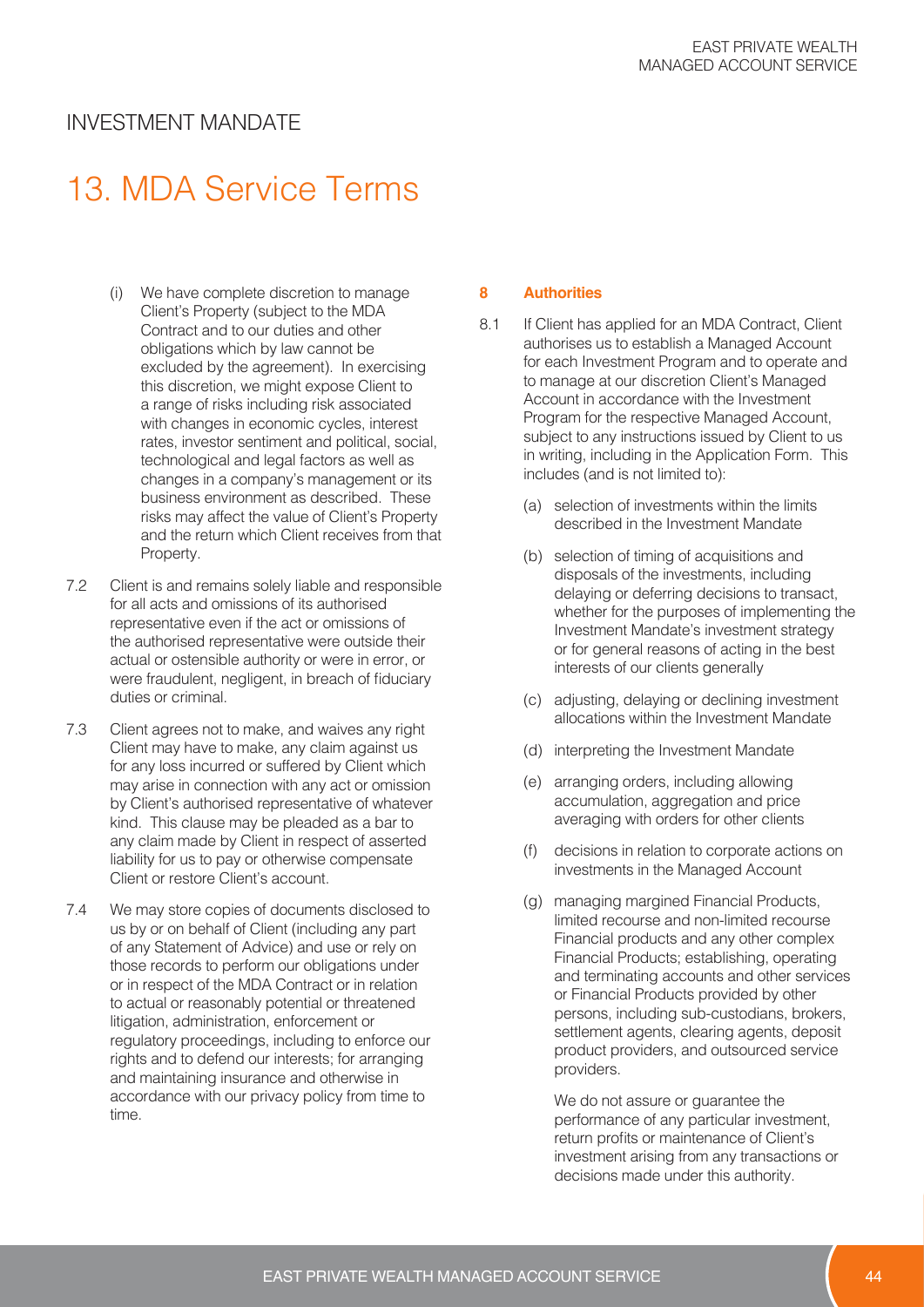## INVESTMENT MANDATE

# 13. MDA Service Terms

(i) We have complete discretion to manage Client's Property (subject to the MDA Contract and to our duties and other obligations which by law cannot be excluded by the agreement). In exercising this discretion, we might expose Client to a range of risks including risk associated with changes in economic cycles, interest rates, investor sentiment and political, social, technological and legal factors as well as changes in a company's management or its business environment as described. These risks may affect the value of Client's Property and the return which Client receives from that Property.

7.2 Client is and remains solely liable and responsible for all acts and omissions of its authorised representative even if the act or omissions of the authorised representative were outside their actual or ostensible authority or were in error, or were fraudulent, negligent, in breach of fiduciary duties or criminal.

7.3 Client agrees not to make, and waives any right Client may have to make, any claim against us for any loss incurred or suffered by Client which may arise in connection with any act or omission by Client's authorised representative of whatever kind. This clause may be pleaded as a bar to any claim made by Client in respect of asserted liability for us to pay or otherwise compensate Client or restore Client's account.

7.4 We may store copies of documents disclosed to us by or on behalf of Client (including any part of any Statement of Advice) and use or rely on those records to perform our obligations under or in respect of the MDA Contract or in relation to actual or reasonably potential or threatened litigation, administration, enforcement or regulatory proceedings, including to enforce our rights and to defend our interests; for arranging and maintaining insurance and otherwise in accordance with our privacy policy from time to time.

### 8 Authorities

8.1 If Client has applied for an MDA Contract, Client authorises us to establish a Managed Account for each Investment Program and to operate and to manage at our discretion Client's Managed Account in accordance with the Investment Program for the respective Managed Account, subject to any instructions issued by Client to us in writing, including in the Application Form. This includes (and is not limited to):

(a) selection of investments within the limits described in the Investment Mandate

(b) selection of timing of acquisitions and disposals of the investments, including delaying or deferring decisions to transact, whether for the purposes of implementing the Investment Mandate's investment strategy or for general reasons of acting in the best interests of our clients generally

(c) adjusting, delaying or declining investment allocations within the Investment Mandate

(d) interpreting the Investment Mandate

(e) arranging orders, including allowing accumulation, aggregation and price averaging with orders for other clients

(f) decisions in relation to corporate actions on investments in the Managed Account

(g) managing margined Financial Products, limited recourse and non-limited recourse Financial products and any other complex Financial Products; establishing, operating and terminating accounts and other services or Financial Products provided by other persons, including sub-custodians, brokers, settlement agents, clearing agents, deposit product providers, and outsourced service providers.

We do not assure or guarantee the performance of any particular investment, return profits or maintenance of Client's investment arising from any transactions or decisions made under this authority.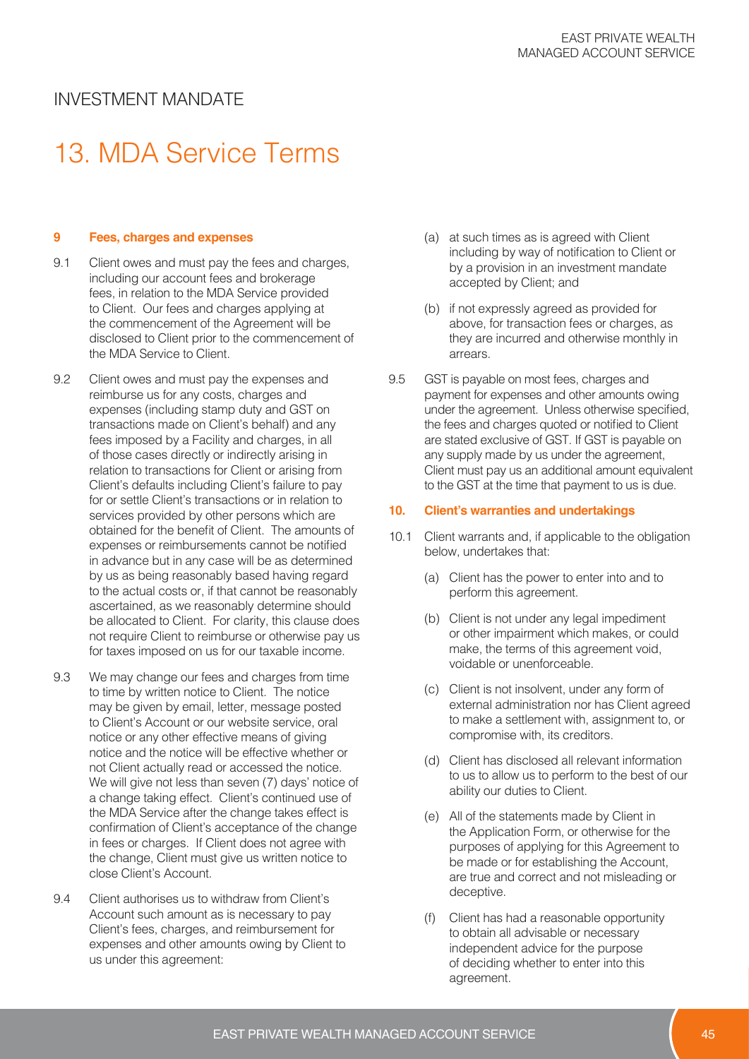# INVESTMENT MANDATE

## 13. MDA Service Terms

### 9 Fees, charges and expenses

9.1 Client owes and must pay the fees and charges, including our account fees and brokerage fees, in relation to the MDA Service provided to Client. Our fees and charges applying at the commencement of the Agreement will be disclosed to Client prior to the commencement of the MDA Service to Client.

9.2 Client owes and must pay the expenses and reimburse us for any costs, charges and expenses (including stamp duty and GST on transactions made on Client's behalf) and any fees imposed by a Facility and charges, in all of those cases directly or indirectly arising in relation to transactions for Client or arising from Client's defaults including Client's failure to pay for or settle Client's transactions or in relation to services provided by other persons which are obtained for the benefit of Client. The amounts of expenses or reimbursements cannot be notified in advance but in any case will be as determined by us as being reasonably based having regard to the actual costs or, if that cannot be reasonably ascertained, as we reasonably determine should be allocated to Client. For clarity, this clause does not require Client to reimburse or otherwise pay us for taxes imposed on us for our taxable income.

9.3 We may change our fees and charges from time to time by written notice to Client. The notice may be given by email, letter, message posted to Client's Account or our website service, oral notice or any other effective means of giving notice and the notice will be effective whether or not Client actually read or accessed the notice. We will give not less than seven (7) days' notice of a change taking effect. Client's continued use of the MDA Service after the change takes effect is confirmation of Client's acceptance of the change in fees or charges. If Client does not agree with the change, Client must give us written notice to close Client's Account.

9.4 Client authorises us to withdraw from Client's Account such amount as is necessary to pay Client's fees, charges, and reimbursement for expenses and other amounts owing by Client to us under this agreement:

(a) at such times as is agreed with Client including by way of notification to Client or by a provision in an investment mandate accepted by Client; and

(b) if not expressly agreed as provided for above, for transaction fees or charges, as they are incurred and otherwise monthly in arrears.

9.5 GST is payable on most fees, charges and payment for expenses and other amounts owing under the agreement. Unless otherwise specified, the fees and charges quoted or notified to Client are stated exclusive of GST. If GST is payable on any supply made by us under the agreement, Client must pay us an additional amount equivalent to the GST at the time that payment to us is due.

### 10. Client's warranties and undertakings

10.1 Client warrants and, if applicable to the obligation below, undertakes that:

(a) Client has the power to enter into and to perform this agreement.

(b) Client is not under any legal impediment or other impairment which makes, or could make, the terms of this agreement void, voidable or unenforceable.

(c) Client is not insolvent, under any form of external administration nor has Client agreed to make a settlement with, assignment to, or compromise with, its creditors.

(d) Client has disclosed all relevant information to us to allow us to perform to the best of our ability our duties to Client.

(e) All of the statements made by Client in the Application Form, or otherwise for the purposes of applying for this Agreement to be made or for establishing the Account, are true and correct and not misleading or deceptive.

(f) Client has had a reasonable opportunity to obtain all advisable or necessary independent advice for the purpose of deciding whether to enter into this agreement.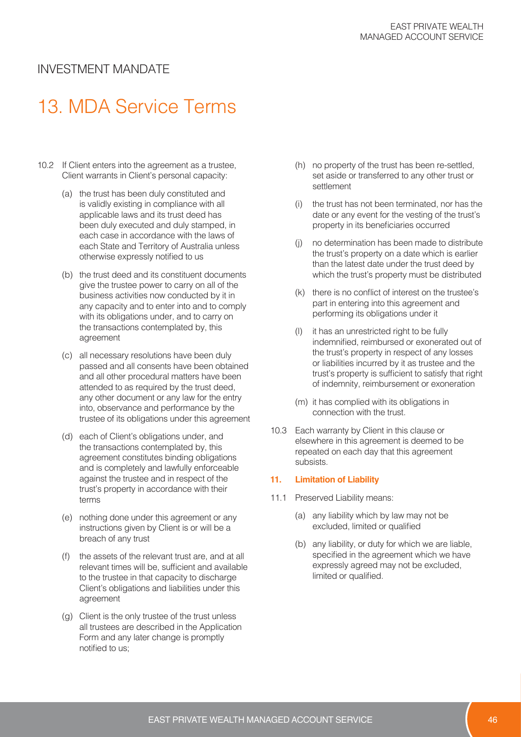## INVESTMENT MANDATE

# 13. MDA Service Terms

10.2 If Client enters into the agreement as a trustee, Client warrants in Client's personal capacity:

(a) the trust has been duly constituted and is validly existing in compliance with all applicable laws and its trust deed has been duly executed and duly stamped, in each case in accordance with the laws of each State and Territory of Australia unless otherwise expressly notified to us

(b) the trust deed and its constituent documents give the trustee power to carry on all of the business activities now conducted by it in any capacity and to enter into and to comply with its obligations under, and to carry on the transactions contemplated by, this agreement

(c) all necessary resolutions have been duly passed and all consents have been obtained and all other procedural matters have been attended to as required by the trust deed, any other document or any law for the entry into, observance and performance by the trustee of its obligations under this agreement

(d) each of Client's obligations under, and the transactions contemplated by, this agreement constitutes binding obligations and is completely and lawfully enforceable against the trustee and in respect of the trust's property in accordance with their terms

(e) nothing done under this agreement or any instructions given by Client is or will be a breach of any trust

(f) the assets of the relevant trust are, and at all relevant times will be, sufficient and available to the trustee in that capacity to discharge Client's obligations and liabilities under this agreement

(g) Client is the only trustee of the trust unless all trustees are described in the Application Form and any later change is promptly notified to us;

(h) no property of the trust has been re-settled, set aside or transferred to any other trust or settlement

(i) the trust has not been terminated, nor has the date or any event for the vesting of the trust's property in its beneficiaries occurred

(j) no determination has been made to distribute the trust's property on a date which is earlier than the latest date under the trust deed by which the trust's property must be distributed

(k) there is no conflict of interest on the trustee's part in entering into this agreement and performing its obligations under it

(l) it has an unrestricted right to be fully indemnified, reimbursed or exonerated out of the trust's property in respect of any losses or liabilities incurred by it as trustee and the trust's property is sufficient to satisfy that right of indemnity, reimbursement or exoneration

(m) it has complied with its obligations in connection with the trust.

10.3 Each warranty by Client in this clause or elsewhere in this agreement is deemed to be repeated on each day that this agreement subsists.

### 11. Limitation of Liability

11.1 Preserved Liability means:

(a) any liability which by law may not be excluded, limited or qualified

(b) any liability, or duty for which we are liable, specified in the agreement which we have expressly agreed may not be excluded, limited or qualified.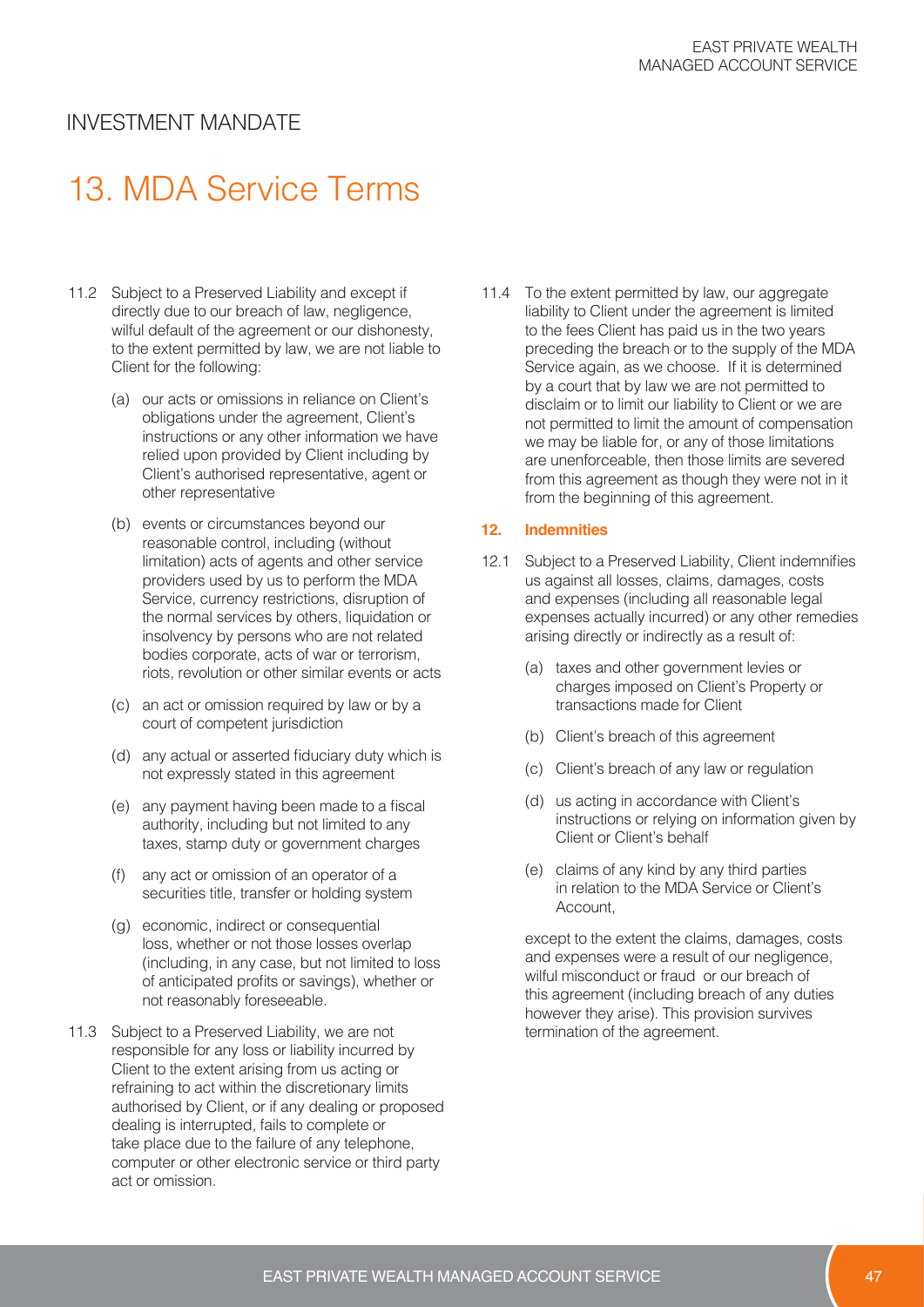## INVESTMENT MANDATE

# 13. MDA Service Terms

11.2 Subject to a Preserved Liability and except if directly due to our breach of law, negligence, wilful default of the agreement or our dishonesty, to the extent permitted by law, we are not liable to Client for the following:

(a) our acts or omissions in reliance on Client's obligations under the agreement, Client's instructions or any other information we have relied upon provided by Client including by Client's authorised representative, agent or other representative

(b) events or circumstances beyond our reasonable control, including (without limitation) acts of agents and other service providers used by us to perform the MDA Service, currency restrictions, disruption of the normal services by others, liquidation or insolvency by persons who are not related bodies corporate, acts of war or terrorism, riots, revolution or other similar events or acts

(c) an act or omission required by law or by a court of competent jurisdiction

(d) any actual or asserted fiduciary duty which is not expressly stated in this agreement

(e) any payment having been made to a fiscal authority, including but not limited to any taxes, stamp duty or government charges

(f) any act or omission of an operator of a securities title, transfer or holding system

(g) economic, indirect or consequential loss, whether or not those losses overlap (including, in any case, but not limited to loss of anticipated profits or savings), whether or not reasonably foreseeable.

11.3 Subject to a Preserved Liability, we are not responsible for any loss or liability incurred by Client to the extent arising from us acting or refraining to act within the discretionary limits authorised by Client, or if any dealing or proposed dealing is interrupted, fails to complete or take place due to the failure of any telephone, computer or other electronic service or third party act or omission.

11.4 To the extent permitted by law, our aggregate liability to Client under the agreement is limited to the fees Client has paid us in the two years preceding the breach or to the supply of the MDA Service again, as we choose. If it is determined by a court that by law we are not permitted to disclaim or to limit our liability to Client or we are not permitted to limit the amount of compensation we may be liable for, or any of those limitations are unenforceable, then those limits are severed from this agreement as though they were not in it from the beginning of this agreement.

**12. Indemnities**

12.1 Subject to a Preserved Liability, Client indemnifies us against all losses, claims, damages, costs and expenses (including all reasonable legal expenses actually incurred) or any other remedies arising directly or indirectly as a result of:

(a) taxes and other government levies or charges imposed on Client's Property or transactions made for Client

(b) Client's breach of this agreement

(c) Client's breach of any law or regulation

(d) us acting in accordance with Client's instructions or relying on information given by Client or Client's behalf

(e) claims of any kind by any third parties in relation to the MDA Service or Client's Account,

except to the extent the claims, damages, costs and expenses were a result of our negligence, wilful misconduct or fraud or our breach of this agreement (including breach of any duties however they arise). This provision survives termination of the agreement.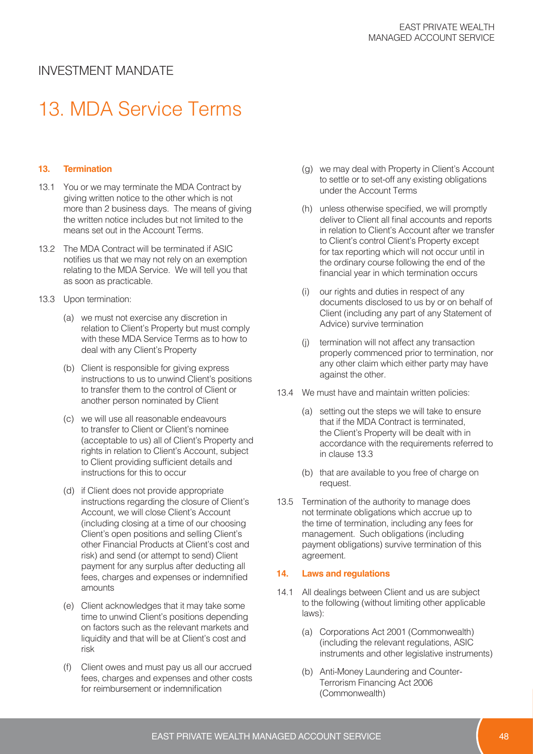## INVESTMENT MANDATE

# 13. MDA Service Terms

### 13. Termination

13.1 You or we may terminate the MDA Contract by giving written notice to the other which is not more than 2 business days. The means of giving the written notice includes but not limited to the means set out in the Account Terms.

13.2 The MDA Contract will be terminated if ASIC notifies us that we may not rely on an exemption relating to the MDA Service. We will tell you that as soon as practicable.

13.3 Upon termination:

(a) we must not exercise any discretion in relation to Client's Property but must comply with these MDA Service Terms as to how to deal with any Client's Property

(b) Client is responsible for giving express instructions to us to unwind Client's positions to transfer them to the control of Client or another person nominated by Client

(c) we will use all reasonable endeavours to transfer to Client or Client's nominee (acceptable to us) all of Client's Property and rights in relation to Client's Account, subject to Client providing sufficient details and instructions for this to occur

(d) if Client does not provide appropriate instructions regarding the closure of Client's Account, we will close Client's Account (including closing at a time of our choosing Client's open positions and selling Client's other Financial Products at Client's cost and risk) and send (or attempt to send) Client payment for any surplus after deducting all fees, charges and expenses or indemnified amounts

(e) Client acknowledges that it may take some time to unwind Client's positions depending on factors such as the relevant markets and liquidity and that will be at Client's cost and risk

(f) Client owes and must pay us all our accrued fees, charges and expenses and other costs for reimbursement or indemnification

(g) we may deal with Property in Client's Account to settle or to set-off any existing obligations under the Account Terms

(h) unless otherwise specified, we will promptly deliver to Client all final accounts and reports in relation to Client's Account after we transfer to Client's control Client's Property except for tax reporting which will not occur until in the ordinary course following the end of the financial year in which termination occurs

(i) our rights and duties in respect of any documents disclosed to us by or on behalf of Client (including any part of any Statement of Advice) survive termination

(j) termination will not affect any transaction properly commenced prior to termination, nor any other claim which either party may have against the other.

13.4 We must have and maintain written policies:

(a) setting out the steps we will take to ensure that if the MDA Contract is terminated, the Client's Property will be dealt with in accordance with the requirements referred to in clause 13.3

(b) that are available to you free of charge on request.

13.5 Termination of the authority to manage does not terminate obligations which accrue up to the time of termination, including any fees for management. Such obligations (including payment obligations) survive termination of this agreement.

### 14. Laws and regulations

14.1 All dealings between Client and us are subject to the following (without limiting other applicable laws):

(a) Corporations Act 2001 (Commonwealth) (including the relevant regulations, ASIC instruments and other legislative instruments)

(b) Anti-Money Laundering and Counter-Terrorism Financing Act 2006 (Commonwealth)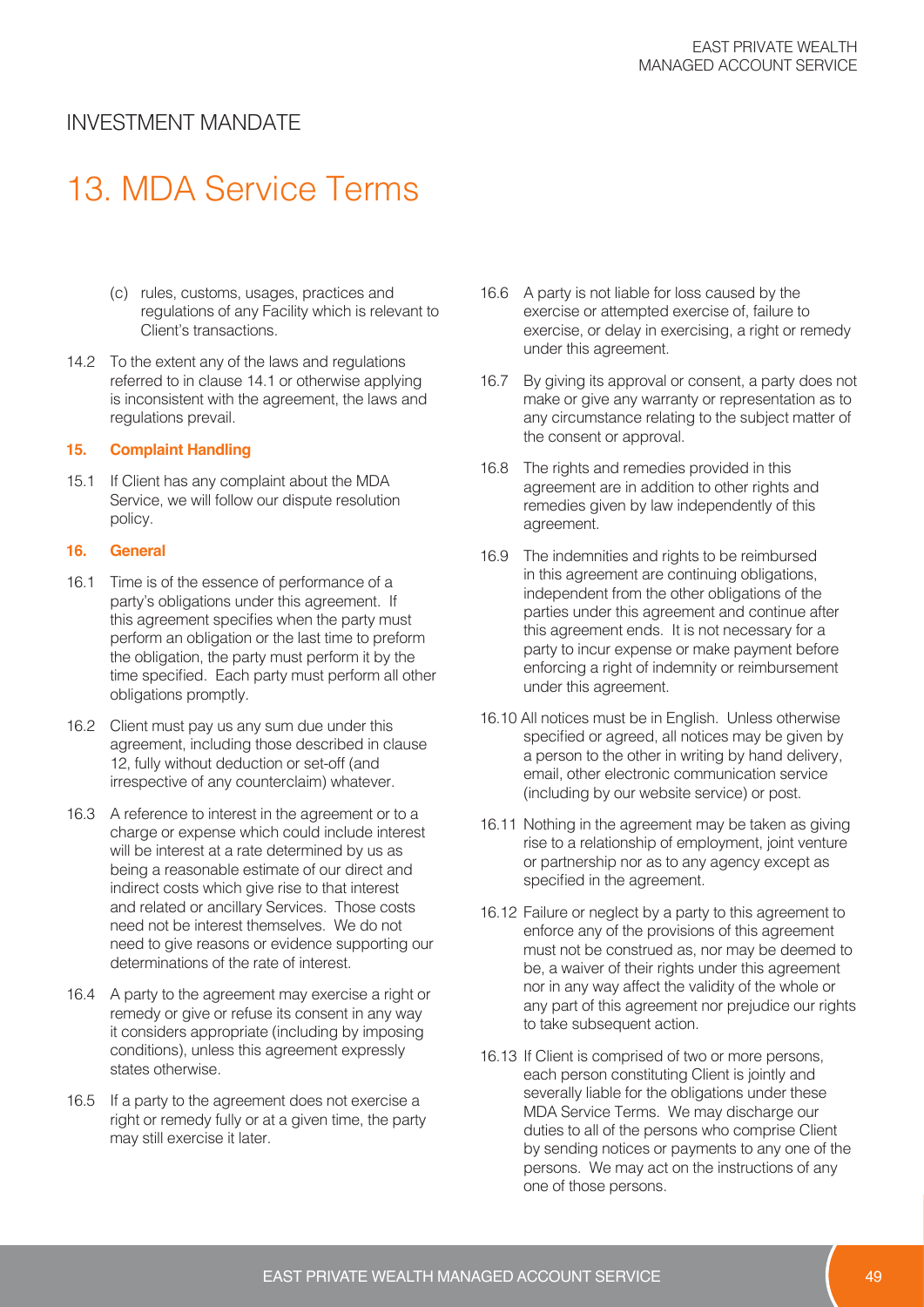# INVESTMENT MANDATE

# 13. MDA Service Terms

(c) rules, customs, usages, practices and regulations of any Facility which is relevant to Client's transactions.

14.2 To the extent any of the laws and regulations referred to in clause 14.1 or otherwise applying is inconsistent with the agreement, the laws and regulations prevail.

**15. Complaint Handling**

15.1 If Client has any complaint about the MDA Service, we will follow our dispute resolution policy.

**16. General**

16.1 Time is of the essence of performance of a party's obligations under this agreement. If this agreement specifies when the party must perform an obligation or the last time to preform the obligation, the party must perform it by the time specified. Each party must perform all other obligations promptly.

16.2 Client must pay us any sum due under this agreement, including those described in clause 12, fully without deduction or set-off (and irrespective of any counterclaim) whatever.

16.3 A reference to interest in the agreement or to a charge or expense which could include interest will be interest at a rate determined by us as being a reasonable estimate of our direct and indirect costs which give rise to that interest and related or ancillary Services. Those costs need not be interest themselves. We do not need to give reasons or evidence supporting our determinations of the rate of interest.

16.4 A party to the agreement may exercise a right or remedy or give or refuse its consent in any way it considers appropriate (including by imposing conditions), unless this agreement expressly states otherwise.

16.5 If a party to the agreement does not exercise a right or remedy fully or at a given time, the party may still exercise it later.

16.6 A party is not liable for loss caused by the exercise or attempted exercise of, failure to exercise, or delay in exercising, a right or remedy under this agreement.

16.7 By giving its approval or consent, a party does not make or give any warranty or representation as to any circumstance relating to the subject matter of the consent or approval.

16.8 The rights and remedies provided in this agreement are in addition to other rights and remedies given by law independently of this agreement.

16.9 The indemnities and rights to be reimbursed in this agreement are continuing obligations, independent from the other obligations of the parties under this agreement and continue after this agreement ends. It is not necessary for a party to incur expense or make payment before enforcing a right of indemnity or reimbursement under this agreement.

16.10 All notices must be in English. Unless otherwise specified or agreed, all notices may be given by a person to the other in writing by hand delivery, email, other electronic communication service (including by our website service) or post.

16.11 Nothing in the agreement may be taken as giving rise to a relationship of employment, joint venture or partnership nor as to any agency except as specified in the agreement.

16.12 Failure or neglect by a party to this agreement to enforce any of the provisions of this agreement must not be construed as, nor may be deemed to be, a waiver of their rights under this agreement nor in any way affect the validity of the whole or any part of this agreement nor prejudice our rights to take subsequent action.

16.13 If Client is comprised of two or more persons, each person constituting Client is jointly and severally liable for the obligations under these MDA Service Terms. We may discharge our duties to all of the persons who comprise Client by sending notices or payments to any one of the persons. We may act on the instructions of any one of those persons.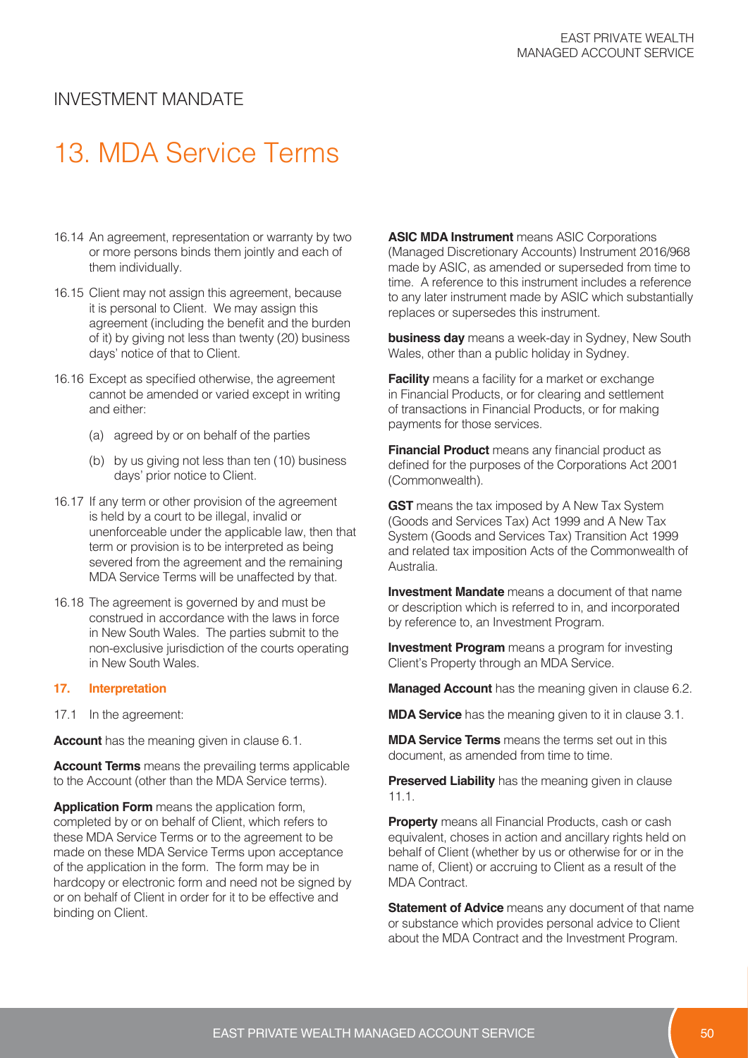## INVESTMENT MANDATE

# 13. MDA Service Terms

16.14 An agreement, representation or warranty by two or more persons binds them jointly and each of them individually.

16.15 Client may not assign this agreement, because it is personal to Client. We may assign this agreement (including the benefit and the burden of it) by giving not less than twenty (20) business days' notice of that to Client.

16.16 Except as specified otherwise, the agreement cannot be amended or varied except in writing and either:

(a) agreed by or on behalf of the parties

(b) by us giving not less than ten (10) business days' prior notice to Client.

16.17 If any term or other provision of the agreement is held by a court to be illegal, invalid or unenforceable under the applicable law, then that term or provision is to be interpreted as being severed from the agreement and the remaining MDA Service Terms will be unaffected by that.

16.18 The agreement is governed by and must be construed in accordance with the laws in force in New South Wales. The parties submit to the non-exclusive jurisdiction of the courts operating in New South Wales.

### 17. Interpretation

17.1 In the agreement:

**Account** has the meaning given in clause 6.1.

**Account Terms** means the prevailing terms applicable to the Account (other than the MDA Service terms).

**Application Form** means the application form, completed by or on behalf of Client, which refers to these MDA Service Terms or to the agreement to be made on these MDA Service Terms upon acceptance of the application in the form. The form may be in hardcopy or electronic form and need not be signed by or on behalf of Client in order for it to be effective and binding on Client.

**ASIC MDA Instrument** means ASIC Corporations (Managed Discretionary Accounts) Instrument 2016/968 made by ASIC, as amended or superseded from time to time. A reference to this instrument includes a reference to any later instrument made by ASIC which substantially replaces or supersedes this instrument.

**business day** means a week-day in Sydney, New South Wales, other than a public holiday in Sydney.

**Facility** means a facility for a market or exchange in Financial Products, or for clearing and settlement of transactions in Financial Products, or for making payments for those services.

**Financial Product** means any financial product as defined for the purposes of the Corporations Act 2001 (Commonwealth).

**GST** means the tax imposed by A New Tax System (Goods and Services Tax) Act 1999 and A New Tax System (Goods and Services Tax) Transition Act 1999 and related tax imposition Acts of the Commonwealth of Australia.

**Investment Mandate** means a document of that name or description which is referred to in, and incorporated by reference to, an Investment Program.

**Investment Program** means a program for investing Client's Property through an MDA Service.

**Managed Account** has the meaning given in clause 6.2.

**MDA Service** has the meaning given to it in clause 3.1.

**MDA Service Terms** means the terms set out in this document, as amended from time to time.

**Preserved Liability** has the meaning given in clause 11.1.

**Property** means all Financial Products, cash or cash equivalent, choses in action and ancillary rights held on behalf of Client (whether by us or otherwise for or in the name of, Client) or accruing to Client as a result of the MDA Contract.

**Statement of Advice** means any document of that name or substance which provides personal advice to Client about the MDA Contract and the Investment Program.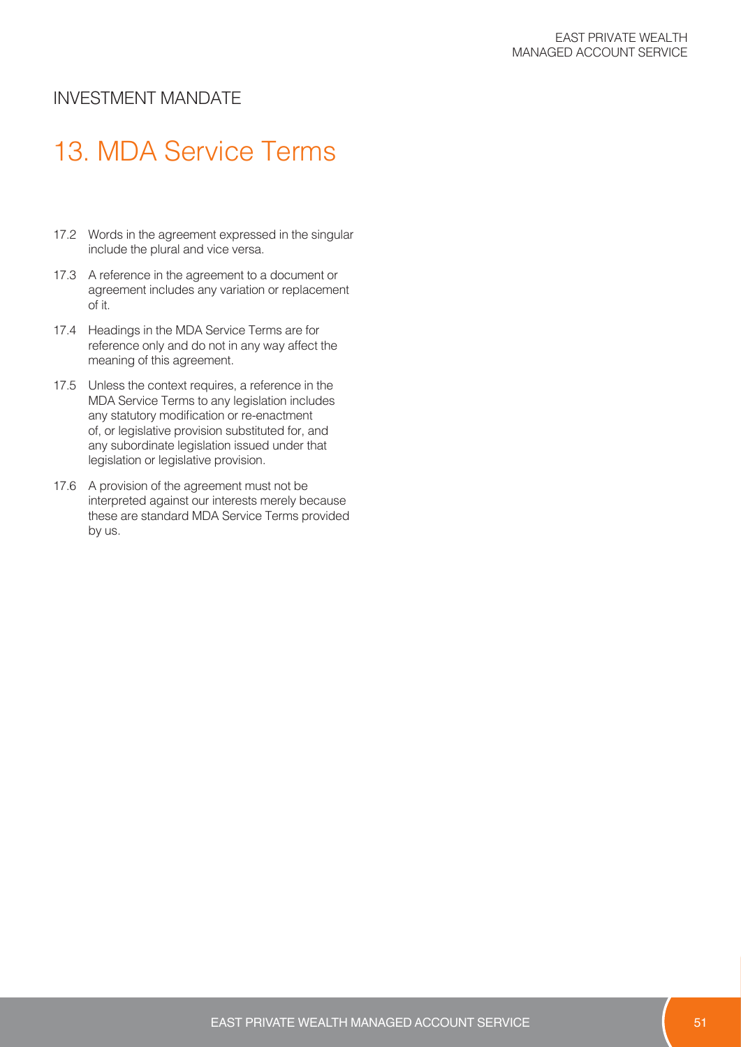INVESTMENT MANDATE

# 13. MDA Service Terms

17.2 Words in the agreement expressed in the singular include the plural and vice versa.

17.3 A reference in the agreement to a document or agreement includes any variation or replacement of it.

17.4 Headings in the MDA Service Terms are for reference only and do not in any way affect the meaning of this agreement.

17.5 Unless the context requires, a reference in the MDA Service Terms to any legislation includes any statutory modification or re-enactment of, or legislative provision substituted for, and any subordinate legislation issued under that legislation or legislative provision.

17.6 A provision of the agreement must not be interpreted against our interests merely because these are standard MDA Service Terms provided by us.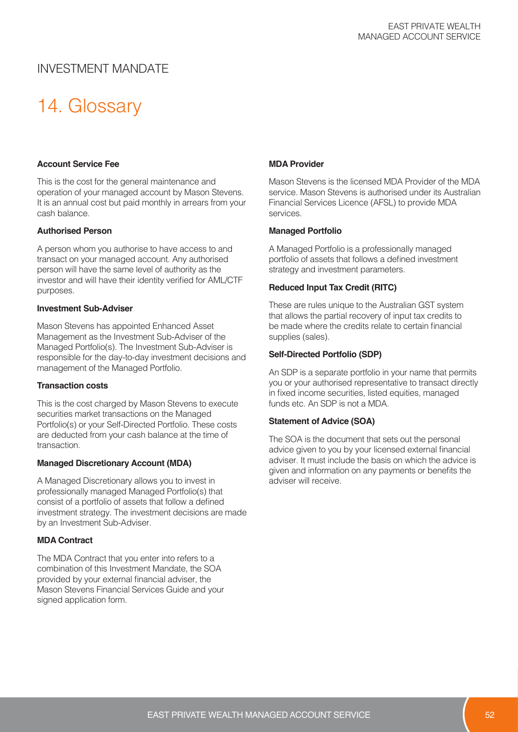## INVESTMENT MANDATE

# 14. Glossary

**Account Service Fee**

This is the cost for the general maintenance and operation of your managed account by Mason Stevens. It is an annual cost but paid monthly in arrears from your cash balance.

**Authorised Person**

A person whom you authorise to have access to and transact on your managed account. Any authorised person will have the same level of authority as the investor and will have their identity verified for AML/CTF purposes.

**Investment Sub-Adviser**

Mason Stevens has appointed Enhanced Asset Management as the Investment Sub-Adviser of the Managed Portfolio(s). The Investment Sub-Adviser is responsible for the day-to-day investment decisions and management of the Managed Portfolio.

**Transaction costs**

This is the cost charged by Mason Stevens to execute securities market transactions on the Managed Portfolio(s) or your Self-Directed Portfolio. These costs are deducted from your cash balance at the time of transaction.

**Managed Discretionary Account (MDA)**

A Managed Discretionary allows you to invest in professionally managed Managed Portfolio(s) that consist of a portfolio of assets that follow a defined investment strategy. The investment decisions are made by an Investment Sub-Adviser.

**MDA Contract**

The MDA Contract that you enter into refers to a combination of this Investment Mandate, the SOA provided by your external financial adviser, the Mason Stevens Financial Services Guide and your signed application form.

**MDA Provider**

Mason Stevens is the licensed MDA Provider of the MDA service. Mason Stevens is authorised under its Australian Financial Services Licence (AFSL) to provide MDA services.

**Managed Portfolio**

A Managed Portfolio is a professionally managed portfolio of assets that follows a defined investment strategy and investment parameters.

**Reduced Input Tax Credit (RITC)**

These are rules unique to the Australian GST system that allows the partial recovery of input tax credits to be made where the credits relate to certain financial supplies (sales).

**Self-Directed Portfolio (SDP)**

An SDP is a separate portfolio in your name that permits you or your authorised representative to transact directly in fixed income securities, listed equities, managed funds etc. An SDP is not a MDA.

**Statement of Advice (SOA)**

The SOA is the document that sets out the personal advice given to you by your licensed external financial adviser. It must include the basis on which the advice is given and information on any payments or benefits the adviser will receive.